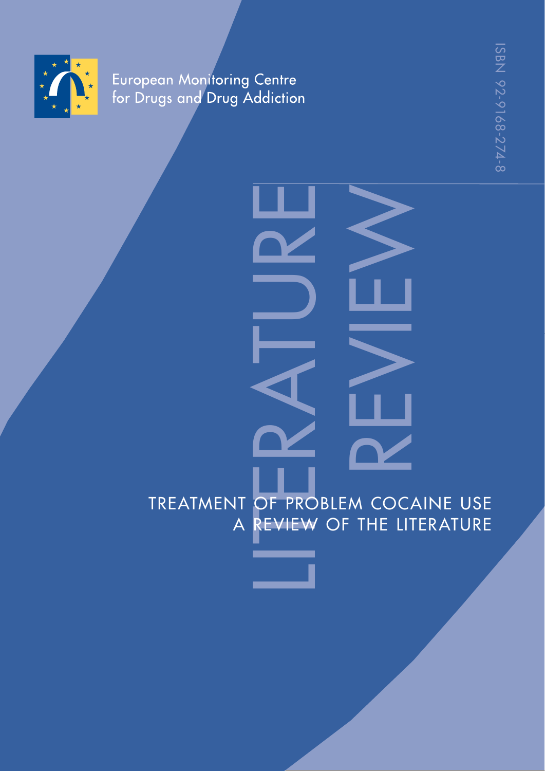European Monitoring Centre for Drugs and Drug Addiction

ISBN 92-9168-274-8

LITERATURE REVIEW

# TREATMENT OF PROBLEM COCAINE USE

## A REVIEW OF THE LITERATURE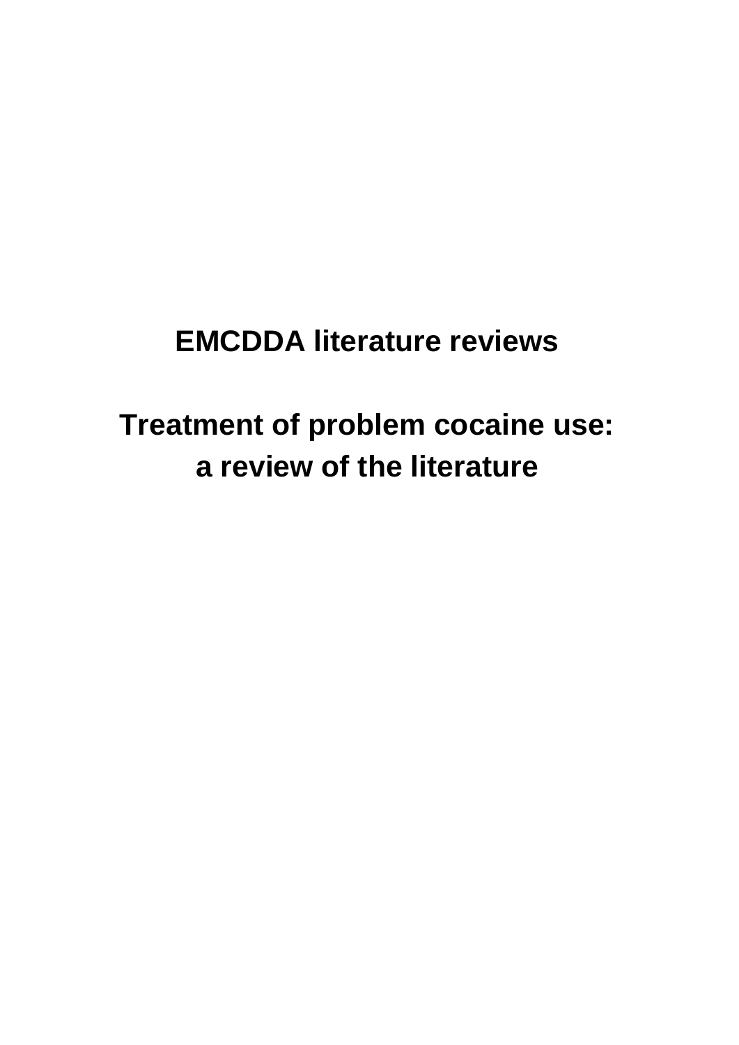# EMCDDA literature reviews

# Treatment of problem cocaine use: a review of the literature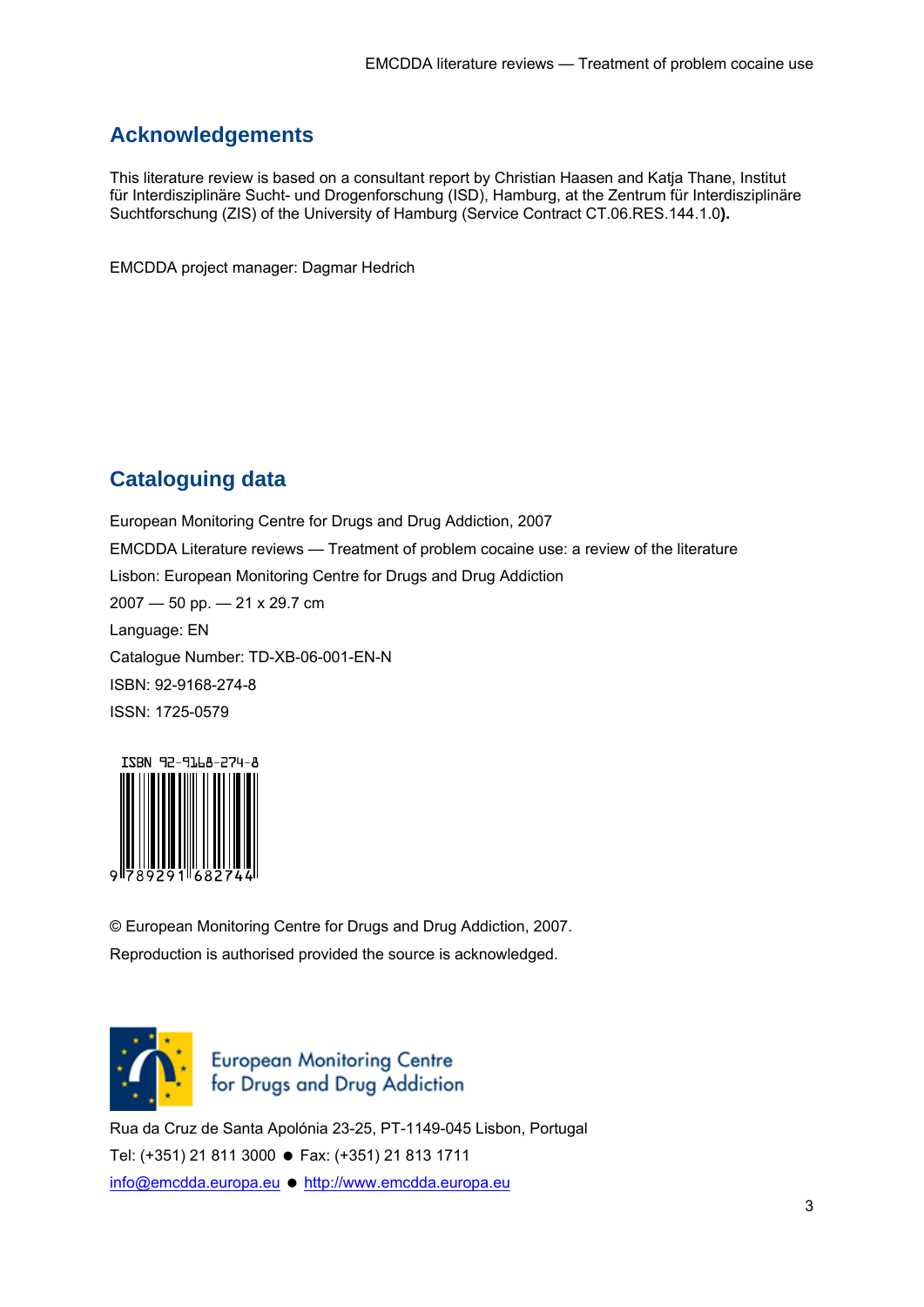## Acknowledgements

This literature review is based on a consultant report by Christian Haasen and Katja Thane, Institut für Interdisziplinäre Sucht- und Drogenforschung (ISD), Hamburg, at the Zentrum für Interdisziplinäre Suchtforschung (ZIS) of the University of Hamburg (Service Contract CT.06.RES.144.1.0**).**

EMCDDA project manager: Dagmar Hedrich

## Cataloguing data

European Monitoring Centre for Drugs and Drug Addiction, 2007

EMCDDA Literature reviews — Treatment of problem cocaine use: a review of the literature

Lisbon: European Monitoring Centre for Drugs and Drug Addiction

2007 — 50 pp. — 21 x 29.7 cm

Language: EN

Catalogue Number: TD-XB-06-001-EN-N

ISBN: 92-9168-274-8

ISSN: 1725-0579

ISBN 92-9168-274-8

9 789291 682744

© European Monitoring Centre for Drugs and Drug Addiction, 2007.

Reproduction is authorised provided the source is acknowledged.

European Monitoring Centre for Drugs and Drug Addiction

Rua da Cruz de Santa Apolónia 23-25, PT-1149-045 Lisbon, Portugal

Tel: (+351) 21 811 3000 ● Fax: (+351) 21 813 1711

info@emcdda.europa.eu ● http://www.emcdda.europa.eu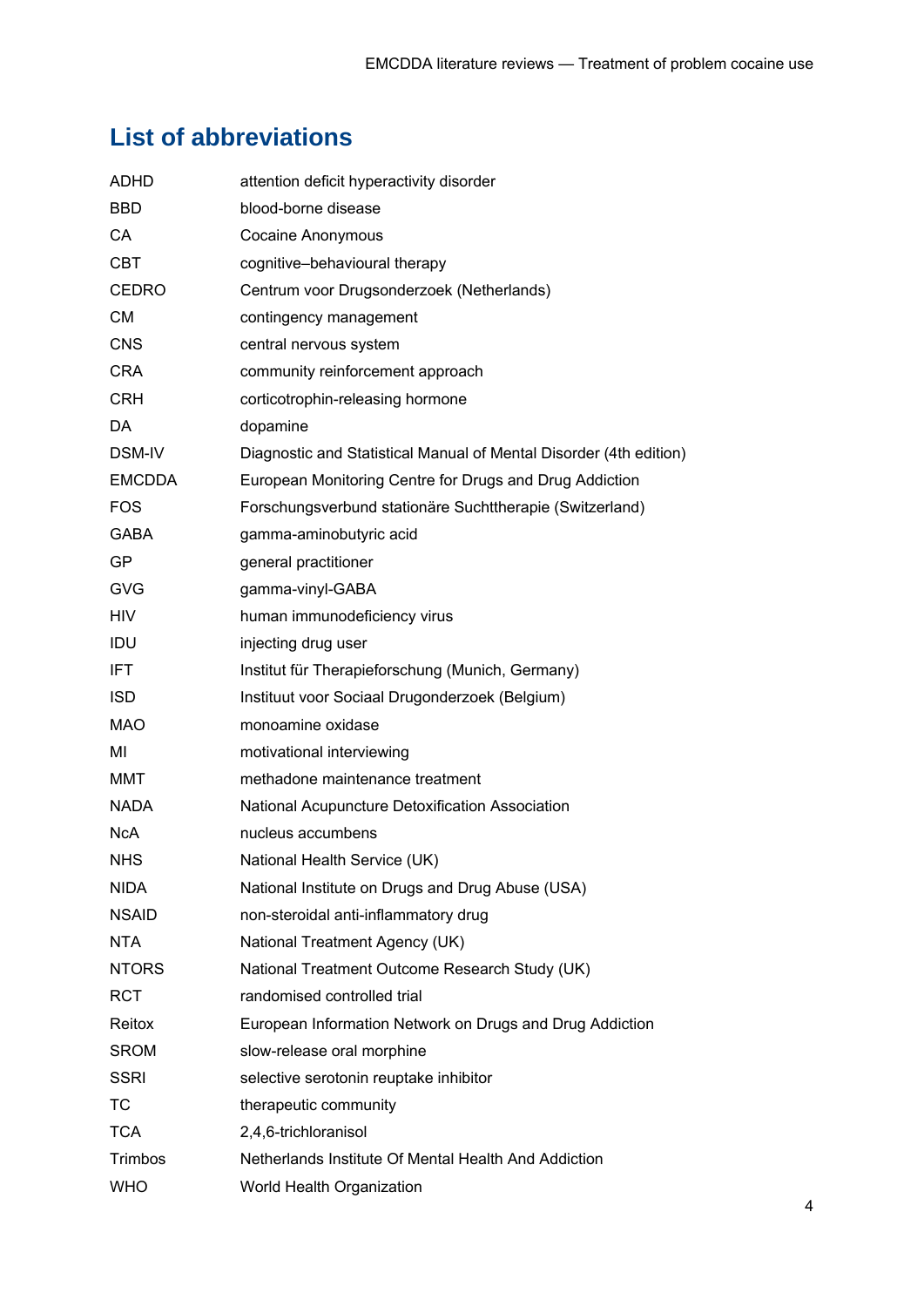# List of abbreviations

| | |
|---|---|
| ADHD | attention deficit hyperactivity disorder |
| BBD | blood-borne disease |
| CA | Cocaine Anonymous |
| CBT | cognitive–behavioural therapy |
| CEDRO | Centrum voor Drugsonderzoek (Netherlands) |
| CM | contingency management |
| CNS | central nervous system |
| CRA | community reinforcement approach |
| CRH | corticotrophin-releasing hormone |
| DA | dopamine |
| DSM-IV | Diagnostic and Statistical Manual of Mental Disorder (4th edition) |
| EMCDDA | European Monitoring Centre for Drugs and Drug Addiction |
| FOS | Forschungsverbund stationäre Suchttherapie (Switzerland) |
| GABA | gamma-aminobutyric acid |
| GP | general practitioner |
| GVG | gamma-vinyl-GABA |
| HIV | human immunodeficiency virus |
| IDU | injecting drug user |
| IFT | Institut für Therapieforschung (Munich, Germany) |
| ISD | Instituut voor Sociaal Drugonderzoek (Belgium) |
| MAO | monoamine oxidase |
| MI | motivational interviewing |
| MMT | methadone maintenance treatment |
| NADA | National Acupuncture Detoxification Association |
| NcA | nucleus accumbens |
| NHS | National Health Service (UK) |
| NIDA | National Institute on Drugs and Drug Abuse (USA) |
| NSAID | non-steroidal anti-inflammatory drug |
| NTA | National Treatment Agency (UK) |
| NTORS | National Treatment Outcome Research Study (UK) |
| RCT | randomised controlled trial |
| Reitox | European Information Network on Drugs and Drug Addiction |
| SROM | slow-release oral morphine |
| SSRI | selective serotonin reuptake inhibitor |
| TC | therapeutic community |
| TCA | 2,4,6-trichloranisol |
| Trimbos | Netherlands Institute Of Mental Health And Addiction |
| WHO | World Health Organization |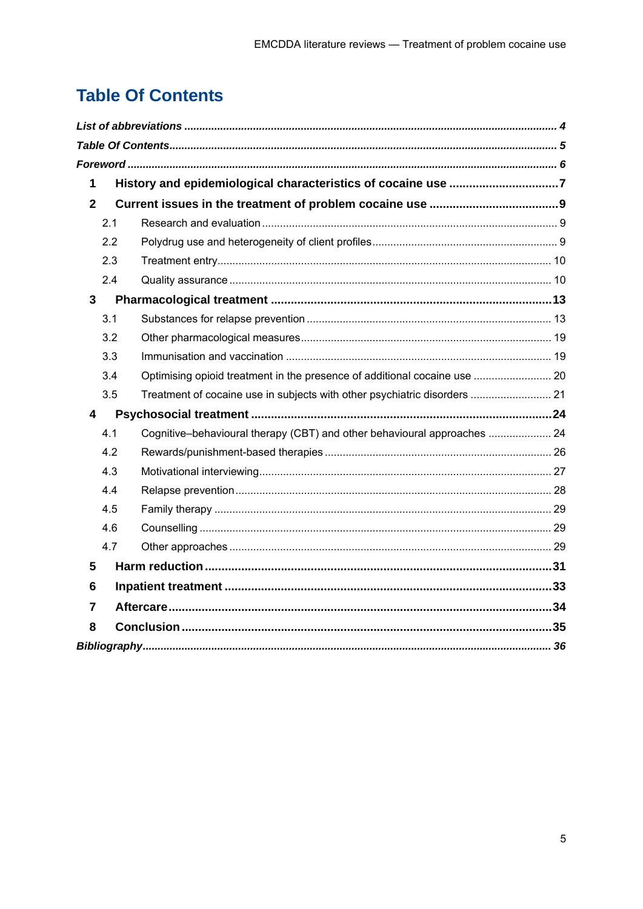# Table Of Contents

*List of abbreviations* ........ *4*

*Table Of Contents* ........ *5*

*Foreword* ........ *6*

**1 History and epidemiological characteristics of cocaine use** ........ **7**

**2 Current issues in the treatment of problem cocaine use** ........ **9**

- 2.1 Research and evaluation ........ 9
- 2.2 Polydrug use and heterogeneity of client profiles ........ 9
- 2.3 Treatment entry ........ 10
- 2.4 Quality assurance ........ 10

**3 Pharmacological treatment** ........ **13**

- 3.1 Substances for relapse prevention ........ 13
- 3.2 Other pharmacological measures ........ 19
- 3.3 Immunisation and vaccination ........ 19
- 3.4 Optimising opioid treatment in the presence of additional cocaine use ........ 20
- 3.5 Treatment of cocaine use in subjects with other psychiatric disorders ........ 21

**4 Psychosocial treatment** ........ **24**

- 4.1 Cognitive–behavioural therapy (CBT) and other behavioural approaches ........ 24
- 4.2 Rewards/punishment-based therapies ........ 26
- 4.3 Motivational interviewing ........ 27
- 4.4 Relapse prevention ........ 28
- 4.5 Family therapy ........ 29
- 4.6 Counselling ........ 29
- 4.7 Other approaches ........ 29

**5 Harm reduction** ........ **31**

**6 Inpatient treatment** ........ **33**

**7 Aftercare** ........ **34**

**8 Conclusion** ........ **35**

*Bibliography* ........ *36*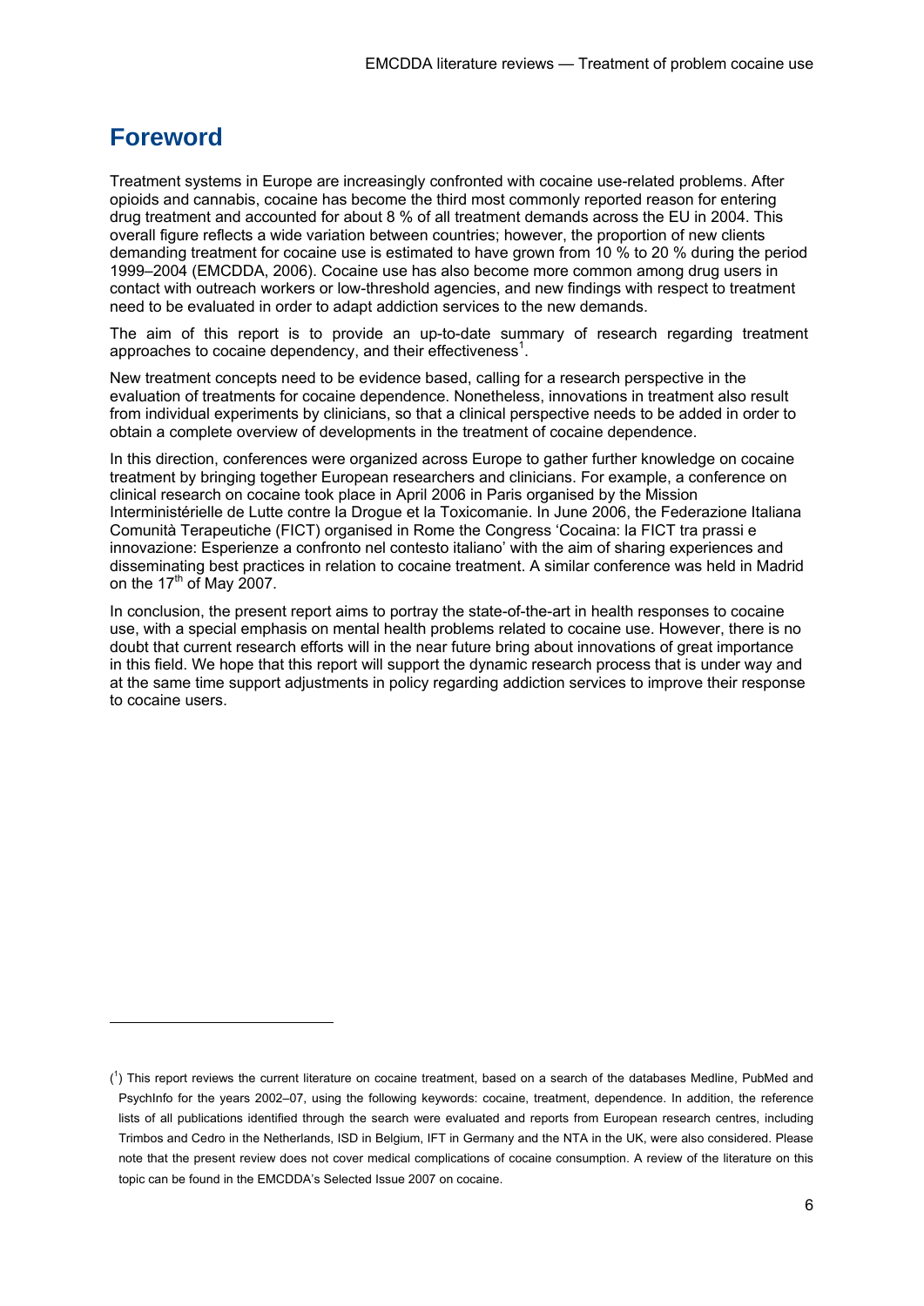# Foreword

Treatment systems in Europe are increasingly confronted with cocaine use-related problems. After opioids and cannabis, cocaine has become the third most commonly reported reason for entering drug treatment and accounted for about 8 % of all treatment demands across the EU in 2004. This overall figure reflects a wide variation between countries; however, the proportion of new clients demanding treatment for cocaine use is estimated to have grown from 10 % to 20 % during the period 1999–2004 (EMCDDA, 2006). Cocaine use has also become more common among drug users in contact with outreach workers or low-threshold agencies, and new findings with respect to treatment need to be evaluated in order to adapt addiction services to the new demands.

The aim of this report is to provide an up-to-date summary of research regarding treatment approaches to cocaine dependency, and their effectiveness[1].

New treatment concepts need to be evidence based, calling for a research perspective in the evaluation of treatments for cocaine dependence. Nonetheless, innovations in treatment also result from individual experiments by clinicians, so that a clinical perspective needs to be added in order to obtain a complete overview of developments in the treatment of cocaine dependence.

In this direction, conferences were organized across Europe to gather further knowledge on cocaine treatment by bringing together European researchers and clinicians. For example, a conference on clinical research on cocaine took place in April 2006 in Paris organised by the Mission Interministérielle de Lutte contre la Drogue et la Toxicomanie. In June 2006, the Federazione Italiana Comunità Terapeutiche (FICT) organised in Rome the Congress 'Cocaina: la FICT tra prassi e innovazione: Esperienze a confronto nel contesto italiano' with the aim of sharing experiences and disseminating best practices in relation to cocaine treatment. A similar conference was held in Madrid on the 17th of May 2007.

In conclusion, the present report aims to portray the state-of-the-art in health responses to cocaine use, with a special emphasis on mental health problems related to cocaine use. However, there is no doubt that current research efforts will in the near future bring about innovations of great importance in this field. We hope that this report will support the dynamic research process that is under way and at the same time support adjustments in policy regarding addiction services to improve their response to cocaine users.

---

([1]) This report reviews the current literature on cocaine treatment, based on a search of the databases Medline, PubMed and PsychInfo for the years 2002–07, using the following keywords: cocaine, treatment, dependence. In addition, the reference lists of all publications identified through the search were evaluated and reports from European research centres, including Trimbos and Cedro in the Netherlands, ISD in Belgium, IFT in Germany and the NTA in the UK, were also considered. Please note that the present review does not cover medical complications of cocaine consumption. A review of the literature on this topic can be found in the EMCDDA's Selected Issue 2007 on cocaine.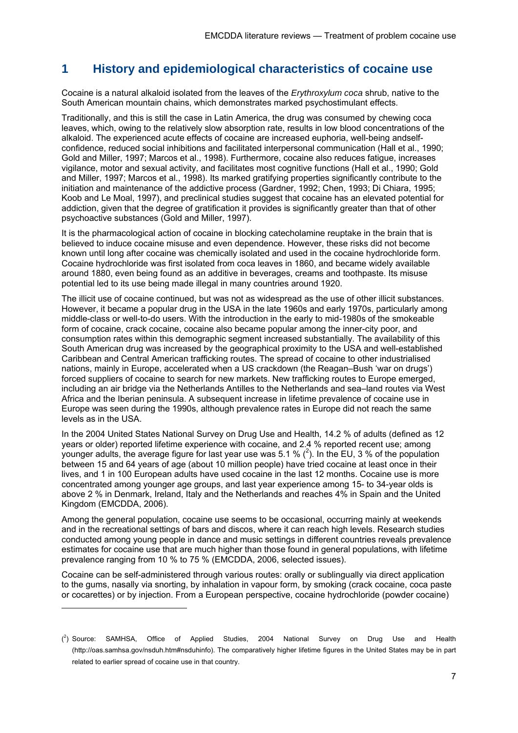# 1 History and epidemiological characteristics of cocaine use

Cocaine is a natural alkaloid isolated from the leaves of the *Erythroxylum coca* shrub, native to the South American mountain chains, which demonstrates marked psychostimulant effects.

Traditionally, and this is still the case in Latin America, the drug was consumed by chewing coca leaves, which, owing to the relatively slow absorption rate, results in low blood concentrations of the alkaloid. The experienced acute effects of cocaine are increased euphoria, well-being andself-confidence, reduced social inhibitions and facilitated interpersonal communication (Hall et al., 1990; Gold and Miller, 1997; Marcos et al., 1998). Furthermore, cocaine also reduces fatigue, increases vigilance, motor and sexual activity, and facilitates most cognitive functions (Hall et al., 1990; Gold and Miller, 1997; Marcos et al., 1998). Its marked gratifying properties significantly contribute to the initiation and maintenance of the addictive process (Gardner, 1992; Chen, 1993; Di Chiara, 1995; Koob and Le Moal, 1997), and preclinical studies suggest that cocaine has an elevated potential for addiction, given that the degree of gratification it provides is significantly greater than that of other psychoactive substances (Gold and Miller, 1997).

It is the pharmacological action of cocaine in blocking catecholamine reuptake in the brain that is believed to induce cocaine misuse and even dependence. However, these risks did not become known until long after cocaine was chemically isolated and used in the cocaine hydrochloride form. Cocaine hydrochloride was first isolated from coca leaves in 1860, and became widely available around 1880, even being found as an additive in beverages, creams and toothpaste. Its misuse potential led to its use being made illegal in many countries around 1920.

The illicit use of cocaine continued, but was not as widespread as the use of other illicit substances. However, it became a popular drug in the USA in the late 1960s and early 1970s, particularly among middle-class or well-to-do users. With the introduction in the early to mid-1980s of the smokeable form of cocaine, crack cocaine, cocaine also became popular among the inner-city poor, and consumption rates within this demographic segment increased substantially. The availability of this South American drug was increased by the geographical proximity to the USA and well-established Caribbean and Central American trafficking routes. The spread of cocaine to other industrialised nations, mainly in Europe, accelerated when a US crackdown (the Reagan–Bush 'war on drugs') forced suppliers of cocaine to search for new markets. New trafficking routes to Europe emerged, including an air bridge via the Netherlands Antilles to the Netherlands and sea–land routes via West Africa and the Iberian peninsula. A subsequent increase in lifetime prevalence of cocaine use in Europe was seen during the 1990s, although prevalence rates in Europe did not reach the same levels as in the USA.

In the 2004 United States National Survey on Drug Use and Health, 14.2 % of adults (defined as 12 years or older) reported lifetime experience with cocaine, and 2.4 % reported recent use; among younger adults, the average figure for last year use was 5.1 % ([2]). In the EU, 3 % of the population between 15 and 64 years of age (about 10 million people) have tried cocaine at least once in their lives, and 1 in 100 European adults have used cocaine in the last 12 months. Cocaine use is more concentrated among younger age groups, and last year experience among 15- to 34-year olds is above 2 % in Denmark, Ireland, Italy and the Netherlands and reaches 4% in Spain and the United Kingdom (EMCDDA, 2006).

Among the general population, cocaine use seems to be occasional, occurring mainly at weekends and in the recreational settings of bars and discos, where it can reach high levels. Research studies conducted among young people in dance and music settings in different countries reveals prevalence estimates for cocaine use that are much higher than those found in general populations, with lifetime prevalence ranging from 10 % to 75 % (EMCDDA, 2006, selected issues).

Cocaine can be self-administered through various routes: orally or sublingually via direct application to the gums, nasally via snorting, by inhalation in vapour form, by smoking (crack cocaine, coca paste or cocarettes) or by injection. From a European perspective, cocaine hydrochloride (powder cocaine)

([2]) Source: SAMHSA, Office of Applied Studies, 2004 National Survey on Drug Use and Health (http://oas.samhsa.gov/nsduh.htm#nsduhinfo). The comparatively higher lifetime figures in the United States may be in part related to earlier spread of cocaine use in that country.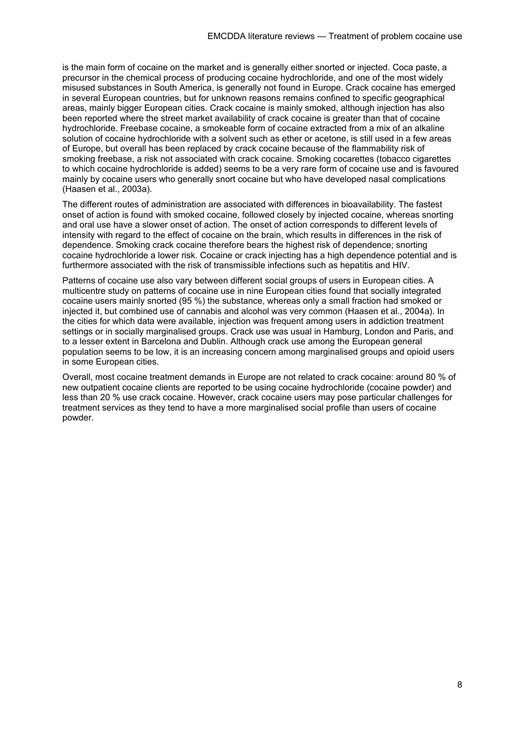is the main form of cocaine on the market and is generally either snorted or injected. Coca paste, a precursor in the chemical process of producing cocaine hydrochloride, and one of the most widely misused substances in South America, is generally not found in Europe. Crack cocaine has emerged in several European countries, but for unknown reasons remains confined to specific geographical areas, mainly bigger European cities. Crack cocaine is mainly smoked, although injection has also been reported where the street market availability of crack cocaine is greater than that of cocaine hydrochloride. Freebase cocaine, a smokeable form of cocaine extracted from a mix of an alkaline solution of cocaine hydrochloride with a solvent such as ether or acetone, is still used in a few areas of Europe, but overall has been replaced by crack cocaine because of the flammability risk of smoking freebase, a risk not associated with crack cocaine. Smoking cocarettes (tobacco cigarettes to which cocaine hydrochloride is added) seems to be a very rare form of cocaine use and is favoured mainly by cocaine users who generally snort cocaine but who have developed nasal complications (Haasen et al., 2003a).

The different routes of administration are associated with differences in bioavailability. The fastest onset of action is found with smoked cocaine, followed closely by injected cocaine, whereas snorting and oral use have a slower onset of action. The onset of action corresponds to different levels of intensity with regard to the effect of cocaine on the brain, which results in differences in the risk of dependence. Smoking crack cocaine therefore bears the highest risk of dependence; snorting cocaine hydrochloride a lower risk. Cocaine or crack injecting has a high dependence potential and is furthermore associated with the risk of transmissible infections such as hepatitis and HIV.

Patterns of cocaine use also vary between different social groups of users in European cities. A multicentre study on patterns of cocaine use in nine European cities found that socially integrated cocaine users mainly snorted (95 %) the substance, whereas only a small fraction had smoked or injected it, but combined use of cannabis and alcohol was very common (Haasen et al., 2004a). In the cities for which data were available, injection was frequent among users in addiction treatment settings or in socially marginalised groups. Crack use was usual in Hamburg, London and Paris, and to a lesser extent in Barcelona and Dublin. Although crack use among the European general population seems to be low, it is an increasing concern among marginalised groups and opioid users in some European cities.

Overall, most cocaine treatment demands in Europe are not related to crack cocaine: around 80 % of new outpatient cocaine clients are reported to be using cocaine hydrochloride (cocaine powder) and less than 20 % use crack cocaine. However, crack cocaine users may pose particular challenges for treatment services as they tend to have a more marginalised social profile than users of cocaine powder.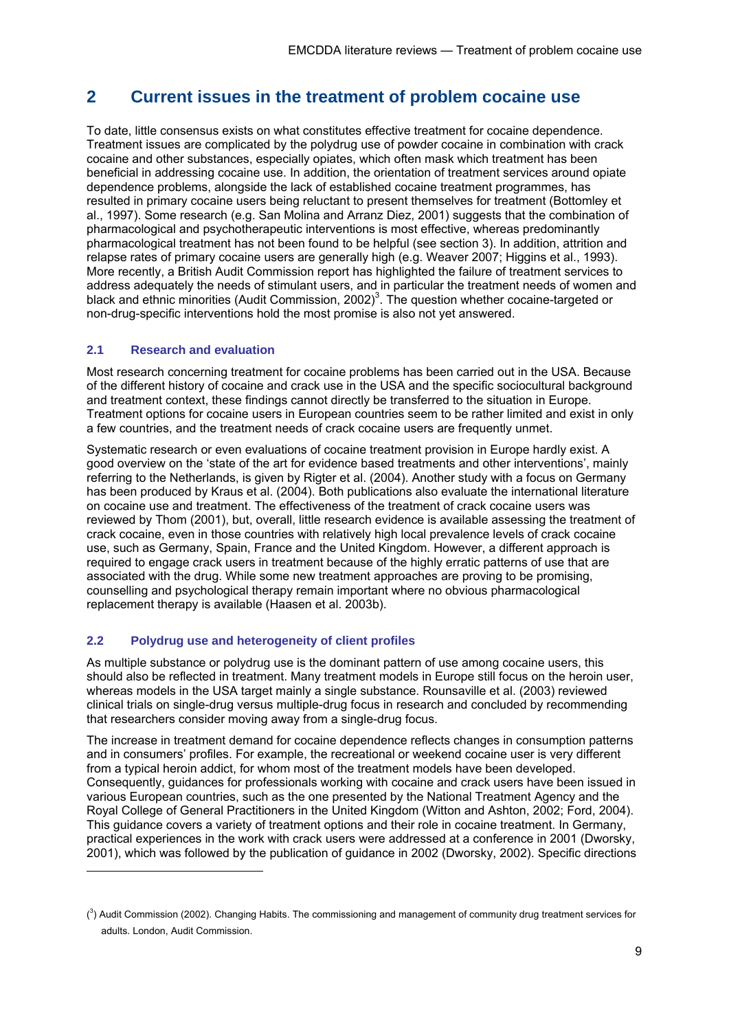# 2 Current issues in the treatment of problem cocaine use

To date, little consensus exists on what constitutes effective treatment for cocaine dependence. Treatment issues are complicated by the polydrug use of powder cocaine in combination with crack cocaine and other substances, especially opiates, which often mask which treatment has been beneficial in addressing cocaine use. In addition, the orientation of treatment services around opiate dependence problems, alongside the lack of established cocaine treatment programmes, has resulted in primary cocaine users being reluctant to present themselves for treatment (Bottomley et al., 1997). Some research (e.g. San Molina and Arranz Diez, 2001) suggests that the combination of pharmacological and psychotherapeutic interventions is most effective, whereas predominantly pharmacological treatment has not been found to be helpful (see section 3). In addition, attrition and relapse rates of primary cocaine users are generally high (e.g. Weaver 2007; Higgins et al., 1993). More recently, a British Audit Commission report has highlighted the failure of treatment services to address adequately the needs of stimulant users, and in particular the treatment needs of women and black and ethnic minorities (Audit Commission, 2002)[3]. The question whether cocaine-targeted or non-drug-specific interventions hold the most promise is also not yet answered.

## 2.1 Research and evaluation

Most research concerning treatment for cocaine problems has been carried out in the USA. Because of the different history of cocaine and crack use in the USA and the specific sociocultural background and treatment context, these findings cannot directly be transferred to the situation in Europe. Treatment options for cocaine users in European countries seem to be rather limited and exist in only a few countries, and the treatment needs of crack cocaine users are frequently unmet.

Systematic research or even evaluations of cocaine treatment provision in Europe hardly exist. A good overview on the 'state of the art for evidence based treatments and other interventions', mainly referring to the Netherlands, is given by Rigter et al. (2004). Another study with a focus on Germany has been produced by Kraus et al. (2004). Both publications also evaluate the international literature on cocaine use and treatment. The effectiveness of the treatment of crack cocaine users was reviewed by Thom (2001), but, overall, little research evidence is available assessing the treatment of crack cocaine, even in those countries with relatively high local prevalence levels of crack cocaine use, such as Germany, Spain, France and the United Kingdom. However, a different approach is required to engage crack users in treatment because of the highly erratic patterns of use that are associated with the drug. While some new treatment approaches are proving to be promising, counselling and psychological therapy remain important where no obvious pharmacological replacement therapy is available (Haasen et al. 2003b).

## 2.2 Polydrug use and heterogeneity of client profiles

As multiple substance or polydrug use is the dominant pattern of use among cocaine users, this should also be reflected in treatment. Many treatment models in Europe still focus on the heroin user, whereas models in the USA target mainly a single substance. Rounsaville et al. (2003) reviewed clinical trials on single-drug versus multiple-drug focus in research and concluded by recommending that researchers consider moving away from a single-drug focus.

The increase in treatment demand for cocaine dependence reflects changes in consumption patterns and in consumers' profiles. For example, the recreational or weekend cocaine user is very different from a typical heroin addict, for whom most of the treatment models have been developed. Consequently, guidances for professionals working with cocaine and crack users have been issued in various European countries, such as the one presented by the National Treatment Agency and the Royal College of General Practitioners in the United Kingdom (Witton and Ashton, 2002; Ford, 2004). This guidance covers a variety of treatment options and their role in cocaine treatment. In Germany, practical experiences in the work with crack users were addressed at a conference in 2001 (Dworsky, 2001), which was followed by the publication of guidance in 2002 (Dworsky, 2002). Specific directions

---

([3]) Audit Commission (2002). Changing Habits. The commissioning and management of community drug treatment services for adults. London, Audit Commission.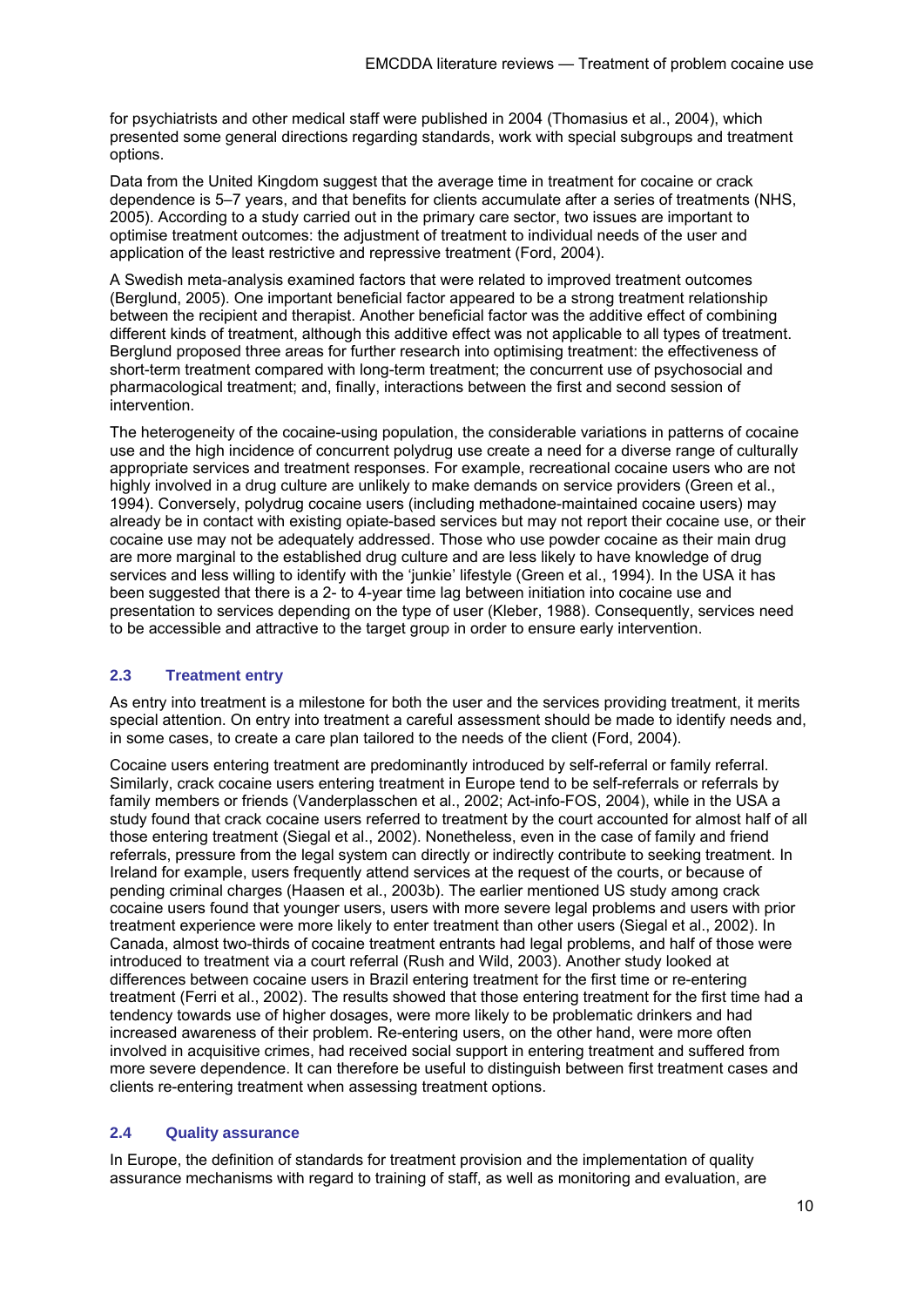for psychiatrists and other medical staff were published in 2004 (Thomasius et al., 2004), which presented some general directions regarding standards, work with special subgroups and treatment options.

Data from the United Kingdom suggest that the average time in treatment for cocaine or crack dependence is 5–7 years, and that benefits for clients accumulate after a series of treatments (NHS, 2005). According to a study carried out in the primary care sector, two issues are important to optimise treatment outcomes: the adjustment of treatment to individual needs of the user and application of the least restrictive and repressive treatment (Ford, 2004).

A Swedish meta-analysis examined factors that were related to improved treatment outcomes (Berglund, 2005). One important beneficial factor appeared to be a strong treatment relationship between the recipient and therapist. Another beneficial factor was the additive effect of combining different kinds of treatment, although this additive effect was not applicable to all types of treatment. Berglund proposed three areas for further research into optimising treatment: the effectiveness of short-term treatment compared with long-term treatment; the concurrent use of psychosocial and pharmacological treatment; and, finally, interactions between the first and second session of intervention.

The heterogeneity of the cocaine-using population, the considerable variations in patterns of cocaine use and the high incidence of concurrent polydrug use create a need for a diverse range of culturally appropriate services and treatment responses. For example, recreational cocaine users who are not highly involved in a drug culture are unlikely to make demands on service providers (Green et al., 1994). Conversely, polydrug cocaine users (including methadone-maintained cocaine users) may already be in contact with existing opiate-based services but may not report their cocaine use, or their cocaine use may not be adequately addressed. Those who use powder cocaine as their main drug are more marginal to the established drug culture and are less likely to have knowledge of drug services and less willing to identify with the 'junkie' lifestyle (Green et al., 1994). In the USA it has been suggested that there is a 2- to 4-year time lag between initiation into cocaine use and presentation to services depending on the type of user (Kleber, 1988). Consequently, services need to be accessible and attractive to the target group in order to ensure early intervention.

### 2.3 Treatment entry

As entry into treatment is a milestone for both the user and the services providing treatment, it merits special attention. On entry into treatment a careful assessment should be made to identify needs and, in some cases, to create a care plan tailored to the needs of the client (Ford, 2004).

Cocaine users entering treatment are predominantly introduced by self-referral or family referral. Similarly, crack cocaine users entering treatment in Europe tend to be self-referrals or referrals by family members or friends (Vanderplasschen et al., 2002; Act-info-FOS, 2004), while in the USA a study found that crack cocaine users referred to treatment by the court accounted for almost half of all those entering treatment (Siegal et al., 2002). Nonetheless, even in the case of family and friend referrals, pressure from the legal system can directly or indirectly contribute to seeking treatment. In Ireland for example, users frequently attend services at the request of the courts, or because of pending criminal charges (Haasen et al., 2003b). The earlier mentioned US study among crack cocaine users found that younger users, users with more severe legal problems and users with prior treatment experience were more likely to enter treatment than other users (Siegal et al., 2002). In Canada, almost two-thirds of cocaine treatment entrants had legal problems, and half of those were introduced to treatment via a court referral (Rush and Wild, 2003). Another study looked at differences between cocaine users in Brazil entering treatment for the first time or re-entering treatment (Ferri et al., 2002). The results showed that those entering treatment for the first time had a tendency towards use of higher dosages, were more likely to be problematic drinkers and had increased awareness of their problem. Re-entering users, on the other hand, were more often involved in acquisitive crimes, had received social support in entering treatment and suffered from more severe dependence. It can therefore be useful to distinguish between first treatment cases and clients re-entering treatment when assessing treatment options.

### 2.4 Quality assurance

In Europe, the definition of standards for treatment provision and the implementation of quality assurance mechanisms with regard to training of staff, as well as monitoring and evaluation, are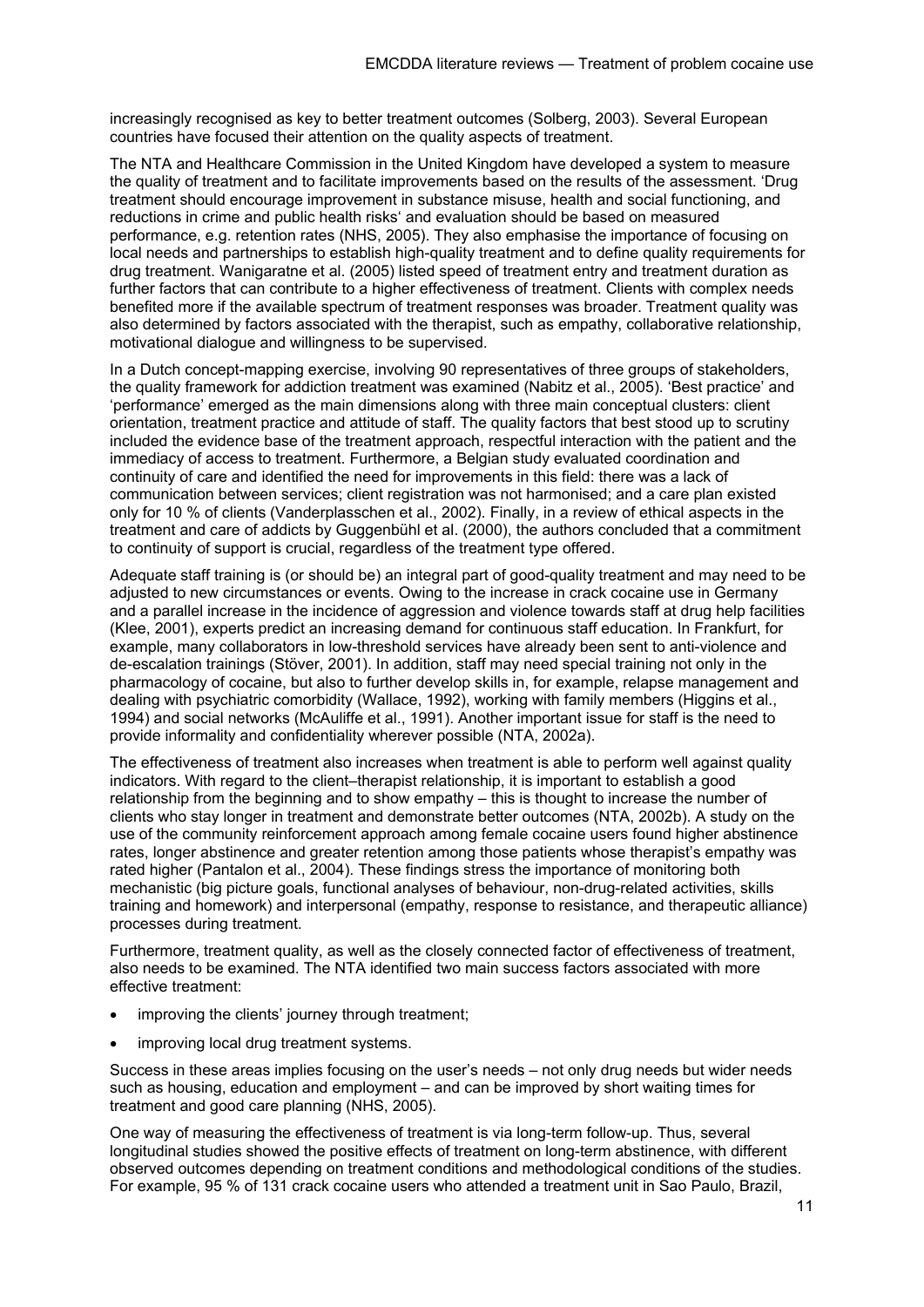increasingly recognised as key to better treatment outcomes (Solberg, 2003). Several European countries have focused their attention on the quality aspects of treatment.

The NTA and Healthcare Commission in the United Kingdom have developed a system to measure the quality of treatment and to facilitate improvements based on the results of the assessment. 'Drug treatment should encourage improvement in substance misuse, health and social functioning, and reductions in crime and public health risks' and evaluation should be based on measured performance, e.g. retention rates (NHS, 2005). They also emphasise the importance of focusing on local needs and partnerships to establish high-quality treatment and to define quality requirements for drug treatment. Wanigaratne et al. (2005) listed speed of treatment entry and treatment duration as further factors that can contribute to a higher effectiveness of treatment. Clients with complex needs benefited more if the available spectrum of treatment responses was broader. Treatment quality was also determined by factors associated with the therapist, such as empathy, collaborative relationship, motivational dialogue and willingness to be supervised.

In a Dutch concept-mapping exercise, involving 90 representatives of three groups of stakeholders, the quality framework for addiction treatment was examined (Nabitz et al., 2005). 'Best practice' and 'performance' emerged as the main dimensions along with three main conceptual clusters: client orientation, treatment practice and attitude of staff. The quality factors that best stood up to scrutiny included the evidence base of the treatment approach, respectful interaction with the patient and the immediacy of access to treatment. Furthermore, a Belgian study evaluated coordination and continuity of care and identified the need for improvements in this field: there was a lack of communication between services; client registration was not harmonised; and a care plan existed only for 10 % of clients (Vanderplasschen et al., 2002). Finally, in a review of ethical aspects in the treatment and care of addicts by Guggenbühl et al. (2000), the authors concluded that a commitment to continuity of support is crucial, regardless of the treatment type offered.

Adequate staff training is (or should be) an integral part of good-quality treatment and may need to be adjusted to new circumstances or events. Owing to the increase in crack cocaine use in Germany and a parallel increase in the incidence of aggression and violence towards staff at drug help facilities (Klee, 2001), experts predict an increasing demand for continuous staff education. In Frankfurt, for example, many collaborators in low-threshold services have already been sent to anti-violence and de-escalation trainings (Stöver, 2001). In addition, staff may need special training not only in the pharmacology of cocaine, but also to further develop skills in, for example, relapse management and dealing with psychiatric comorbidity (Wallace, 1992), working with family members (Higgins et al., 1994) and social networks (McAuliffe et al., 1991). Another important issue for staff is the need to provide informality and confidentiality wherever possible (NTA, 2002a).

The effectiveness of treatment also increases when treatment is able to perform well against quality indicators. With regard to the client–therapist relationship, it is important to establish a good relationship from the beginning and to show empathy – this is thought to increase the number of clients who stay longer in treatment and demonstrate better outcomes (NTA, 2002b). A study on the use of the community reinforcement approach among female cocaine users found higher abstinence rates, longer abstinence and greater retention among those patients whose therapist's empathy was rated higher (Pantalon et al., 2004). These findings stress the importance of monitoring both mechanistic (big picture goals, functional analyses of behaviour, non-drug-related activities, skills training and homework) and interpersonal (empathy, response to resistance, and therapeutic alliance) processes during treatment.

Furthermore, treatment quality, as well as the closely connected factor of effectiveness of treatment, also needs to be examined. The NTA identified two main success factors associated with more effective treatment:

- improving the clients' journey through treatment;
- improving local drug treatment systems.

Success in these areas implies focusing on the user's needs – not only drug needs but wider needs such as housing, education and employment – and can be improved by short waiting times for treatment and good care planning (NHS, 2005).

One way of measuring the effectiveness of treatment is via long-term follow-up. Thus, several longitudinal studies showed the positive effects of treatment on long-term abstinence, with different observed outcomes depending on treatment conditions and methodological conditions of the studies. For example, 95 % of 131 crack cocaine users who attended a treatment unit in Sao Paulo, Brazil,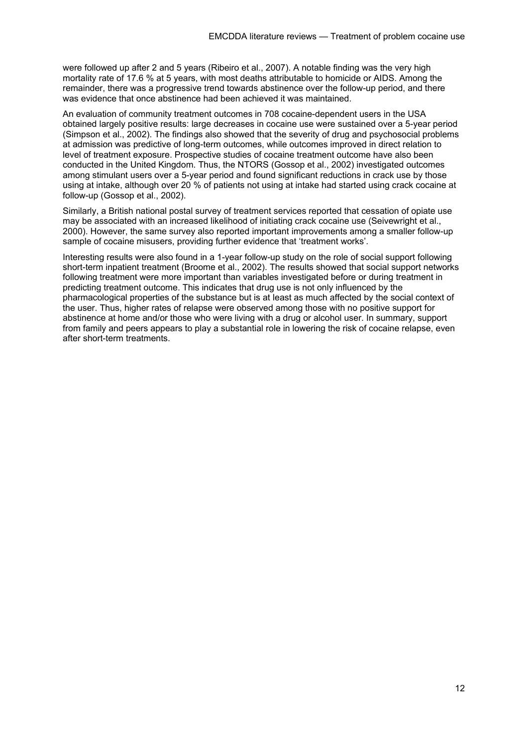were followed up after 2 and 5 years (Ribeiro et al., 2007). A notable finding was the very high mortality rate of 17.6 % at 5 years, with most deaths attributable to homicide or AIDS. Among the remainder, there was a progressive trend towards abstinence over the follow-up period, and there was evidence that once abstinence had been achieved it was maintained.

An evaluation of community treatment outcomes in 708 cocaine-dependent users in the USA obtained largely positive results: large decreases in cocaine use were sustained over a 5-year period (Simpson et al., 2002). The findings also showed that the severity of drug and psychosocial problems at admission was predictive of long-term outcomes, while outcomes improved in direct relation to level of treatment exposure. Prospective studies of cocaine treatment outcome have also been conducted in the United Kingdom. Thus, the NTORS (Gossop et al., 2002) investigated outcomes among stimulant users over a 5-year period and found significant reductions in crack use by those using at intake, although over 20 % of patients not using at intake had started using crack cocaine at follow-up (Gossop et al., 2002).

Similarly, a British national postal survey of treatment services reported that cessation of opiate use may be associated with an increased likelihood of initiating crack cocaine use (Seivewright et al., 2000). However, the same survey also reported important improvements among a smaller follow-up sample of cocaine misusers, providing further evidence that 'treatment works'.

Interesting results were also found in a 1-year follow-up study on the role of social support following short-term inpatient treatment (Broome et al., 2002). The results showed that social support networks following treatment were more important than variables investigated before or during treatment in predicting treatment outcome. This indicates that drug use is not only influenced by the pharmacological properties of the substance but is at least as much affected by the social context of the user. Thus, higher rates of relapse were observed among those with no positive support for abstinence at home and/or those who were living with a drug or alcohol user. In summary, support from family and peers appears to play a substantial role in lowering the risk of cocaine relapse, even after short-term treatments.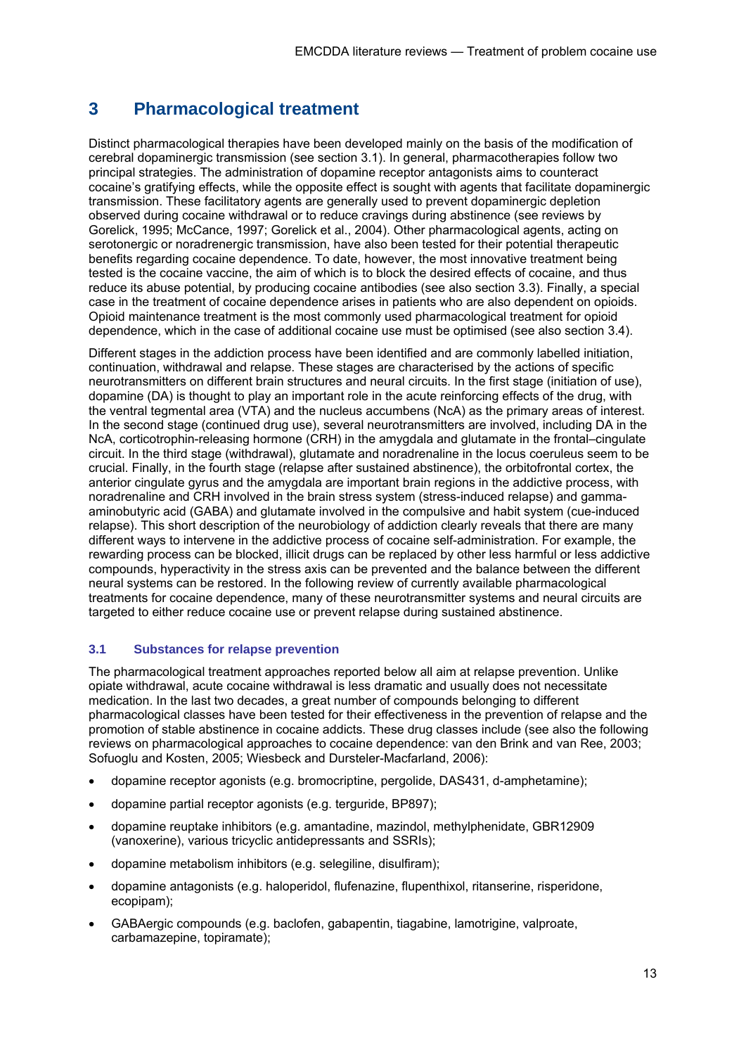# 3 Pharmacological treatment

Distinct pharmacological therapies have been developed mainly on the basis of the modification of cerebral dopaminergic transmission (see section 3.1). In general, pharmacotherapies follow two principal strategies. The administration of dopamine receptor antagonists aims to counteract cocaine's gratifying effects, while the opposite effect is sought with agents that facilitate dopaminergic transmission. These facilitatory agents are generally used to prevent dopaminergic depletion observed during cocaine withdrawal or to reduce cravings during abstinence (see reviews by Gorelick, 1995; McCance, 1997; Gorelick et al., 2004). Other pharmacological agents, acting on serotonergic or noradrenergic transmission, have also been tested for their potential therapeutic benefits regarding cocaine dependence. To date, however, the most innovative treatment being tested is the cocaine vaccine, the aim of which is to block the desired effects of cocaine, and thus reduce its abuse potential, by producing cocaine antibodies (see also section 3.3). Finally, a special case in the treatment of cocaine dependence arises in patients who are also dependent on opioids. Opioid maintenance treatment is the most commonly used pharmacological treatment for opioid dependence, which in the case of additional cocaine use must be optimised (see also section 3.4).

Different stages in the addiction process have been identified and are commonly labelled initiation, continuation, withdrawal and relapse. These stages are characterised by the actions of specific neurotransmitters on different brain structures and neural circuits. In the first stage (initiation of use), dopamine (DA) is thought to play an important role in the acute reinforcing effects of the drug, with the ventral tegmental area (VTA) and the nucleus accumbens (NcA) as the primary areas of interest. In the second stage (continued drug use), several neurotransmitters are involved, including DA in the NcA, corticotrophin-releasing hormone (CRH) in the amygdala and glutamate in the frontal–cingulate circuit. In the third stage (withdrawal), glutamate and noradrenaline in the locus coeruleus seem to be crucial. Finally, in the fourth stage (relapse after sustained abstinence), the orbitofrontal cortex, the anterior cingulate gyrus and the amygdala are important brain regions in the addictive process, with noradrenaline and CRH involved in the brain stress system (stress-induced relapse) and gamma-aminobutyric acid (GABA) and glutamate involved in the compulsive and habit system (cue-induced relapse). This short description of the neurobiology of addiction clearly reveals that there are many different ways to intervene in the addictive process of cocaine self-administration. For example, the rewarding process can be blocked, illicit drugs can be replaced by other less harmful or less addictive compounds, hyperactivity in the stress axis can be prevented and the balance between the different neural systems can be restored. In the following review of currently available pharmacological treatments for cocaine dependence, many of these neurotransmitter systems and neural circuits are targeted to either reduce cocaine use or prevent relapse during sustained abstinence.

## 3.1 Substances for relapse prevention

The pharmacological treatment approaches reported below all aim at relapse prevention. Unlike opiate withdrawal, acute cocaine withdrawal is less dramatic and usually does not necessitate medication. In the last two decades, a great number of compounds belonging to different pharmacological classes have been tested for their effectiveness in the prevention of relapse and the promotion of stable abstinence in cocaine addicts. These drug classes include (see also the following reviews on pharmacological approaches to cocaine dependence: van den Brink and van Ree, 2003; Sofuoglu and Kosten, 2005; Wiesbeck and Dursteler-Macfarland, 2006):

- dopamine receptor agonists (e.g. bromocriptine, pergolide, DAS431, d-amphetamine);
- dopamine partial receptor agonists (e.g. terguride, BP897);
- dopamine reuptake inhibitors (e.g. amantadine, mazindol, methylphenidate, GBR12909 (vanoxerine), various tricyclic antidepressants and SSRIs);
- dopamine metabolism inhibitors (e.g. selegiline, disulfiram);
- dopamine antagonists (e.g. haloperidol, flufenazine, flupenthixol, ritanserine, risperidone, ecopipam);
- GABAergic compounds (e.g. baclofen, gabapentin, tiagabine, lamotrigine, valproate, carbamazepine, topiramate);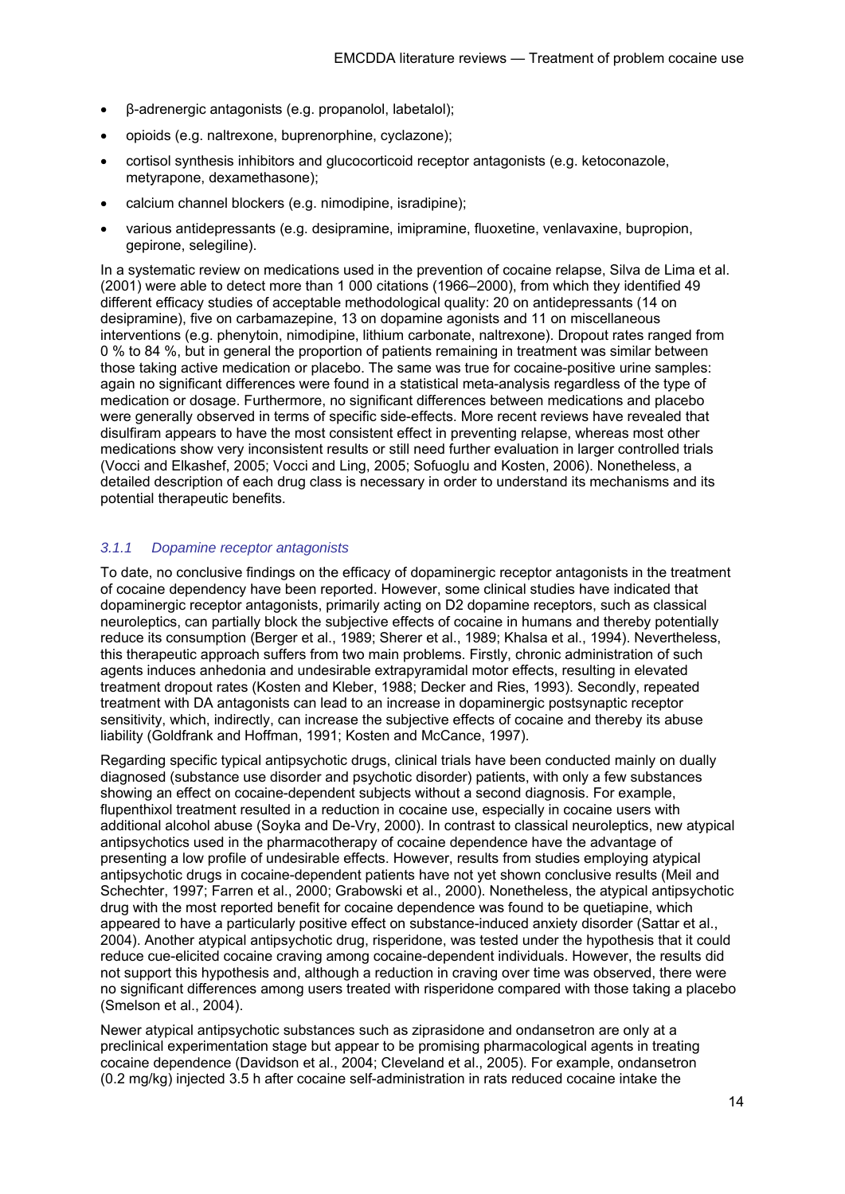- β-adrenergic antagonists (e.g. propanolol, labetalol);
- opioids (e.g. naltrexone, buprenorphine, cyclazone);
- cortisol synthesis inhibitors and glucocorticoid receptor antagonists (e.g. ketoconazole, metyrapone, dexamethasone);
- calcium channel blockers (e.g. nimodipine, isradipine);
- various antidepressants (e.g. desipramine, imipramine, fluoxetine, venlavaxine, bupropion, gepirone, selegiline).

In a systematic review on medications used in the prevention of cocaine relapse, Silva de Lima et al. (2001) were able to detect more than 1 000 citations (1966–2000), from which they identified 49 different efficacy studies of acceptable methodological quality: 20 on antidepressants (14 on desipramine), five on carbamazepine, 13 on dopamine agonists and 11 on miscellaneous interventions (e.g. phenytoin, nimodipine, lithium carbonate, naltrexone). Dropout rates ranged from 0 % to 84 %, but in general the proportion of patients remaining in treatment was similar between those taking active medication or placebo. The same was true for cocaine-positive urine samples: again no significant differences were found in a statistical meta-analysis regardless of the type of medication or dosage. Furthermore, no significant differences between medications and placebo were generally observed in terms of specific side-effects. More recent reviews have revealed that disulfiram appears to have the most consistent effect in preventing relapse, whereas most other medications show very inconsistent results or still need further evaluation in larger controlled trials (Vocci and Elkashef, 2005; Vocci and Ling, 2005; Sofuoglu and Kosten, 2006). Nonetheless, a detailed description of each drug class is necessary in order to understand its mechanisms and its potential therapeutic benefits.

### *3.1.1 Dopamine receptor antagonists*

To date, no conclusive findings on the efficacy of dopaminergic receptor antagonists in the treatment of cocaine dependency have been reported. However, some clinical studies have indicated that dopaminergic receptor antagonists, primarily acting on D2 dopamine receptors, such as classical neuroleptics, can partially block the subjective effects of cocaine in humans and thereby potentially reduce its consumption (Berger et al., 1989; Sherer et al., 1989; Khalsa et al., 1994). Nevertheless, this therapeutic approach suffers from two main problems. Firstly, chronic administration of such agents induces anhedonia and undesirable extrapyramidal motor effects, resulting in elevated treatment dropout rates (Kosten and Kleber, 1988; Decker and Ries, 1993). Secondly, repeated treatment with DA antagonists can lead to an increase in dopaminergic postsynaptic receptor sensitivity, which, indirectly, can increase the subjective effects of cocaine and thereby its abuse liability (Goldfrank and Hoffman, 1991; Kosten and McCance, 1997).

Regarding specific typical antipsychotic drugs, clinical trials have been conducted mainly on dually diagnosed (substance use disorder and psychotic disorder) patients, with only a few substances showing an effect on cocaine-dependent subjects without a second diagnosis. For example, flupenthixol treatment resulted in a reduction in cocaine use, especially in cocaine users with additional alcohol abuse (Soyka and De-Vry, 2000). In contrast to classical neuroleptics, new atypical antipsychotics used in the pharmacotherapy of cocaine dependence have the advantage of presenting a low profile of undesirable effects. However, results from studies employing atypical antipsychotic drugs in cocaine-dependent patients have not yet shown conclusive results (Meil and Schechter, 1997; Farren et al., 2000; Grabowski et al., 2000). Nonetheless, the atypical antipsychotic drug with the most reported benefit for cocaine dependence was found to be quetiapine, which appeared to have a particularly positive effect on substance-induced anxiety disorder (Sattar et al., 2004). Another atypical antipsychotic drug, risperidone, was tested under the hypothesis that it could reduce cue-elicited cocaine craving among cocaine-dependent individuals. However, the results did not support this hypothesis and, although a reduction in craving over time was observed, there were no significant differences among users treated with risperidone compared with those taking a placebo (Smelson et al., 2004).

Newer atypical antipsychotic substances such as ziprasidone and ondansetron are only at a preclinical experimentation stage but appear to be promising pharmacological agents in treating cocaine dependence (Davidson et al., 2004; Cleveland et al., 2005). For example, ondansetron (0.2 mg/kg) injected 3.5 h after cocaine self-administration in rats reduced cocaine intake the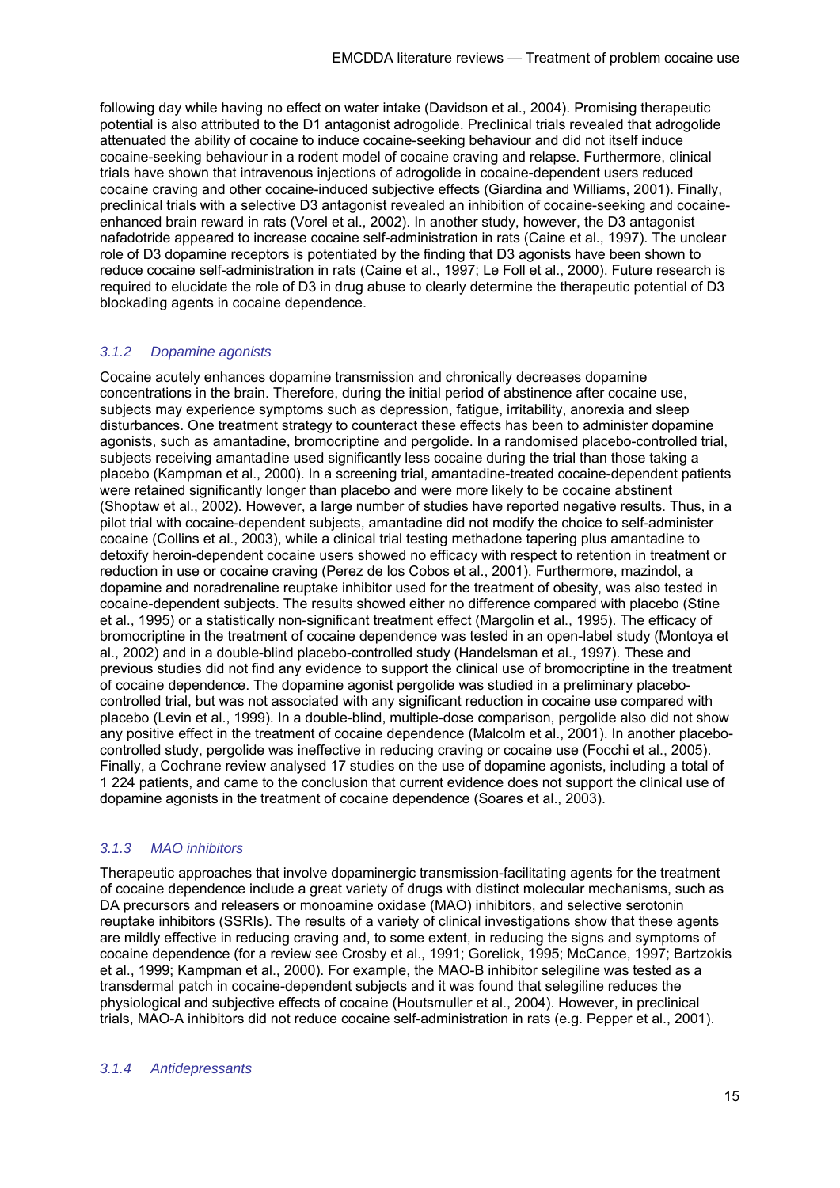following day while having no effect on water intake (Davidson et al., 2004). Promising therapeutic potential is also attributed to the D1 antagonist adrogolide. Preclinical trials revealed that adrogolide attenuated the ability of cocaine to induce cocaine-seeking behaviour and did not itself induce cocaine-seeking behaviour in a rodent model of cocaine craving and relapse. Furthermore, clinical trials have shown that intravenous injections of adrogolide in cocaine-dependent users reduced cocaine craving and other cocaine-induced subjective effects (Giardina and Williams, 2001). Finally, preclinical trials with a selective D3 antagonist revealed an inhibition of cocaine-seeking and cocaine-enhanced brain reward in rats (Vorel et al., 2002). In another study, however, the D3 antagonist nafadotride appeared to increase cocaine self-administration in rats (Caine et al., 1997). The unclear role of D3 dopamine receptors is potentiated by the finding that D3 agonists have been shown to reduce cocaine self-administration in rats (Caine et al., 1997; Le Foll et al., 2000). Future research is required to elucidate the role of D3 in drug abuse to clearly determine the therapeutic potential of D3 blockading agents in cocaine dependence.

### *3.1.2 Dopamine agonists*

Cocaine acutely enhances dopamine transmission and chronically decreases dopamine concentrations in the brain. Therefore, during the initial period of abstinence after cocaine use, subjects may experience symptoms such as depression, fatigue, irritability, anorexia and sleep disturbances. One treatment strategy to counteract these effects has been to administer dopamine agonists, such as amantadine, bromocriptine and pergolide. In a randomised placebo-controlled trial, subjects receiving amantadine used significantly less cocaine during the trial than those taking a placebo (Kampman et al., 2000). In a screening trial, amantadine-treated cocaine-dependent patients were retained significantly longer than placebo and were more likely to be cocaine abstinent (Shoptaw et al., 2002). However, a large number of studies have reported negative results. Thus, in a pilot trial with cocaine-dependent subjects, amantadine did not modify the choice to self-administer cocaine (Collins et al., 2003), while a clinical trial testing methadone tapering plus amantadine to detoxify heroin-dependent cocaine users showed no efficacy with respect to retention in treatment or reduction in use or cocaine craving (Perez de los Cobos et al., 2001). Furthermore, mazindol, a dopamine and noradrenaline reuptake inhibitor used for the treatment of obesity, was also tested in cocaine-dependent subjects. The results showed either no difference compared with placebo (Stine et al., 1995) or a statistically non-significant treatment effect (Margolin et al., 1995). The efficacy of bromocriptine in the treatment of cocaine dependence was tested in an open-label study (Montoya et al., 2002) and in a double-blind placebo-controlled study (Handelsman et al., 1997). These and previous studies did not find any evidence to support the clinical use of bromocriptine in the treatment of cocaine dependence. The dopamine agonist pergolide was studied in a preliminary placebo-controlled trial, but was not associated with any significant reduction in cocaine use compared with placebo (Levin et al., 1999). In a double-blind, multiple-dose comparison, pergolide also did not show any positive effect in the treatment of cocaine dependence (Malcolm et al., 2001). In another placebo-controlled study, pergolide was ineffective in reducing craving or cocaine use (Focchi et al., 2005). Finally, a Cochrane review analysed 17 studies on the use of dopamine agonists, including a total of 1 224 patients, and came to the conclusion that current evidence does not support the clinical use of dopamine agonists in the treatment of cocaine dependence (Soares et al., 2003).

### *3.1.3 MAO inhibitors*

Therapeutic approaches that involve dopaminergic transmission-facilitating agents for the treatment of cocaine dependence include a great variety of drugs with distinct molecular mechanisms, such as DA precursors and releasers or monoamine oxidase (MAO) inhibitors, and selective serotonin reuptake inhibitors (SSRIs). The results of a variety of clinical investigations show that these agents are mildly effective in reducing craving and, to some extent, in reducing the signs and symptoms of cocaine dependence (for a review see Crosby et al., 1991; Gorelick, 1995; McCance, 1997; Bartzokis et al., 1999; Kampman et al., 2000). For example, the MAO-B inhibitor selegiline was tested as a transdermal patch in cocaine-dependent subjects and it was found that selegiline reduces the physiological and subjective effects of cocaine (Houtsmuller et al., 2004). However, in preclinical trials, MAO-A inhibitors did not reduce cocaine self-administration in rats (e.g. Pepper et al., 2001).

### *3.1.4 Antidepressants*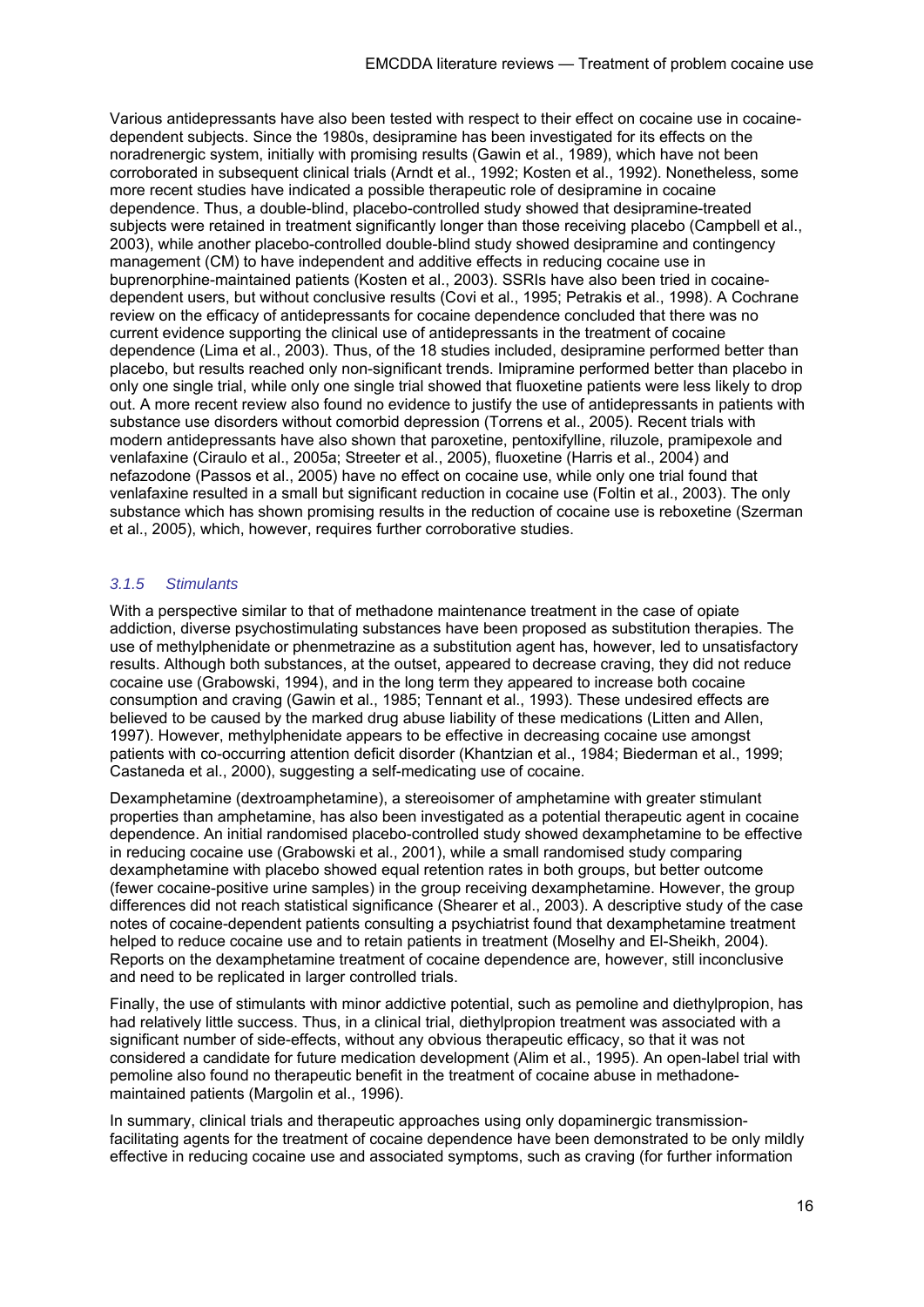Various antidepressants have also been tested with respect to their effect on cocaine use in cocaine-dependent subjects. Since the 1980s, desipramine has been investigated for its effects on the noradrenergic system, initially with promising results (Gawin et al., 1989), which have not been corroborated in subsequent clinical trials (Arndt et al., 1992; Kosten et al., 1992). Nonetheless, some more recent studies have indicated a possible therapeutic role of desipramine in cocaine dependence. Thus, a double-blind, placebo-controlled study showed that desipramine-treated subjects were retained in treatment significantly longer than those receiving placebo (Campbell et al., 2003), while another placebo-controlled double-blind study showed desipramine and contingency management (CM) to have independent and additive effects in reducing cocaine use in buprenorphine-maintained patients (Kosten et al., 2003). SSRIs have also been tried in cocaine-dependent users, but without conclusive results (Covi et al., 1995; Petrakis et al., 1998). A Cochrane review on the efficacy of antidepressants for cocaine dependence concluded that there was no current evidence supporting the clinical use of antidepressants in the treatment of cocaine dependence (Lima et al., 2003). Thus, of the 18 studies included, desipramine performed better than placebo, but results reached only non-significant trends. Imipramine performed better than placebo in only one single trial, while only one single trial showed that fluoxetine patients were less likely to drop out. A more recent review also found no evidence to justify the use of antidepressants in patients with substance use disorders without comorbid depression (Torrens et al., 2005). Recent trials with modern antidepressants have also shown that paroxetine, pentoxifylline, riluzole, pramipexole and venlafaxine (Ciraulo et al., 2005a; Streeter et al., 2005), fluoxetine (Harris et al., 2004) and nefazodone (Passos et al., 2005) have no effect on cocaine use, while only one trial found that venlafaxine resulted in a small but significant reduction in cocaine use (Foltin et al., 2003). The only substance which has shown promising results in the reduction of cocaine use is reboxetine (Szerman et al., 2005), which, however, requires further corroborative studies.

### *3.1.5 Stimulants*

With a perspective similar to that of methadone maintenance treatment in the case of opiate addiction, diverse psychostimulating substances have been proposed as substitution therapies. The use of methylphenidate or phenmetrazine as a substitution agent has, however, led to unsatisfactory results. Although both substances, at the outset, appeared to decrease craving, they did not reduce cocaine use (Grabowski, 1994), and in the long term they appeared to increase both cocaine consumption and craving (Gawin et al., 1985; Tennant et al., 1993). These undesired effects are believed to be caused by the marked drug abuse liability of these medications (Litten and Allen, 1997). However, methylphenidate appears to be effective in decreasing cocaine use amongst patients with co-occurring attention deficit disorder (Khantzian et al., 1984; Biederman et al., 1999; Castaneda et al., 2000), suggesting a self-medicating use of cocaine.

Dexamphetamine (dextroamphetamine), a stereoisomer of amphetamine with greater stimulant properties than amphetamine, has also been investigated as a potential therapeutic agent in cocaine dependence. An initial randomised placebo-controlled study showed dexamphetamine to be effective in reducing cocaine use (Grabowski et al., 2001), while a small randomised study comparing dexamphetamine with placebo showed equal retention rates in both groups, but better outcome (fewer cocaine-positive urine samples) in the group receiving dexamphetamine. However, the group differences did not reach statistical significance (Shearer et al., 2003). A descriptive study of the case notes of cocaine-dependent patients consulting a psychiatrist found that dexamphetamine treatment helped to reduce cocaine use and to retain patients in treatment (Moselhy and El-Sheikh, 2004). Reports on the dexamphetamine treatment of cocaine dependence are, however, still inconclusive and need to be replicated in larger controlled trials.

Finally, the use of stimulants with minor addictive potential, such as pemoline and diethylpropion, has had relatively little success. Thus, in a clinical trial, diethylpropion treatment was associated with a significant number of side-effects, without any obvious therapeutic efficacy, so that it was not considered a candidate for future medication development (Alim et al., 1995). An open-label trial with pemoline also found no therapeutic benefit in the treatment of cocaine abuse in methadone-maintained patients (Margolin et al., 1996).

In summary, clinical trials and therapeutic approaches using only dopaminergic transmission-facilitating agents for the treatment of cocaine dependence have been demonstrated to be only mildly effective in reducing cocaine use and associated symptoms, such as craving (for further information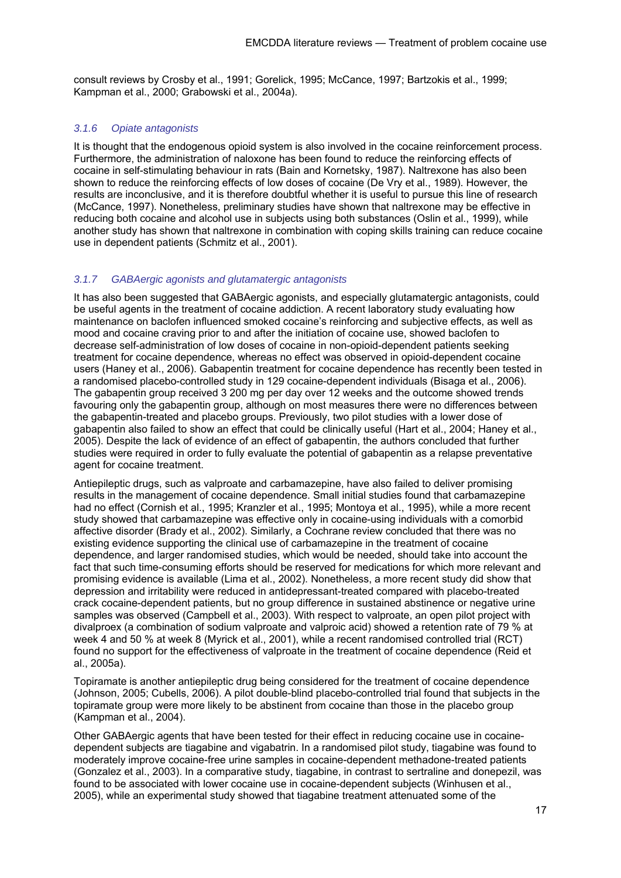consult reviews by Crosby et al., 1991; Gorelick, 1995; McCance, 1997; Bartzokis et al., 1999; Kampman et al., 2000; Grabowski et al., 2004a).

### *3.1.6 Opiate antagonists*

It is thought that the endogenous opioid system is also involved in the cocaine reinforcement process. Furthermore, the administration of naloxone has been found to reduce the reinforcing effects of cocaine in self-stimulating behaviour in rats (Bain and Kornetsky, 1987). Naltrexone has also been shown to reduce the reinforcing effects of low doses of cocaine (De Vry et al., 1989). However, the results are inconclusive, and it is therefore doubtful whether it is useful to pursue this line of research (McCance, 1997). Nonetheless, preliminary studies have shown that naltrexone may be effective in reducing both cocaine and alcohol use in subjects using both substances (Oslin et al., 1999), while another study has shown that naltrexone in combination with coping skills training can reduce cocaine use in dependent patients (Schmitz et al., 2001).

### *3.1.7 GABAergic agonists and glutamatergic antagonists*

It has also been suggested that GABAergic agonists, and especially glutamatergic antagonists, could be useful agents in the treatment of cocaine addiction. A recent laboratory study evaluating how maintenance on baclofen influenced smoked cocaine's reinforcing and subjective effects, as well as mood and cocaine craving prior to and after the initiation of cocaine use, showed baclofen to decrease self-administration of low doses of cocaine in non-opioid-dependent patients seeking treatment for cocaine dependence, whereas no effect was observed in opioid-dependent cocaine users (Haney et al., 2006). Gabapentin treatment for cocaine dependence has recently been tested in a randomised placebo-controlled study in 129 cocaine-dependent individuals (Bisaga et al., 2006). The gabapentin group received 3 200 mg per day over 12 weeks and the outcome showed trends favouring only the gabapentin group, although on most measures there were no differences between the gabapentin-treated and placebo groups. Previously, two pilot studies with a lower dose of gabapentin also failed to show an effect that could be clinically useful (Hart et al., 2004; Haney et al., 2005). Despite the lack of evidence of an effect of gabapentin, the authors concluded that further studies were required in order to fully evaluate the potential of gabapentin as a relapse preventative agent for cocaine treatment.

Antiepileptic drugs, such as valproate and carbamazepine, have also failed to deliver promising results in the management of cocaine dependence. Small initial studies found that carbamazepine had no effect (Cornish et al., 1995; Kranzler et al., 1995; Montoya et al., 1995), while a more recent study showed that carbamazepine was effective only in cocaine-using individuals with a comorbid affective disorder (Brady et al., 2002). Similarly, a Cochrane review concluded that there was no existing evidence supporting the clinical use of carbamazepine in the treatment of cocaine dependence, and larger randomised studies, which would be needed, should take into account the fact that such time-consuming efforts should be reserved for medications for which more relevant and promising evidence is available (Lima et al., 2002). Nonetheless, a more recent study did show that depression and irritability were reduced in antidepressant-treated compared with placebo-treated crack cocaine-dependent patients, but no group difference in sustained abstinence or negative urine samples was observed (Campbell et al., 2003). With respect to valproate, an open pilot project with divalproex (a combination of sodium valproate and valproic acid) showed a retention rate of 79 % at week 4 and 50 % at week 8 (Myrick et al., 2001), while a recent randomised controlled trial (RCT) found no support for the effectiveness of valproate in the treatment of cocaine dependence (Reid et al., 2005a).

Topiramate is another antiepileptic drug being considered for the treatment of cocaine dependence (Johnson, 2005; Cubells, 2006). A pilot double-blind placebo-controlled trial found that subjects in the topiramate group were more likely to be abstinent from cocaine than those in the placebo group (Kampman et al., 2004).

Other GABAergic agents that have been tested for their effect in reducing cocaine use in cocaine-dependent subjects are tiagabine and vigabatrin. In a randomised pilot study, tiagabine was found to moderately improve cocaine-free urine samples in cocaine-dependent methadone-treated patients (Gonzalez et al., 2003). In a comparative study, tiagabine, in contrast to sertraline and donepezil, was found to be associated with lower cocaine use in cocaine-dependent subjects (Winhusen et al., 2005), while an experimental study showed that tiagabine treatment attenuated some of the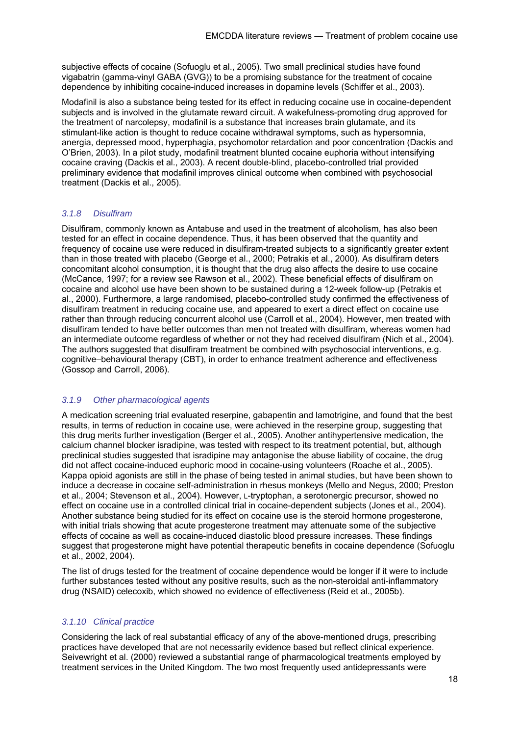subjective effects of cocaine (Sofuoglu et al., 2005). Two small preclinical studies have found vigabatrin (gamma-vinyl GABA (GVG)) to be a promising substance for the treatment of cocaine dependence by inhibiting cocaine-induced increases in dopamine levels (Schiffer et al., 2003).

Modafinil is also a substance being tested for its effect in reducing cocaine use in cocaine-dependent subjects and is involved in the glutamate reward circuit. A wakefulness-promoting drug approved for the treatment of narcolepsy, modafinil is a substance that increases brain glutamate, and its stimulant-like action is thought to reduce cocaine withdrawal symptoms, such as hypersomnia, anergia, depressed mood, hyperphagia, psychomotor retardation and poor concentration (Dackis and O'Brien, 2003). In a pilot study, modafinil treatment blunted cocaine euphoria without intensifying cocaine craving (Dackis et al., 2003). A recent double-blind, placebo-controlled trial provided preliminary evidence that modafinil improves clinical outcome when combined with psychosocial treatment (Dackis et al., 2005).

### *3.1.8 Disulfiram*

Disulfiram, commonly known as Antabuse and used in the treatment of alcoholism, has also been tested for an effect in cocaine dependence. Thus, it has been observed that the quantity and frequency of cocaine use were reduced in disulfiram-treated subjects to a significantly greater extent than in those treated with placebo (George et al., 2000; Petrakis et al., 2000). As disulfiram deters concomitant alcohol consumption, it is thought that the drug also affects the desire to use cocaine (McCance, 1997; for a review see Rawson et al., 2002). These beneficial effects of disulfiram on cocaine and alcohol use have been shown to be sustained during a 12-week follow-up (Petrakis et al., 2000). Furthermore, a large randomised, placebo-controlled study confirmed the effectiveness of disulfiram treatment in reducing cocaine use, and appeared to exert a direct effect on cocaine use rather than through reducing concurrent alcohol use (Carroll et al., 2004). However, men treated with disulfiram tended to have better outcomes than men not treated with disulfiram, whereas women had an intermediate outcome regardless of whether or not they had received disulfiram (Nich et al., 2004). The authors suggested that disulfiram treatment be combined with psychosocial interventions, e.g. cognitive–behavioural therapy (CBT), in order to enhance treatment adherence and effectiveness (Gossop and Carroll, 2006).

### *3.1.9 Other pharmacological agents*

A medication screening trial evaluated reserpine, gabapentin and lamotrigine, and found that the best results, in terms of reduction in cocaine use, were achieved in the reserpine group, suggesting that this drug merits further investigation (Berger et al., 2005). Another antihypertensive medication, the calcium channel blocker isradipine, was tested with respect to its treatment potential, but, although preclinical studies suggested that isradipine may antagonise the abuse liability of cocaine, the drug did not affect cocaine-induced euphoric mood in cocaine-using volunteers (Roache et al., 2005). Kappa opioid agonists are still in the phase of being tested in animal studies, but have been shown to induce a decrease in cocaine self-administration in rhesus monkeys (Mello and Negus, 2000; Preston et al., 2004; Stevenson et al., 2004). However, L-tryptophan, a serotonergic precursor, showed no effect on cocaine use in a controlled clinical trial in cocaine-dependent subjects (Jones et al., 2004). Another substance being studied for its effect on cocaine use is the steroid hormone progesterone, with initial trials showing that acute progesterone treatment may attenuate some of the subjective effects of cocaine as well as cocaine-induced diastolic blood pressure increases. These findings suggest that progesterone might have potential therapeutic benefits in cocaine dependence (Sofuoglu et al., 2002, 2004).

The list of drugs tested for the treatment of cocaine dependence would be longer if it were to include further substances tested without any positive results, such as the non-steroidal anti-inflammatory drug (NSAID) celecoxib, which showed no evidence of effectiveness (Reid et al., 2005b).

### *3.1.10 Clinical practice*

Considering the lack of real substantial efficacy of any of the above-mentioned drugs, prescribing practices have developed that are not necessarily evidence based but reflect clinical experience. Seivewright et al. (2000) reviewed a substantial range of pharmacological treatments employed by treatment services in the United Kingdom. The two most frequently used antidepressants were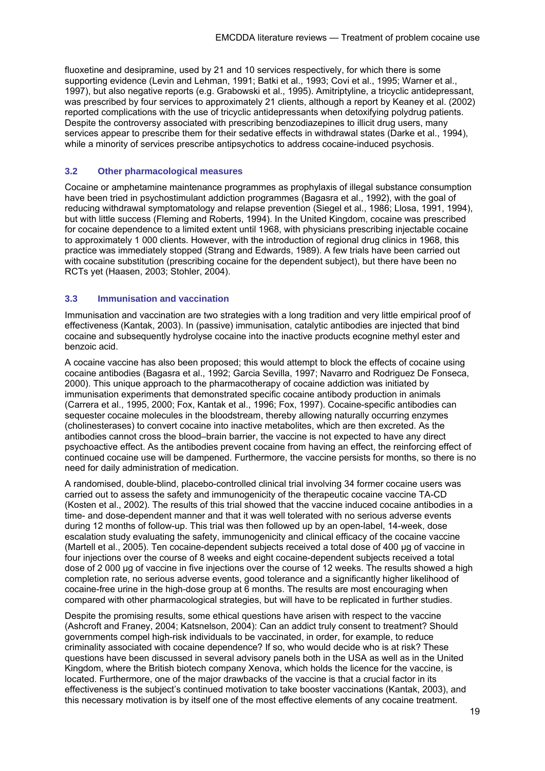fluoxetine and desipramine, used by 21 and 10 services respectively, for which there is some supporting evidence (Levin and Lehman, 1991; Batki et al., 1993; Covi et al., 1995; Warner et al., 1997), but also negative reports (e.g. Grabowski et al., 1995). Amitriptyline, a tricyclic antidepressant, was prescribed by four services to approximately 21 clients, although a report by Keaney et al. (2002) reported complications with the use of tricyclic antidepressants when detoxifying polydrug patients. Despite the controversy associated with prescribing benzodiazepines to illicit drug users, many services appear to prescribe them for their sedative effects in withdrawal states (Darke et al., 1994), while a minority of services prescribe antipsychotics to address cocaine-induced psychosis.

### 3.2 Other pharmacological measures

Cocaine or amphetamine maintenance programmes as prophylaxis of illegal substance consumption have been tried in psychostimulant addiction programmes (Bagasra et al., 1992), with the goal of reducing withdrawal symptomatology and relapse prevention (Siegel et al., 1986; Llosa, 1991, 1994), but with little success (Fleming and Roberts, 1994). In the United Kingdom, cocaine was prescribed for cocaine dependence to a limited extent until 1968, with physicians prescribing injectable cocaine to approximately 1 000 clients. However, with the introduction of regional drug clinics in 1968, this practice was immediately stopped (Strang and Edwards, 1989). A few trials have been carried out with cocaine substitution (prescribing cocaine for the dependent subject), but there have been no RCTs yet (Haasen, 2003; Stohler, 2004).

### 3.3 Immunisation and vaccination

Immunisation and vaccination are two strategies with a long tradition and very little empirical proof of effectiveness (Kantak, 2003). In (passive) immunisation, catalytic antibodies are injected that bind cocaine and subsequently hydrolyse cocaine into the inactive products ecognine methyl ester and benzoic acid.

A cocaine vaccine has also been proposed; this would attempt to block the effects of cocaine using cocaine antibodies (Bagasra et al., 1992; Garcia Sevilla, 1997; Navarro and Rodriguez De Fonseca, 2000). This unique approach to the pharmacotherapy of cocaine addiction was initiated by immunisation experiments that demonstrated specific cocaine antibody production in animals (Carrera et al., 1995, 2000; Fox, Kantak et al., 1996; Fox, 1997). Cocaine-specific antibodies can sequester cocaine molecules in the bloodstream, thereby allowing naturally occurring enzymes (cholinesterases) to convert cocaine into inactive metabolites, which are then excreted. As the antibodies cannot cross the blood–brain barrier, the vaccine is not expected to have any direct psychoactive effect. As the antibodies prevent cocaine from having an effect, the reinforcing effect of continued cocaine use will be dampened. Furthermore, the vaccine persists for months, so there is no need for daily administration of medication.

A randomised, double-blind, placebo-controlled clinical trial involving 34 former cocaine users was carried out to assess the safety and immunogenicity of the therapeutic cocaine vaccine TA-CD (Kosten et al., 2002). The results of this trial showed that the vaccine induced cocaine antibodies in a time- and dose-dependent manner and that it was well tolerated with no serious adverse events during 12 months of follow-up. This trial was then followed up by an open-label, 14-week, dose escalation study evaluating the safety, immunogenicity and clinical efficacy of the cocaine vaccine (Martell et al., 2005). Ten cocaine-dependent subjects received a total dose of 400 µg of vaccine in four injections over the course of 8 weeks and eight cocaine-dependent subjects received a total dose of 2 000 µg of vaccine in five injections over the course of 12 weeks. The results showed a high completion rate, no serious adverse events, good tolerance and a significantly higher likelihood of cocaine-free urine in the high-dose group at 6 months. The results are most encouraging when compared with other pharmacological strategies, but will have to be replicated in further studies.

Despite the promising results, some ethical questions have arisen with respect to the vaccine (Ashcroft and Franey, 2004; Katsnelson, 2004): Can an addict truly consent to treatment? Should governments compel high-risk individuals to be vaccinated, in order, for example, to reduce criminality associated with cocaine dependence? If so, who would decide who is at risk? These questions have been discussed in several advisory panels both in the USA as well as in the United Kingdom, where the British biotech company Xenova, which holds the licence for the vaccine, is located. Furthermore, one of the major drawbacks of the vaccine is that a crucial factor in its effectiveness is the subject's continued motivation to take booster vaccinations (Kantak, 2003), and this necessary motivation is by itself one of the most effective elements of any cocaine treatment.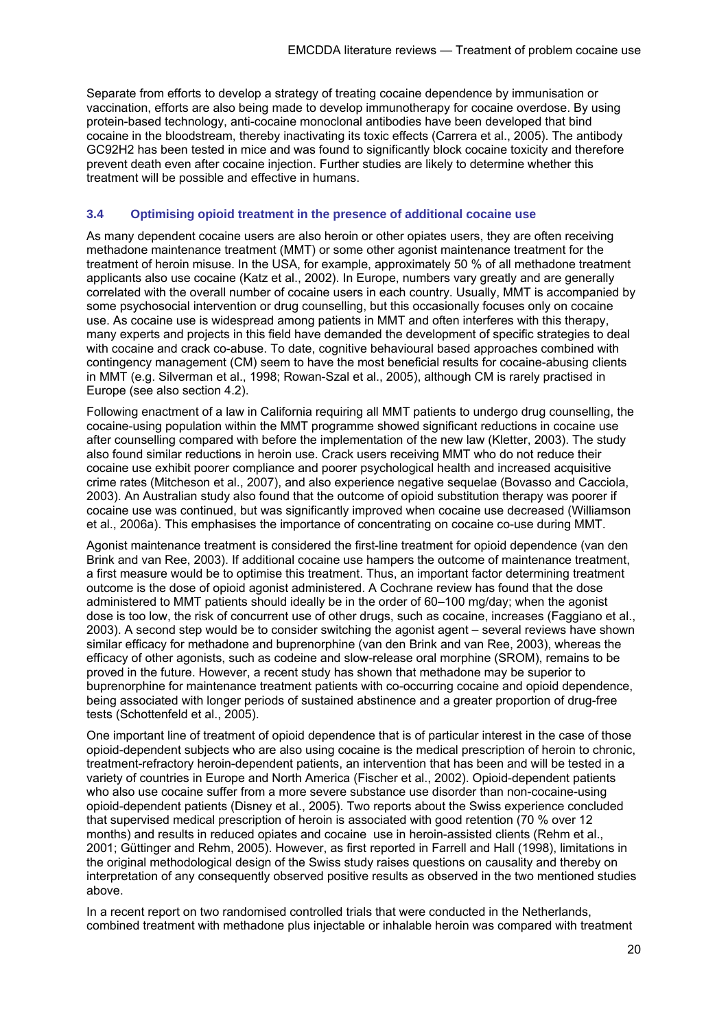Separate from efforts to develop a strategy of treating cocaine dependence by immunisation or vaccination, efforts are also being made to develop immunotherapy for cocaine overdose. By using protein-based technology, anti-cocaine monoclonal antibodies have been developed that bind cocaine in the bloodstream, thereby inactivating its toxic effects (Carrera et al., 2005). The antibody GC92H2 has been tested in mice and was found to significantly block cocaine toxicity and therefore prevent death even after cocaine injection. Further studies are likely to determine whether this treatment will be possible and effective in humans.

### 3.4 Optimising opioid treatment in the presence of additional cocaine use

As many dependent cocaine users are also heroin or other opiates users, they are often receiving methadone maintenance treatment (MMT) or some other agonist maintenance treatment for the treatment of heroin misuse. In the USA, for example, approximately 50 % of all methadone treatment applicants also use cocaine (Katz et al., 2002). In Europe, numbers vary greatly and are generally correlated with the overall number of cocaine users in each country. Usually, MMT is accompanied by some psychosocial intervention or drug counselling, but this occasionally focuses only on cocaine use. As cocaine use is widespread among patients in MMT and often interferes with this therapy, many experts and projects in this field have demanded the development of specific strategies to deal with cocaine and crack co-abuse. To date, cognitive behavioural based approaches combined with contingency management (CM) seem to have the most beneficial results for cocaine-abusing clients in MMT (e.g. Silverman et al., 1998; Rowan-Szal et al., 2005), although CM is rarely practised in Europe (see also section 4.2).

Following enactment of a law in California requiring all MMT patients to undergo drug counselling, the cocaine-using population within the MMT programme showed significant reductions in cocaine use after counselling compared with before the implementation of the new law (Kletter, 2003). The study also found similar reductions in heroin use. Crack users receiving MMT who do not reduce their cocaine use exhibit poorer compliance and poorer psychological health and increased acquisitive crime rates (Mitcheson et al., 2007), and also experience negative sequelae (Bovasso and Cacciola, 2003). An Australian study also found that the outcome of opioid substitution therapy was poorer if cocaine use was continued, but was significantly improved when cocaine use decreased (Williamson et al., 2006a). This emphasises the importance of concentrating on cocaine co-use during MMT.

Agonist maintenance treatment is considered the first-line treatment for opioid dependence (van den Brink and van Ree, 2003). If additional cocaine use hampers the outcome of maintenance treatment, a first measure would be to optimise this treatment. Thus, an important factor determining treatment outcome is the dose of opioid agonist administered. A Cochrane review has found that the dose administered to MMT patients should ideally be in the order of 60–100 mg/day; when the agonist dose is too low, the risk of concurrent use of other drugs, such as cocaine, increases (Faggiano et al., 2003). A second step would be to consider switching the agonist agent – several reviews have shown similar efficacy for methadone and buprenorphine (van den Brink and van Ree, 2003), whereas the efficacy of other agonists, such as codeine and slow-release oral morphine (SROM), remains to be proved in the future. However, a recent study has shown that methadone may be superior to buprenorphine for maintenance treatment patients with co-occurring cocaine and opioid dependence, being associated with longer periods of sustained abstinence and a greater proportion of drug-free tests (Schottenfeld et al., 2005).

One important line of treatment of opioid dependence that is of particular interest in the case of those opioid-dependent subjects who are also using cocaine is the medical prescription of heroin to chronic, treatment-refractory heroin-dependent patients, an intervention that has been and will be tested in a variety of countries in Europe and North America (Fischer et al., 2002). Opioid-dependent patients who also use cocaine suffer from a more severe substance use disorder than non-cocaine-using opioid-dependent patients (Disney et al., 2005). Two reports about the Swiss experience concluded that supervised medical prescription of heroin is associated with good retention (70 % over 12 months) and results in reduced opiates and cocaine use in heroin-assisted clients (Rehm et al., 2001; Güttinger and Rehm, 2005). However, as first reported in Farrell and Hall (1998), limitations in the original methodological design of the Swiss study raises questions on causality and thereby on interpretation of any consequently observed positive results as observed in the two mentioned studies above.

In a recent report on two randomised controlled trials that were conducted in the Netherlands, combined treatment with methadone plus injectable or inhalable heroin was compared with treatment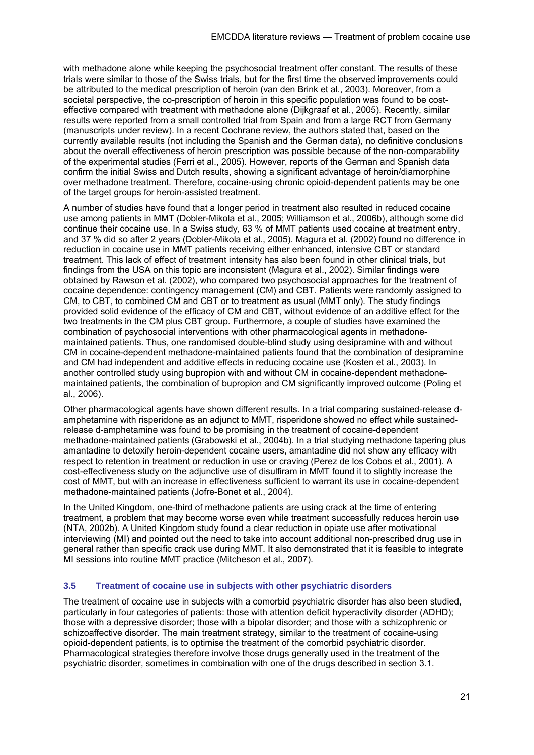with methadone alone while keeping the psychosocial treatment offer constant. The results of these trials were similar to those of the Swiss trials, but for the first time the observed improvements could be attributed to the medical prescription of heroin (van den Brink et al., 2003). Moreover, from a societal perspective, the co-prescription of heroin in this specific population was found to be cost-effective compared with treatment with methadone alone (Dijkgraaf et al., 2005). Recently, similar results were reported from a small controlled trial from Spain and from a large RCT from Germany (manuscripts under review). In a recent Cochrane review, the authors stated that, based on the currently available results (not including the Spanish and the German data), no definitive conclusions about the overall effectiveness of heroin prescription was possible because of the non-comparability of the experimental studies (Ferri et al., 2005). However, reports of the German and Spanish data confirm the initial Swiss and Dutch results, showing a significant advantage of heroin/diamorphine over methadone treatment. Therefore, cocaine-using chronic opioid-dependent patients may be one of the target groups for heroin-assisted treatment.

A number of studies have found that a longer period in treatment also resulted in reduced cocaine use among patients in MMT (Dobler-Mikola et al., 2005; Williamson et al., 2006b), although some did continue their cocaine use. In a Swiss study, 63 % of MMT patients used cocaine at treatment entry, and 37 % did so after 2 years (Dobler-Mikola et al., 2005). Magura et al. (2002) found no difference in reduction in cocaine use in MMT patients receiving either enhanced, intensive CBT or standard treatment. This lack of effect of treatment intensity has also been found in other clinical trials, but findings from the USA on this topic are inconsistent (Magura et al., 2002). Similar findings were obtained by Rawson et al. (2002), who compared two psychosocial approaches for the treatment of cocaine dependence: contingency management (CM) and CBT. Patients were randomly assigned to CM, to CBT, to combined CM and CBT or to treatment as usual (MMT only). The study findings provided solid evidence of the efficacy of CM and CBT, without evidence of an additive effect for the two treatments in the CM plus CBT group. Furthermore, a couple of studies have examined the combination of psychosocial interventions with other pharmacological agents in methadone-maintained patients. Thus, one randomised double-blind study using desipramine with and without CM in cocaine-dependent methadone-maintained patients found that the combination of desipramine and CM had independent and additive effects in reducing cocaine use (Kosten et al., 2003). In another controlled study using bupropion with and without CM in cocaine-dependent methadone-maintained patients, the combination of bupropion and CM significantly improved outcome (Poling et al., 2006).

Other pharmacological agents have shown different results. In a trial comparing sustained-release d-amphetamine with risperidone as an adjunct to MMT, risperidone showed no effect while sustained-release d-amphetamine was found to be promising in the treatment of cocaine-dependent methadone-maintained patients (Grabowski et al., 2004b). In a trial studying methadone tapering plus amantadine to detoxify heroin-dependent cocaine users, amantadine did not show any efficacy with respect to retention in treatment or reduction in use or craving (Perez de los Cobos et al., 2001). A cost-effectiveness study on the adjunctive use of disulfiram in MMT found it to slightly increase the cost of MMT, but with an increase in effectiveness sufficient to warrant its use in cocaine-dependent methadone-maintained patients (Jofre-Bonet et al., 2004).

In the United Kingdom, one-third of methadone patients are using crack at the time of entering treatment, a problem that may become worse even while treatment successfully reduces heroin use (NTA, 2002b). A United Kingdom study found a clear reduction in opiate use after motivational interviewing (MI) and pointed out the need to take into account additional non-prescribed drug use in general rather than specific crack use during MMT. It also demonstrated that it is feasible to integrate MI sessions into routine MMT practice (Mitcheson et al., 2007).

### 3.5 Treatment of cocaine use in subjects with other psychiatric disorders

The treatment of cocaine use in subjects with a comorbid psychiatric disorder has also been studied, particularly in four categories of patients: those with attention deficit hyperactivity disorder (ADHD); those with a depressive disorder; those with a bipolar disorder; and those with a schizophrenic or schizoaffective disorder. The main treatment strategy, similar to the treatment of cocaine-using opioid-dependent patients, is to optimise the treatment of the comorbid psychiatric disorder. Pharmacological strategies therefore involve those drugs generally used in the treatment of the psychiatric disorder, sometimes in combination with one of the drugs described in section 3.1.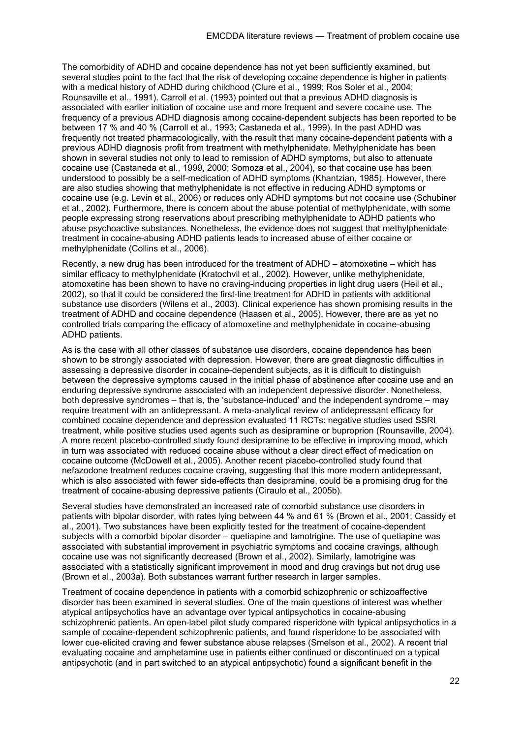The comorbidity of ADHD and cocaine dependence has not yet been sufficiently examined, but several studies point to the fact that the risk of developing cocaine dependence is higher in patients with a medical history of ADHD during childhood (Clure et al., 1999; Ros Soler et al., 2004; Rounsaville et al., 1991). Carroll et al. (1993) pointed out that a previous ADHD diagnosis is associated with earlier initiation of cocaine use and more frequent and severe cocaine use. The frequency of a previous ADHD diagnosis among cocaine-dependent subjects has been reported to be between 17 % and 40 % (Carroll et al., 1993; Castaneda et al., 1999). In the past ADHD was frequently not treated pharmacologically, with the result that many cocaine-dependent patients with a previous ADHD diagnosis profit from treatment with methylphenidate. Methylphenidate has been shown in several studies not only to lead to remission of ADHD symptoms, but also to attenuate cocaine use (Castaneda et al., 1999, 2000; Somoza et al., 2004), so that cocaine use has been understood to possibly be a self-medication of ADHD symptoms (Khantzian, 1985). However, there are also studies showing that methylphenidate is not effective in reducing ADHD symptoms or cocaine use (e.g. Levin et al., 2006) or reduces only ADHD symptoms but not cocaine use (Schubiner et al., 2002). Furthermore, there is concern about the abuse potential of methylphenidate, with some people expressing strong reservations about prescribing methylphenidate to ADHD patients who abuse psychoactive substances. Nonetheless, the evidence does not suggest that methylphenidate treatment in cocaine-abusing ADHD patients leads to increased abuse of either cocaine or methylphenidate (Collins et al., 2006).

Recently, a new drug has been introduced for the treatment of ADHD – atomoxetine – which has similar efficacy to methylphenidate (Kratochvil et al., 2002). However, unlike methylphenidate, atomoxetine has been shown to have no craving-inducing properties in light drug users (Heil et al., 2002), so that it could be considered the first-line treatment for ADHD in patients with additional substance use disorders (Wilens et al., 2003). Clinical experience has shown promising results in the treatment of ADHD and cocaine dependence (Haasen et al., 2005). However, there are as yet no controlled trials comparing the efficacy of atomoxetine and methylphenidate in cocaine-abusing ADHD patients.

As is the case with all other classes of substance use disorders, cocaine dependence has been shown to be strongly associated with depression. However, there are great diagnostic difficulties in assessing a depressive disorder in cocaine-dependent subjects, as it is difficult to distinguish between the depressive symptoms caused in the initial phase of abstinence after cocaine use and an enduring depressive syndrome associated with an independent depressive disorder. Nonetheless, both depressive syndromes – that is, the 'substance-induced' and the independent syndrome – may require treatment with an antidepressant. A meta-analytical review of antidepressant efficacy for combined cocaine dependence and depression evaluated 11 RCTs: negative studies used SSRI treatment, while positive studies used agents such as desipramine or buproprion (Rounsaville, 2004). A more recent placebo-controlled study found desipramine to be effective in improving mood, which in turn was associated with reduced cocaine abuse without a clear direct effect of medication on cocaine outcome (McDowell et al., 2005). Another recent placebo-controlled study found that nefazodone treatment reduces cocaine craving, suggesting that this more modern antidepressant, which is also associated with fewer side-effects than desipramine, could be a promising drug for the treatment of cocaine-abusing depressive patients (Ciraulo et al., 2005b).

Several studies have demonstrated an increased rate of comorbid substance use disorders in patients with bipolar disorder, with rates lying between 44 % and 61 % (Brown et al., 2001; Cassidy et al., 2001). Two substances have been explicitly tested for the treatment of cocaine-dependent subjects with a comorbid bipolar disorder – quetiapine and lamotrigine. The use of quetiapine was associated with substantial improvement in psychiatric symptoms and cocaine cravings, although cocaine use was not significantly decreased (Brown et al., 2002). Similarly, lamotrigine was associated with a statistically significant improvement in mood and drug cravings but not drug use (Brown et al., 2003a). Both substances warrant further research in larger samples.

Treatment of cocaine dependence in patients with a comorbid schizophrenic or schizoaffective disorder has been examined in several studies. One of the main questions of interest was whether atypical antipsychotics have an advantage over typical antipsychotics in cocaine-abusing schizophrenic patients. An open-label pilot study compared risperidone with typical antipsychotics in a sample of cocaine-dependent schizophrenic patients, and found risperidone to be associated with lower cue-elicited craving and fewer substance abuse relapses (Smelson et al., 2002). A recent trial evaluating cocaine and amphetamine use in patients either continued or discontinued on a typical antipsychotic (and in part switched to an atypical antipsychotic) found a significant benefit in the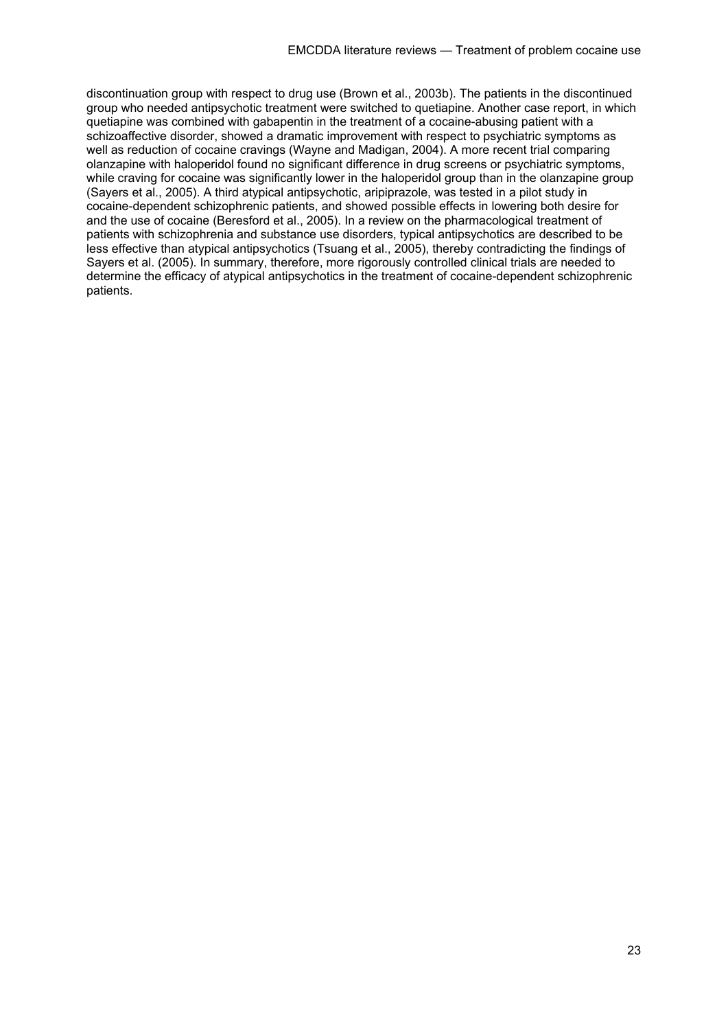discontinuation group with respect to drug use (Brown et al., 2003b). The patients in the discontinued group who needed antipsychotic treatment were switched to quetiapine. Another case report, in which quetiapine was combined with gabapentin in the treatment of a cocaine-abusing patient with a schizoaffective disorder, showed a dramatic improvement with respect to psychiatric symptoms as well as reduction of cocaine cravings (Wayne and Madigan, 2004). A more recent trial comparing olanzapine with haloperidol found no significant difference in drug screens or psychiatric symptoms, while craving for cocaine was significantly lower in the haloperidol group than in the olanzapine group (Sayers et al., 2005). A third atypical antipsychotic, aripiprazole, was tested in a pilot study in cocaine-dependent schizophrenic patients, and showed possible effects in lowering both desire for and the use of cocaine (Beresford et al., 2005). In a review on the pharmacological treatment of patients with schizophrenia and substance use disorders, typical antipsychotics are described to be less effective than atypical antipsychotics (Tsuang et al., 2005), thereby contradicting the findings of Sayers et al. (2005). In summary, therefore, more rigorously controlled clinical trials are needed to determine the efficacy of atypical antipsychotics in the treatment of cocaine-dependent schizophrenic patients.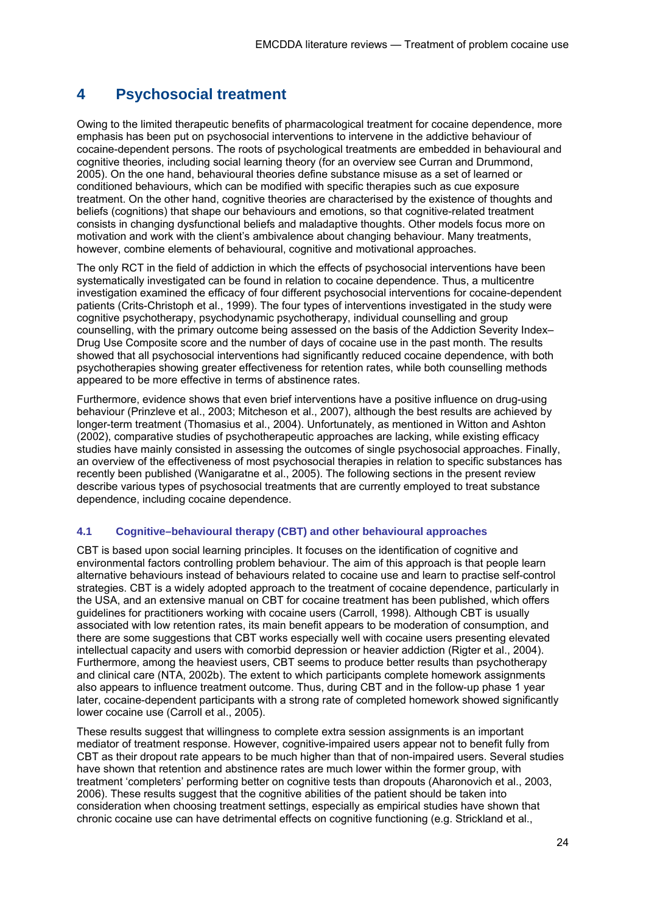# 4 Psychosocial treatment

Owing to the limited therapeutic benefits of pharmacological treatment for cocaine dependence, more emphasis has been put on psychosocial interventions to intervene in the addictive behaviour of cocaine-dependent persons. The roots of psychological treatments are embedded in behavioural and cognitive theories, including social learning theory (for an overview see Curran and Drummond, 2005). On the one hand, behavioural theories define substance misuse as a set of learned or conditioned behaviours, which can be modified with specific therapies such as cue exposure treatment. On the other hand, cognitive theories are characterised by the existence of thoughts and beliefs (cognitions) that shape our behaviours and emotions, so that cognitive-related treatment consists in changing dysfunctional beliefs and maladaptive thoughts. Other models focus more on motivation and work with the client's ambivalence about changing behaviour. Many treatments, however, combine elements of behavioural, cognitive and motivational approaches.

The only RCT in the field of addiction in which the effects of psychosocial interventions have been systematically investigated can be found in relation to cocaine dependence. Thus, a multicentre investigation examined the efficacy of four different psychosocial interventions for cocaine-dependent patients (Crits-Christoph et al., 1999). The four types of interventions investigated in the study were cognitive psychotherapy, psychodynamic psychotherapy, individual counselling and group counselling, with the primary outcome being assessed on the basis of the Addiction Severity Index–Drug Use Composite score and the number of days of cocaine use in the past month. The results showed that all psychosocial interventions had significantly reduced cocaine dependence, with both psychotherapies showing greater effectiveness for retention rates, while both counselling methods appeared to be more effective in terms of abstinence rates.

Furthermore, evidence shows that even brief interventions have a positive influence on drug-using behaviour (Prinzleve et al., 2003; Mitcheson et al., 2007), although the best results are achieved by longer-term treatment (Thomasius et al., 2004). Unfortunately, as mentioned in Witton and Ashton (2002), comparative studies of psychotherapeutic approaches are lacking, while existing efficacy studies have mainly consisted in assessing the outcomes of single psychosocial approaches. Finally, an overview of the effectiveness of most psychosocial therapies in relation to specific substances has recently been published (Wanigaratne et al., 2005). The following sections in the present review describe various types of psychosocial treatments that are currently employed to treat substance dependence, including cocaine dependence.

### 4.1 Cognitive–behavioural therapy (CBT) and other behavioural approaches

CBT is based upon social learning principles. It focuses on the identification of cognitive and environmental factors controlling problem behaviour. The aim of this approach is that people learn alternative behaviours instead of behaviours related to cocaine use and learn to practise self-control strategies. CBT is a widely adopted approach to the treatment of cocaine dependence, particularly in the USA, and an extensive manual on CBT for cocaine treatment has been published, which offers guidelines for practitioners working with cocaine users (Carroll, 1998). Although CBT is usually associated with low retention rates, its main benefit appears to be moderation of consumption, and there are some suggestions that CBT works especially well with cocaine users presenting elevated intellectual capacity and users with comorbid depression or heavier addiction (Rigter et al., 2004). Furthermore, among the heaviest users, CBT seems to produce better results than psychotherapy and clinical care (NTA, 2002b). The extent to which participants complete homework assignments also appears to influence treatment outcome. Thus, during CBT and in the follow-up phase 1 year later, cocaine-dependent participants with a strong rate of completed homework showed significantly lower cocaine use (Carroll et al., 2005).

These results suggest that willingness to complete extra session assignments is an important mediator of treatment response. However, cognitive-impaired users appear not to benefit fully from CBT as their dropout rate appears to be much higher than that of non-impaired users. Several studies have shown that retention and abstinence rates are much lower within the former group, with treatment 'completers' performing better on cognitive tests than dropouts (Aharonovich et al., 2003, 2006). These results suggest that the cognitive abilities of the patient should be taken into consideration when choosing treatment settings, especially as empirical studies have shown that chronic cocaine use can have detrimental effects on cognitive functioning (e.g. Strickland et al.,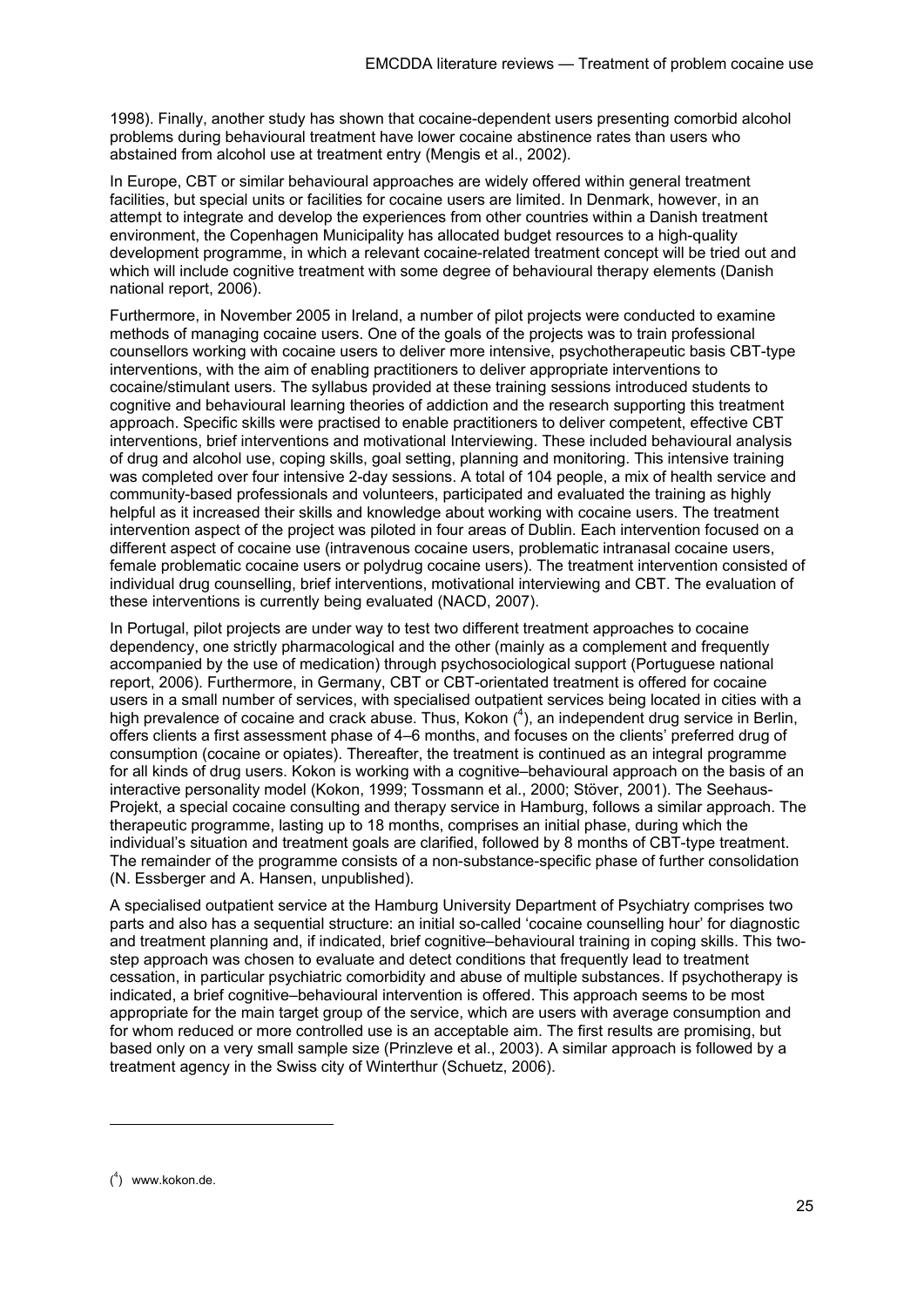1998). Finally, another study has shown that cocaine-dependent users presenting comorbid alcohol problems during behavioural treatment have lower cocaine abstinence rates than users who abstained from alcohol use at treatment entry (Mengis et al., 2002).

In Europe, CBT or similar behavioural approaches are widely offered within general treatment facilities, but special units or facilities for cocaine users are limited. In Denmark, however, in an attempt to integrate and develop the experiences from other countries within a Danish treatment environment, the Copenhagen Municipality has allocated budget resources to a high-quality development programme, in which a relevant cocaine-related treatment concept will be tried out and which will include cognitive treatment with some degree of behavioural therapy elements (Danish national report, 2006).

Furthermore, in November 2005 in Ireland, a number of pilot projects were conducted to examine methods of managing cocaine users. One of the goals of the projects was to train professional counsellors working with cocaine users to deliver more intensive, psychotherapeutic basis CBT-type interventions, with the aim of enabling practitioners to deliver appropriate interventions to cocaine/stimulant users. The syllabus provided at these training sessions introduced students to cognitive and behavioural learning theories of addiction and the research supporting this treatment approach. Specific skills were practised to enable practitioners to deliver competent, effective CBT interventions, brief interventions and motivational Interviewing. These included behavioural analysis of drug and alcohol use, coping skills, goal setting, planning and monitoring. This intensive training was completed over four intensive 2-day sessions. A total of 104 people, a mix of health service and community-based professionals and volunteers, participated and evaluated the training as highly helpful as it increased their skills and knowledge about working with cocaine users. The treatment intervention aspect of the project was piloted in four areas of Dublin. Each intervention focused on a different aspect of cocaine use (intravenous cocaine users, problematic intranasal cocaine users, female problematic cocaine users or polydrug cocaine users). The treatment intervention consisted of individual drug counselling, brief interventions, motivational interviewing and CBT. The evaluation of these interventions is currently being evaluated (NACD, 2007).

In Portugal, pilot projects are under way to test two different treatment approaches to cocaine dependency, one strictly pharmacological and the other (mainly as a complement and frequently accompanied by the use of medication) through psychosociological support (Portuguese national report, 2006). Furthermore, in Germany, CBT or CBT-orientated treatment is offered for cocaine users in a small number of services, with specialised outpatient services being located in cities with a high prevalence of cocaine and crack abuse. Thus, Kokon ([4]), an independent drug service in Berlin, offers clients a first assessment phase of 4–6 months, and focuses on the clients' preferred drug of consumption (cocaine or opiates). Thereafter, the treatment is continued as an integral programme for all kinds of drug users. Kokon is working with a cognitive–behavioural approach on the basis of an interactive personality model (Kokon, 1999; Tossmann et al., 2000; Stöver, 2001). The Seehaus-Projekt, a special cocaine consulting and therapy service in Hamburg, follows a similar approach. The therapeutic programme, lasting up to 18 months, comprises an initial phase, during which the individual's situation and treatment goals are clarified, followed by 8 months of CBT-type treatment. The remainder of the programme consists of a non-substance-specific phase of further consolidation (N. Essberger and A. Hansen, unpublished).

A specialised outpatient service at the Hamburg University Department of Psychiatry comprises two parts and also has a sequential structure: an initial so-called 'cocaine counselling hour' for diagnostic and treatment planning and, if indicated, brief cognitive–behavioural training in coping skills. This two-step approach was chosen to evaluate and detect conditions that frequently lead to treatment cessation, in particular psychiatric comorbidity and abuse of multiple substances. If psychotherapy is indicated, a brief cognitive–behavioural intervention is offered. This approach seems to be most appropriate for the main target group of the service, which are users with average consumption and for whom reduced or more controlled use is an acceptable aim. The first results are promising, but based only on a very small sample size (Prinzleve et al., 2003). A similar approach is followed by a treatment agency in the Swiss city of Winterthur (Schuetz, 2006).

---

([4]) www.kokon.de.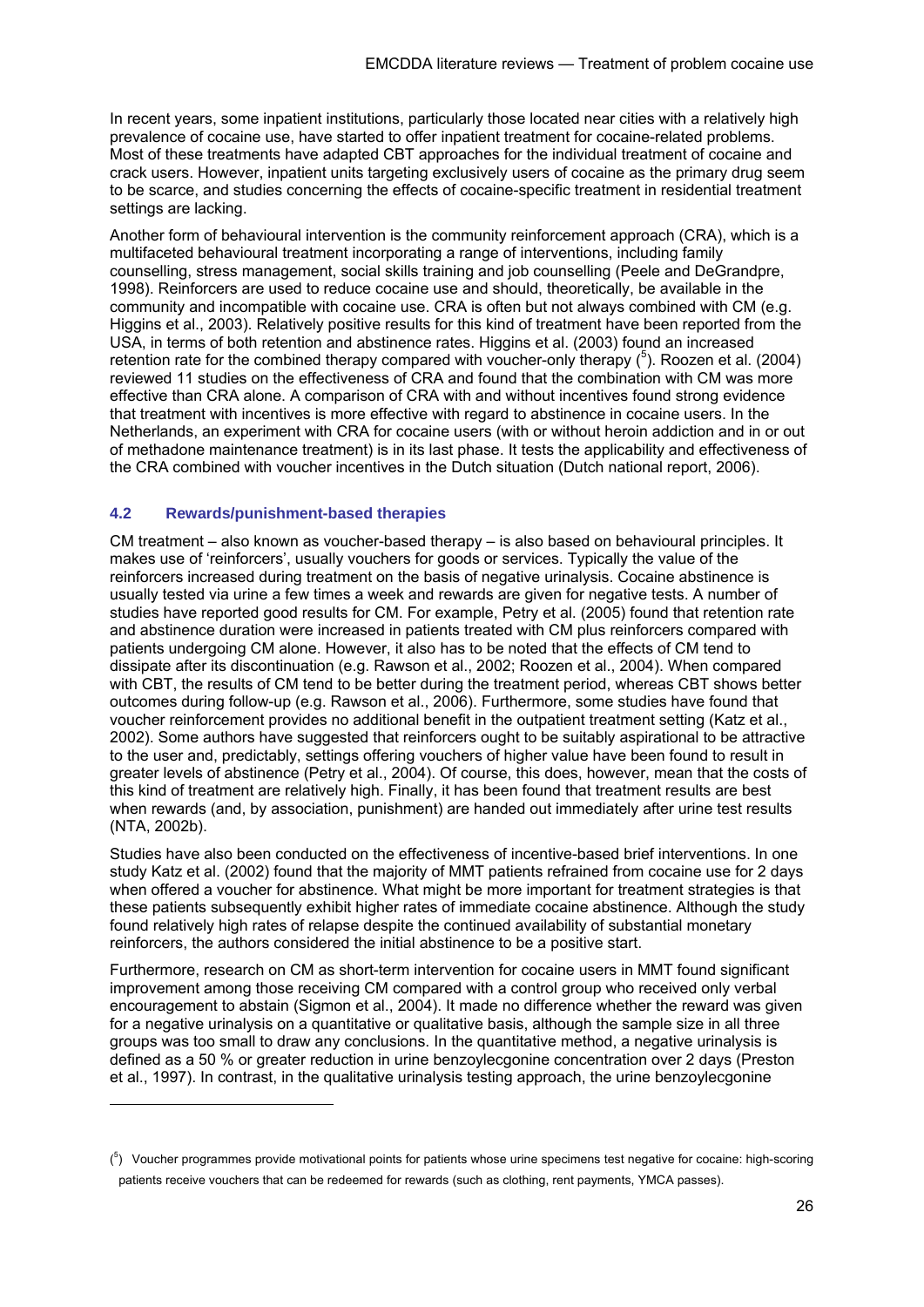In recent years, some inpatient institutions, particularly those located near cities with a relatively high prevalence of cocaine use, have started to offer inpatient treatment for cocaine-related problems. Most of these treatments have adapted CBT approaches for the individual treatment of cocaine and crack users. However, inpatient units targeting exclusively users of cocaine as the primary drug seem to be scarce, and studies concerning the effects of cocaine-specific treatment in residential treatment settings are lacking.

Another form of behavioural intervention is the community reinforcement approach (CRA), which is a multifaceted behavioural treatment incorporating a range of interventions, including family counselling, stress management, social skills training and job counselling (Peele and DeGrandpre, 1998). Reinforcers are used to reduce cocaine use and should, theoretically, be available in the community and incompatible with cocaine use. CRA is often but not always combined with CM (e.g. Higgins et al., 2003). Relatively positive results for this kind of treatment have been reported from the USA, in terms of both retention and abstinence rates. Higgins et al. (2003) found an increased retention rate for the combined therapy compared with voucher-only therapy ([5]). Roozen et al. (2004) reviewed 11 studies on the effectiveness of CRA and found that the combination with CM was more effective than CRA alone. A comparison of CRA with and without incentives found strong evidence that treatment with incentives is more effective with regard to abstinence in cocaine users. In the Netherlands, an experiment with CRA for cocaine users (with or without heroin addiction and in or out of methadone maintenance treatment) is in its last phase. It tests the applicability and effectiveness of the CRA combined with voucher incentives in the Dutch situation (Dutch national report, 2006).

### 4.2 Rewards/punishment-based therapies

CM treatment – also known as voucher-based therapy – is also based on behavioural principles. It makes use of 'reinforcers', usually vouchers for goods or services. Typically the value of the reinforcers increased during treatment on the basis of negative urinalysis. Cocaine abstinence is usually tested via urine a few times a week and rewards are given for negative tests. A number of studies have reported good results for CM. For example, Petry et al. (2005) found that retention rate and abstinence duration were increased in patients treated with CM plus reinforcers compared with patients undergoing CM alone. However, it also has to be noted that the effects of CM tend to dissipate after its discontinuation (e.g. Rawson et al., 2002; Roozen et al., 2004). When compared with CBT, the results of CM tend to be better during the treatment period, whereas CBT shows better outcomes during follow-up (e.g. Rawson et al., 2006). Furthermore, some studies have found that voucher reinforcement provides no additional benefit in the outpatient treatment setting (Katz et al., 2002). Some authors have suggested that reinforcers ought to be suitably aspirational to be attractive to the user and, predictably, settings offering vouchers of higher value have been found to result in greater levels of abstinence (Petry et al., 2004). Of course, this does, however, mean that the costs of this kind of treatment are relatively high. Finally, it has been found that treatment results are best when rewards (and, by association, punishment) are handed out immediately after urine test results (NTA, 2002b).

Studies have also been conducted on the effectiveness of incentive-based brief interventions. In one study Katz et al. (2002) found that the majority of MMT patients refrained from cocaine use for 2 days when offered a voucher for abstinence. What might be more important for treatment strategies is that these patients subsequently exhibit higher rates of immediate cocaine abstinence. Although the study found relatively high rates of relapse despite the continued availability of substantial monetary reinforcers, the authors considered the initial abstinence to be a positive start.

Furthermore, research on CM as short-term intervention for cocaine users in MMT found significant improvement among those receiving CM compared with a control group who received only verbal encouragement to abstain (Sigmon et al., 2004). It made no difference whether the reward was given for a negative urinalysis on a quantitative or qualitative basis, although the sample size in all three groups was too small to draw any conclusions. In the quantitative method, a negative urinalysis is defined as a 50 % or greater reduction in urine benzoylecgonine concentration over 2 days (Preston et al., 1997). In contrast, in the qualitative urinalysis testing approach, the urine benzoylecgonine

---

([5]) Voucher programmes provide motivational points for patients whose urine specimens test negative for cocaine: high-scoring patients receive vouchers that can be redeemed for rewards (such as clothing, rent payments, YMCA passes).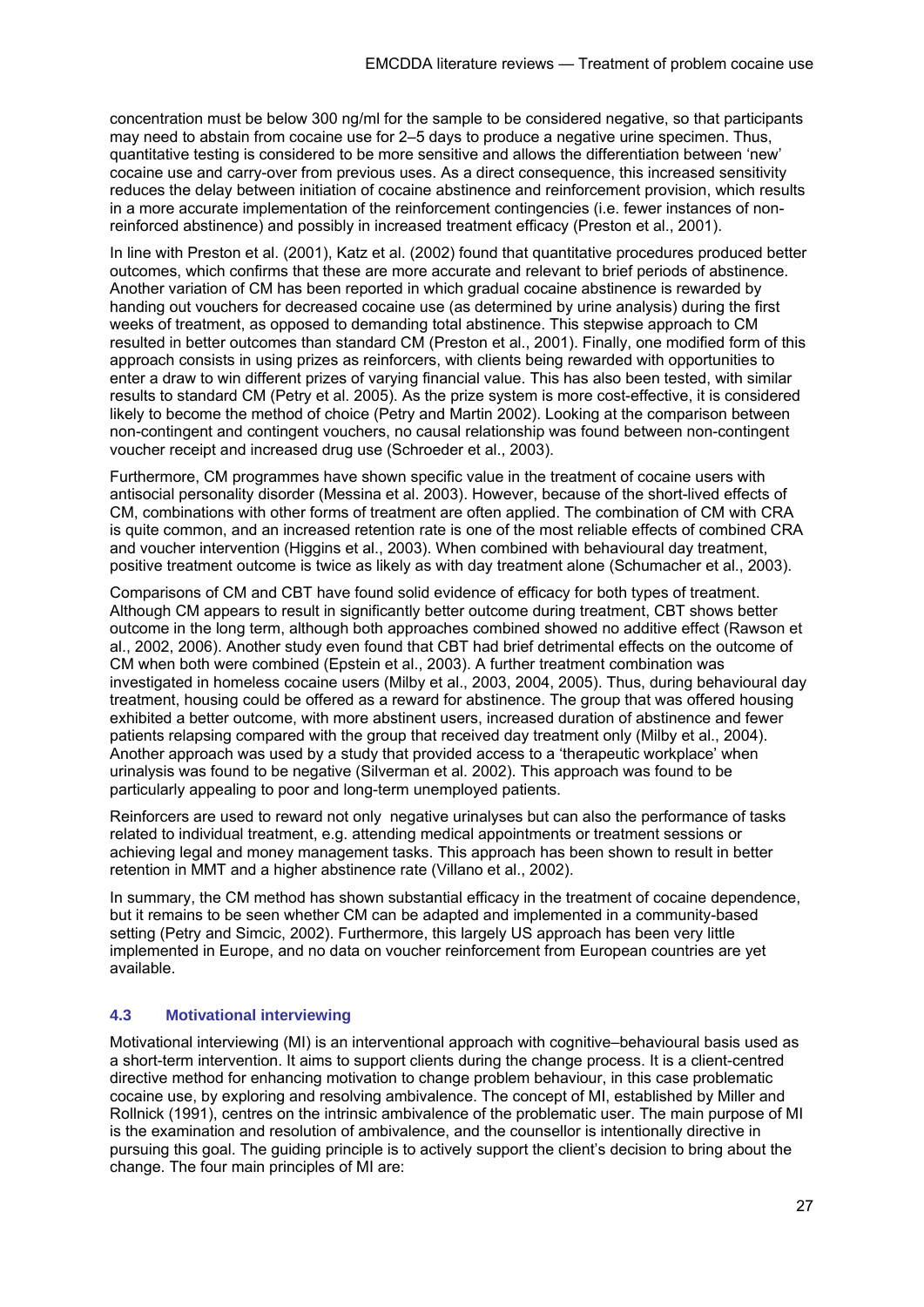concentration must be below 300 ng/ml for the sample to be considered negative, so that participants may need to abstain from cocaine use for 2–5 days to produce a negative urine specimen. Thus, quantitative testing is considered to be more sensitive and allows the differentiation between 'new' cocaine use and carry-over from previous uses. As a direct consequence, this increased sensitivity reduces the delay between initiation of cocaine abstinence and reinforcement provision, which results in a more accurate implementation of the reinforcement contingencies (i.e. fewer instances of non-reinforced abstinence) and possibly in increased treatment efficacy (Preston et al., 2001).

In line with Preston et al. (2001), Katz et al. (2002) found that quantitative procedures produced better outcomes, which confirms that these are more accurate and relevant to brief periods of abstinence. Another variation of CM has been reported in which gradual cocaine abstinence is rewarded by handing out vouchers for decreased cocaine use (as determined by urine analysis) during the first weeks of treatment, as opposed to demanding total abstinence. This stepwise approach to CM resulted in better outcomes than standard CM (Preston et al., 2001). Finally, one modified form of this approach consists in using prizes as reinforcers, with clients being rewarded with opportunities to enter a draw to win different prizes of varying financial value. This has also been tested, with similar results to standard CM (Petry et al. 2005). As the prize system is more cost-effective, it is considered likely to become the method of choice (Petry and Martin 2002). Looking at the comparison between non-contingent and contingent vouchers, no causal relationship was found between non-contingent voucher receipt and increased drug use (Schroeder et al., 2003).

Furthermore, CM programmes have shown specific value in the treatment of cocaine users with antisocial personality disorder (Messina et al. 2003). However, because of the short-lived effects of CM, combinations with other forms of treatment are often applied. The combination of CM with CRA is quite common, and an increased retention rate is one of the most reliable effects of combined CRA and voucher intervention (Higgins et al., 2003). When combined with behavioural day treatment, positive treatment outcome is twice as likely as with day treatment alone (Schumacher et al., 2003).

Comparisons of CM and CBT have found solid evidence of efficacy for both types of treatment. Although CM appears to result in significantly better outcome during treatment, CBT shows better outcome in the long term, although both approaches combined showed no additive effect (Rawson et al., 2002, 2006). Another study even found that CBT had brief detrimental effects on the outcome of CM when both were combined (Epstein et al., 2003). A further treatment combination was investigated in homeless cocaine users (Milby et al., 2003, 2004, 2005). Thus, during behavioural day treatment, housing could be offered as a reward for abstinence. The group that was offered housing exhibited a better outcome, with more abstinent users, increased duration of abstinence and fewer patients relapsing compared with the group that received day treatment only (Milby et al., 2004). Another approach was used by a study that provided access to a 'therapeutic workplace' when urinalysis was found to be negative (Silverman et al. 2002). This approach was found to be particularly appealing to poor and long-term unemployed patients.

Reinforcers are used to reward not only negative urinalyses but can also the performance of tasks related to individual treatment, e.g. attending medical appointments or treatment sessions or achieving legal and money management tasks. This approach has been shown to result in better retention in MMT and a higher abstinence rate (Villano et al., 2002).

In summary, the CM method has shown substantial efficacy in the treatment of cocaine dependence, but it remains to be seen whether CM can be adapted and implemented in a community-based setting (Petry and Simcic, 2002). Furthermore, this largely US approach has been very little implemented in Europe, and no data on voucher reinforcement from European countries are yet available.

### 4.3 Motivational interviewing

Motivational interviewing (MI) is an interventional approach with cognitive–behavioural basis used as a short-term intervention. It aims to support clients during the change process. It is a client-centred directive method for enhancing motivation to change problem behaviour, in this case problematic cocaine use, by exploring and resolving ambivalence. The concept of MI, established by Miller and Rollnick (1991), centres on the intrinsic ambivalence of the problematic user. The main purpose of MI is the examination and resolution of ambivalence, and the counsellor is intentionally directive in pursuing this goal. The guiding principle is to actively support the client's decision to bring about the change. The four main principles of MI are: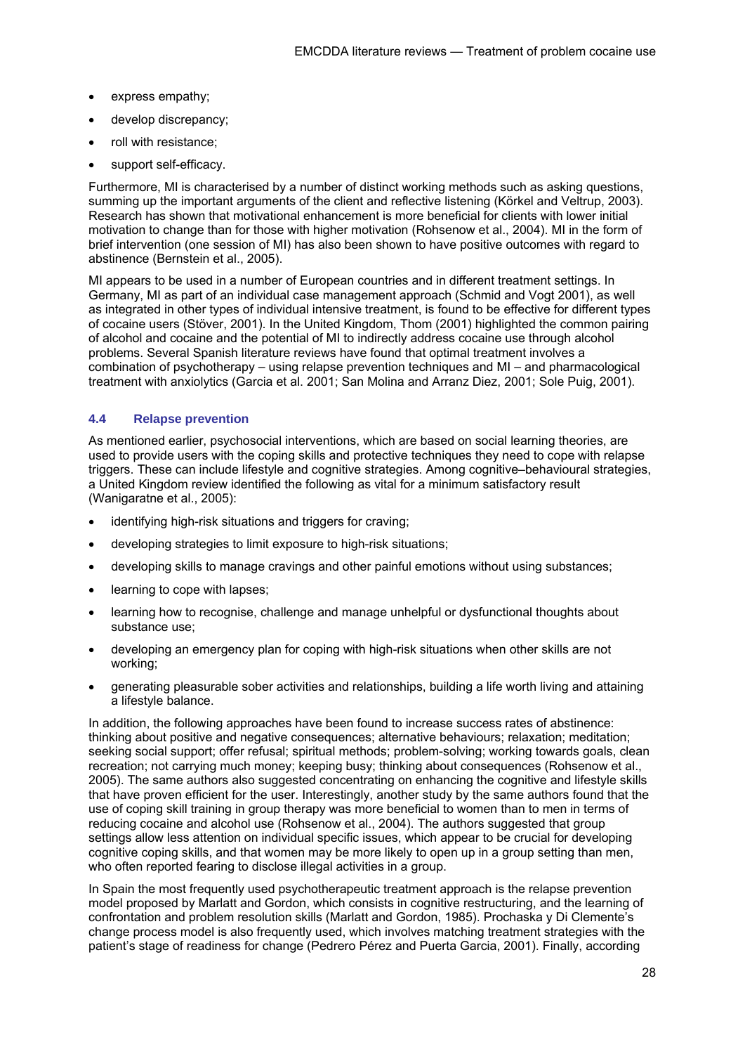- express empathy;
- develop discrepancy;
- roll with resistance;
- support self-efficacy.

Furthermore, MI is characterised by a number of distinct working methods such as asking questions, summing up the important arguments of the client and reflective listening (Körkel and Veltrup, 2003). Research has shown that motivational enhancement is more beneficial for clients with lower initial motivation to change than for those with higher motivation (Rohsenow et al., 2004). MI in the form of brief intervention (one session of MI) has also been shown to have positive outcomes with regard to abstinence (Bernstein et al., 2005).

MI appears to be used in a number of European countries and in different treatment settings. In Germany, MI as part of an individual case management approach (Schmid and Vogt 2001), as well as integrated in other types of individual intensive treatment, is found to be effective for different types of cocaine users (Stöver, 2001). In the United Kingdom, Thom (2001) highlighted the common pairing of alcohol and cocaine and the potential of MI to indirectly address cocaine use through alcohol problems. Several Spanish literature reviews have found that optimal treatment involves a combination of psychotherapy – using relapse prevention techniques and MI – and pharmacological treatment with anxiolytics (Garcia et al. 2001; San Molina and Arranz Diez, 2001; Sole Puig, 2001).

### 4.4 Relapse prevention

As mentioned earlier, psychosocial interventions, which are based on social learning theories, are used to provide users with the coping skills and protective techniques they need to cope with relapse triggers. These can include lifestyle and cognitive strategies. Among cognitive–behavioural strategies, a United Kingdom review identified the following as vital for a minimum satisfactory result (Wanigaratne et al., 2005):

- identifying high-risk situations and triggers for craving;
- developing strategies to limit exposure to high-risk situations;
- developing skills to manage cravings and other painful emotions without using substances;
- learning to cope with lapses;
- learning how to recognise, challenge and manage unhelpful or dysfunctional thoughts about substance use;
- developing an emergency plan for coping with high-risk situations when other skills are not working;
- generating pleasurable sober activities and relationships, building a life worth living and attaining a lifestyle balance.

In addition, the following approaches have been found to increase success rates of abstinence: thinking about positive and negative consequences; alternative behaviours; relaxation; meditation; seeking social support; offer refusal; spiritual methods; problem-solving; working towards goals, clean recreation; not carrying much money; keeping busy; thinking about consequences (Rohsenow et al., 2005). The same authors also suggested concentrating on enhancing the cognitive and lifestyle skills that have proven efficient for the user. Interestingly, another study by the same authors found that the use of coping skill training in group therapy was more beneficial to women than to men in terms of reducing cocaine and alcohol use (Rohsenow et al., 2004). The authors suggested that group settings allow less attention on individual specific issues, which appear to be crucial for developing cognitive coping skills, and that women may be more likely to open up in a group setting than men, who often reported fearing to disclose illegal activities in a group.

In Spain the most frequently used psychotherapeutic treatment approach is the relapse prevention model proposed by Marlatt and Gordon, which consists in cognitive restructuring, and the learning of confrontation and problem resolution skills (Marlatt and Gordon, 1985). Prochaska y Di Clemente's change process model is also frequently used, which involves matching treatment strategies with the patient's stage of readiness for change (Pedrero Pérez and Puerta Garcia, 2001). Finally, according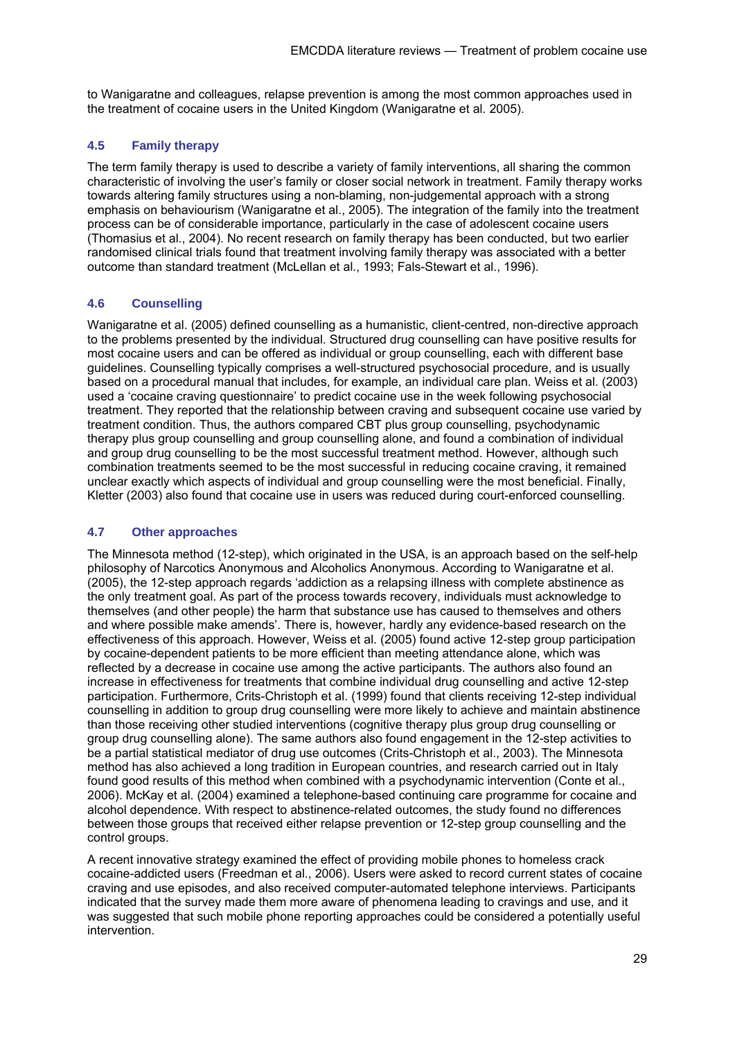to Wanigaratne and colleagues, relapse prevention is among the most common approaches used in the treatment of cocaine users in the United Kingdom (Wanigaratne et al. 2005).

### 4.5 Family therapy

The term family therapy is used to describe a variety of family interventions, all sharing the common characteristic of involving the user's family or closer social network in treatment. Family therapy works towards altering family structures using a non-blaming, non-judgemental approach with a strong emphasis on behaviourism (Wanigaratne et al., 2005). The integration of the family into the treatment process can be of considerable importance, particularly in the case of adolescent cocaine users (Thomasius et al., 2004). No recent research on family therapy has been conducted, but two earlier randomised clinical trials found that treatment involving family therapy was associated with a better outcome than standard treatment (McLellan et al., 1993; Fals-Stewart et al., 1996).

### 4.6 Counselling

Wanigaratne et al. (2005) defined counselling as a humanistic, client-centred, non-directive approach to the problems presented by the individual. Structured drug counselling can have positive results for most cocaine users and can be offered as individual or group counselling, each with different base guidelines. Counselling typically comprises a well-structured psychosocial procedure, and is usually based on a procedural manual that includes, for example, an individual care plan. Weiss et al. (2003) used a 'cocaine craving questionnaire' to predict cocaine use in the week following psychosocial treatment. They reported that the relationship between craving and subsequent cocaine use varied by treatment condition. Thus, the authors compared CBT plus group counselling, psychodynamic therapy plus group counselling and group counselling alone, and found a combination of individual and group drug counselling to be the most successful treatment method. However, although such combination treatments seemed to be the most successful in reducing cocaine craving, it remained unclear exactly which aspects of individual and group counselling were the most beneficial. Finally, Kletter (2003) also found that cocaine use in users was reduced during court-enforced counselling.

### 4.7 Other approaches

The Minnesota method (12-step), which originated in the USA, is an approach based on the self-help philosophy of Narcotics Anonymous and Alcoholics Anonymous. According to Wanigaratne et al. (2005), the 12-step approach regards 'addiction as a relapsing illness with complete abstinence as the only treatment goal. As part of the process towards recovery, individuals must acknowledge to themselves (and other people) the harm that substance use has caused to themselves and others and where possible make amends'. There is, however, hardly any evidence-based research on the effectiveness of this approach. However, Weiss et al. (2005) found active 12-step group participation by cocaine-dependent patients to be more efficient than meeting attendance alone, which was reflected by a decrease in cocaine use among the active participants. The authors also found an increase in effectiveness for treatments that combine individual drug counselling and active 12-step participation. Furthermore, Crits-Christoph et al. (1999) found that clients receiving 12-step individual counselling in addition to group drug counselling were more likely to achieve and maintain abstinence than those receiving other studied interventions (cognitive therapy plus group drug counselling or group drug counselling alone). The same authors also found engagement in the 12-step activities to be a partial statistical mediator of drug use outcomes (Crits-Christoph et al., 2003). The Minnesota method has also achieved a long tradition in European countries, and research carried out in Italy found good results of this method when combined with a psychodynamic intervention (Conte et al., 2006). McKay et al. (2004) examined a telephone-based continuing care programme for cocaine and alcohol dependence. With respect to abstinence-related outcomes, the study found no differences between those groups that received either relapse prevention or 12-step group counselling and the control groups.

A recent innovative strategy examined the effect of providing mobile phones to homeless crack cocaine-addicted users (Freedman et al., 2006). Users were asked to record current states of cocaine craving and use episodes, and also received computer-automated telephone interviews. Participants indicated that the survey made them more aware of phenomena leading to cravings and use, and it was suggested that such mobile phone reporting approaches could be considered a potentially useful intervention.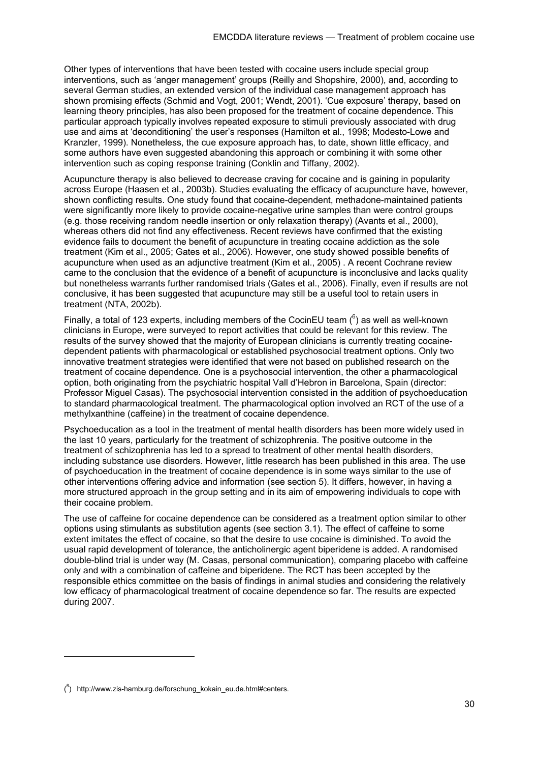Other types of interventions that have been tested with cocaine users include special group interventions, such as 'anger management' groups (Reilly and Shopshire, 2000), and, according to several German studies, an extended version of the individual case management approach has shown promising effects (Schmid and Vogt, 2001; Wendt, 2001). 'Cue exposure' therapy, based on learning theory principles, has also been proposed for the treatment of cocaine dependence. This particular approach typically involves repeated exposure to stimuli previously associated with drug use and aims at 'deconditioning' the user's responses (Hamilton et al., 1998; Modesto-Lowe and Kranzler, 1999). Nonetheless, the cue exposure approach has, to date, shown little efficacy, and some authors have even suggested abandoning this approach or combining it with some other intervention such as coping response training (Conklin and Tiffany, 2002).

Acupuncture therapy is also believed to decrease craving for cocaine and is gaining in popularity across Europe (Haasen et al., 2003b). Studies evaluating the efficacy of acupuncture have, however, shown conflicting results. One study found that cocaine-dependent, methadone-maintained patients were significantly more likely to provide cocaine-negative urine samples than were control groups (e.g. those receiving random needle insertion or only relaxation therapy) (Avants et al., 2000), whereas others did not find any effectiveness. Recent reviews have confirmed that the existing evidence fails to document the benefit of acupuncture in treating cocaine addiction as the sole treatment (Kim et al., 2005; Gates et al., 2006). However, one study showed possible benefits of acupuncture when used as an adjunctive treatment (Kim et al., 2005) . A recent Cochrane review came to the conclusion that the evidence of a benefit of acupuncture is inconclusive and lacks quality but nonetheless warrants further randomised trials (Gates et al., 2006). Finally, even if results are not conclusive, it has been suggested that acupuncture may still be a useful tool to retain users in treatment (NTA, 2002b).

Finally, a total of 123 experts, including members of the CocinEU team ([6]) as well as well-known clinicians in Europe, were surveyed to report activities that could be relevant for this review. The results of the survey showed that the majority of European clinicians is currently treating cocaine-dependent patients with pharmacological or established psychosocial treatment options. Only two innovative treatment strategies were identified that were not based on published research on the treatment of cocaine dependence. One is a psychosocial intervention, the other a pharmacological option, both originating from the psychiatric hospital Vall d'Hebron in Barcelona, Spain (director: Professor Miguel Casas). The psychosocial intervention consisted in the addition of psychoeducation to standard pharmacological treatment. The pharmacological option involved an RCT of the use of a methylxanthine (caffeine) in the treatment of cocaine dependence.

Psychoeducation as a tool in the treatment of mental health disorders has been more widely used in the last 10 years, particularly for the treatment of schizophrenia. The positive outcome in the treatment of schizophrenia has led to a spread to treatment of other mental health disorders, including substance use disorders. However, little research has been published in this area. The use of psychoeducation in the treatment of cocaine dependence is in some ways similar to the use of other interventions offering advice and information (see section 5). It differs, however, in having a more structured approach in the group setting and in its aim of empowering individuals to cope with their cocaine problem.

The use of caffeine for cocaine dependence can be considered as a treatment option similar to other options using stimulants as substitution agents (see section 3.1). The effect of caffeine to some extent imitates the effect of cocaine, so that the desire to use cocaine is diminished. To avoid the usual rapid development of tolerance, the anticholinergic agent biperidene is added. A randomised double-blind trial is under way (M. Casas, personal communication), comparing placebo with caffeine only and with a combination of caffeine and biperidene. The RCT has been accepted by the responsible ethics committee on the basis of findings in animal studies and considering the relatively low efficacy of pharmacological treatment of cocaine dependence so far. The results are expected during 2007.

---

([6]) http://www.zis-hamburg.de/forschung_kokain_eu.de.html#centers.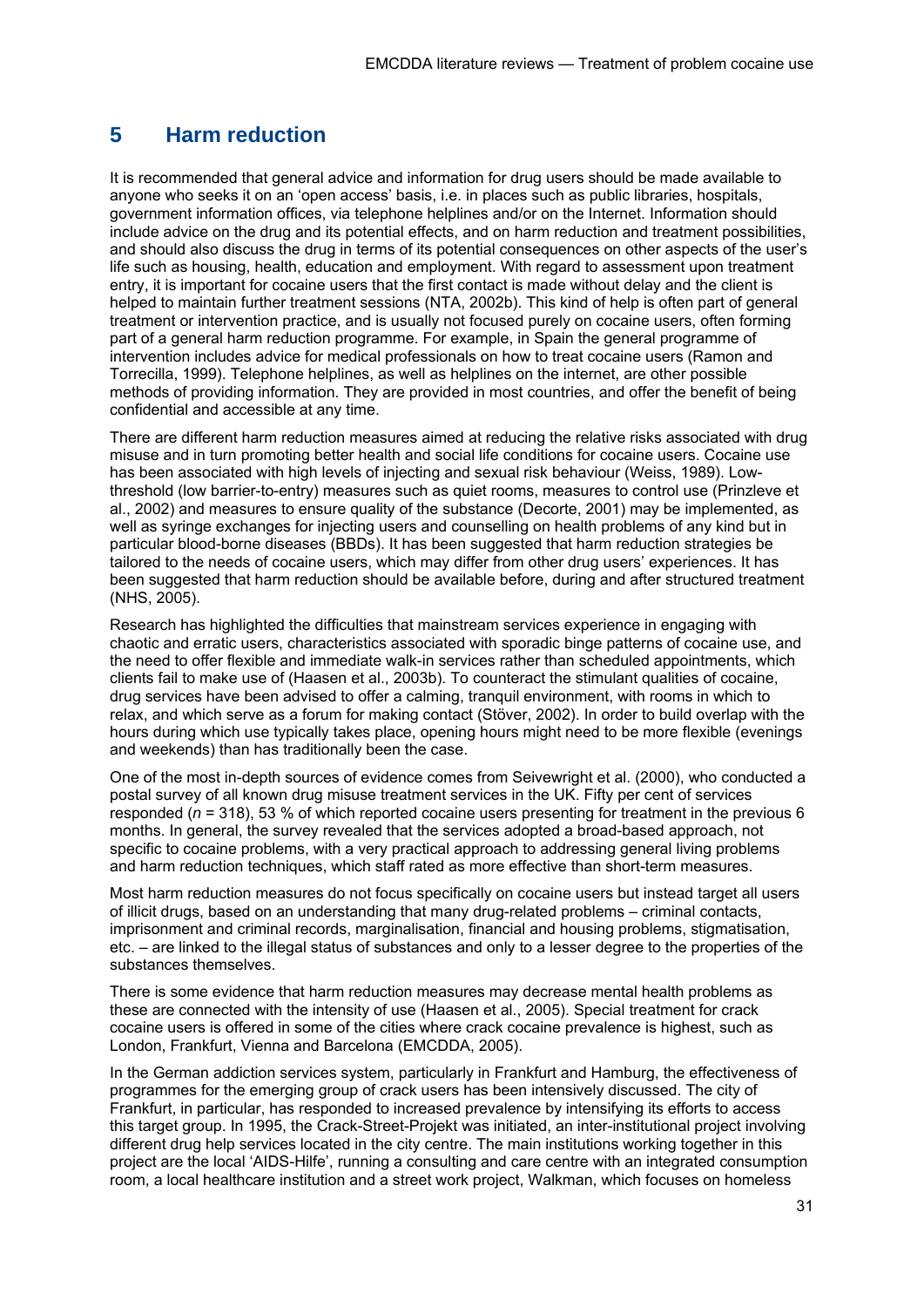# 5 Harm reduction

It is recommended that general advice and information for drug users should be made available to anyone who seeks it on an 'open access' basis, i.e. in places such as public libraries, hospitals, government information offices, via telephone helplines and/or on the Internet. Information should include advice on the drug and its potential effects, and on harm reduction and treatment possibilities, and should also discuss the drug in terms of its potential consequences on other aspects of the user's life such as housing, health, education and employment. With regard to assessment upon treatment entry, it is important for cocaine users that the first contact is made without delay and the client is helped to maintain further treatment sessions (NTA, 2002b). This kind of help is often part of general treatment or intervention practice, and is usually not focused purely on cocaine users, often forming part of a general harm reduction programme. For example, in Spain the general programme of intervention includes advice for medical professionals on how to treat cocaine users (Ramon and Torrecilla, 1999). Telephone helplines, as well as helplines on the internet, are other possible methods of providing information. They are provided in most countries, and offer the benefit of being confidential and accessible at any time.

There are different harm reduction measures aimed at reducing the relative risks associated with drug misuse and in turn promoting better health and social life conditions for cocaine users. Cocaine use has been associated with high levels of injecting and sexual risk behaviour (Weiss, 1989). Low-threshold (low barrier-to-entry) measures such as quiet rooms, measures to control use (Prinzleve et al., 2002) and measures to ensure quality of the substance (Decorte, 2001) may be implemented, as well as syringe exchanges for injecting users and counselling on health problems of any kind but in particular blood-borne diseases (BBDs). It has been suggested that harm reduction strategies be tailored to the needs of cocaine users, which may differ from other drug users' experiences. It has been suggested that harm reduction should be available before, during and after structured treatment (NHS, 2005).

Research has highlighted the difficulties that mainstream services experience in engaging with chaotic and erratic users, characteristics associated with sporadic binge patterns of cocaine use, and the need to offer flexible and immediate walk-in services rather than scheduled appointments, which clients fail to make use of (Haasen et al., 2003b). To counteract the stimulant qualities of cocaine, drug services have been advised to offer a calming, tranquil environment, with rooms in which to relax, and which serve as a forum for making contact (Stöver, 2002). In order to build overlap with the hours during which use typically takes place, opening hours might need to be more flexible (evenings and weekends) than has traditionally been the case.

One of the most in-depth sources of evidence comes from Seivewright et al. (2000), who conducted a postal survey of all known drug misuse treatment services in the UK. Fifty per cent of services responded (*n* = 318), 53 % of which reported cocaine users presenting for treatment in the previous 6 months. In general, the survey revealed that the services adopted a broad-based approach, not specific to cocaine problems, with a very practical approach to addressing general living problems and harm reduction techniques, which staff rated as more effective than short-term measures.

Most harm reduction measures do not focus specifically on cocaine users but instead target all users of illicit drugs, based on an understanding that many drug-related problems – criminal contacts, imprisonment and criminal records, marginalisation, financial and housing problems, stigmatisation, etc. – are linked to the illegal status of substances and only to a lesser degree to the properties of the substances themselves.

There is some evidence that harm reduction measures may decrease mental health problems as these are connected with the intensity of use (Haasen et al., 2005). Special treatment for crack cocaine users is offered in some of the cities where crack cocaine prevalence is highest, such as London, Frankfurt, Vienna and Barcelona (EMCDDA, 2005).

In the German addiction services system, particularly in Frankfurt and Hamburg, the effectiveness of programmes for the emerging group of crack users has been intensively discussed. The city of Frankfurt, in particular, has responded to increased prevalence by intensifying its efforts to access this target group. In 1995, the Crack-Street-Projekt was initiated, an inter-institutional project involving different drug help services located in the city centre. The main institutions working together in this project are the local 'AIDS-Hilfe', running a consulting and care centre with an integrated consumption room, a local healthcare institution and a street work project, Walkman, which focuses on homeless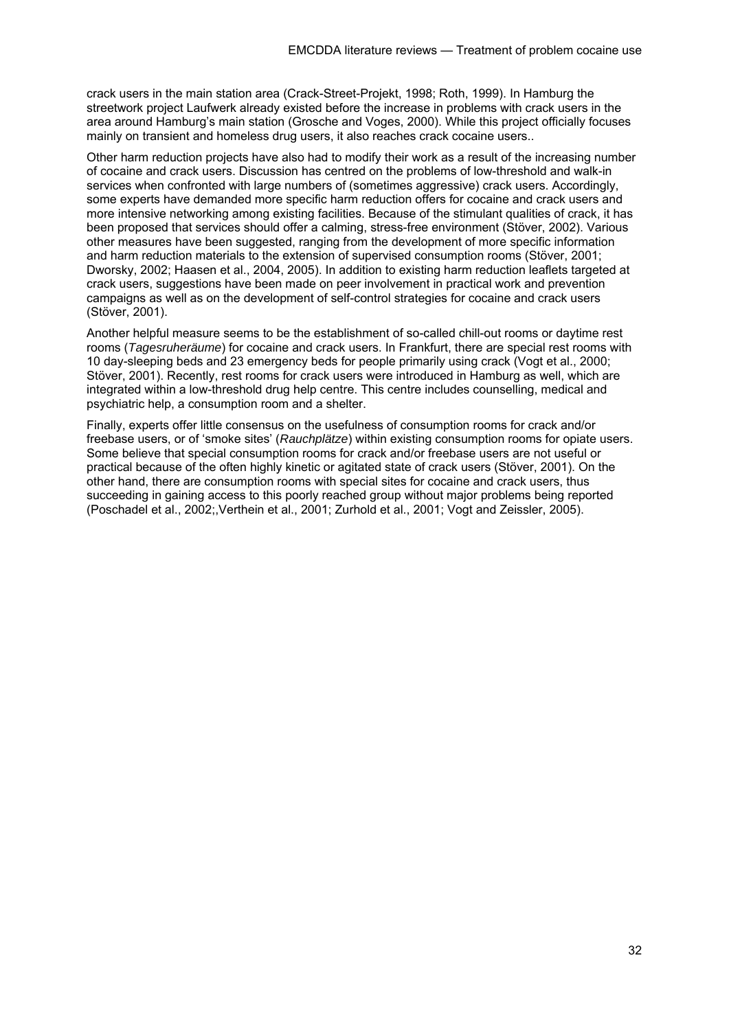crack users in the main station area (Crack-Street-Projekt, 1998; Roth, 1999). In Hamburg the streetwork project Laufwerk already existed before the increase in problems with crack users in the area around Hamburg's main station (Grosche and Voges, 2000). While this project officially focuses mainly on transient and homeless drug users, it also reaches crack cocaine users..

Other harm reduction projects have also had to modify their work as a result of the increasing number of cocaine and crack users. Discussion has centred on the problems of low-threshold and walk-in services when confronted with large numbers of (sometimes aggressive) crack users. Accordingly, some experts have demanded more specific harm reduction offers for cocaine and crack users and more intensive networking among existing facilities. Because of the stimulant qualities of crack, it has been proposed that services should offer a calming, stress-free environment (Stöver, 2002). Various other measures have been suggested, ranging from the development of more specific information and harm reduction materials to the extension of supervised consumption rooms (Stöver, 2001; Dworsky, 2002; Haasen et al., 2004, 2005). In addition to existing harm reduction leaflets targeted at crack users, suggestions have been made on peer involvement in practical work and prevention campaigns as well as on the development of self-control strategies for cocaine and crack users (Stöver, 2001).

Another helpful measure seems to be the establishment of so-called chill-out rooms or daytime rest rooms (*Tagesruheräume*) for cocaine and crack users. In Frankfurt, there are special rest rooms with 10 day-sleeping beds and 23 emergency beds for people primarily using crack (Vogt et al., 2000; Stöver, 2001). Recently, rest rooms for crack users were introduced in Hamburg as well, which are integrated within a low-threshold drug help centre. This centre includes counselling, medical and psychiatric help, a consumption room and a shelter.

Finally, experts offer little consensus on the usefulness of consumption rooms for crack and/or freebase users, or of 'smoke sites' (*Rauchplätze*) within existing consumption rooms for opiate users. Some believe that special consumption rooms for crack and/or freebase users are not useful or practical because of the often highly kinetic or agitated state of crack users (Stöver, 2001). On the other hand, there are consumption rooms with special sites for cocaine and crack users, thus succeeding in gaining access to this poorly reached group without major problems being reported (Poschadel et al., 2002;,Verthein et al., 2001; Zurhold et al., 2001; Vogt and Zeissler, 2005).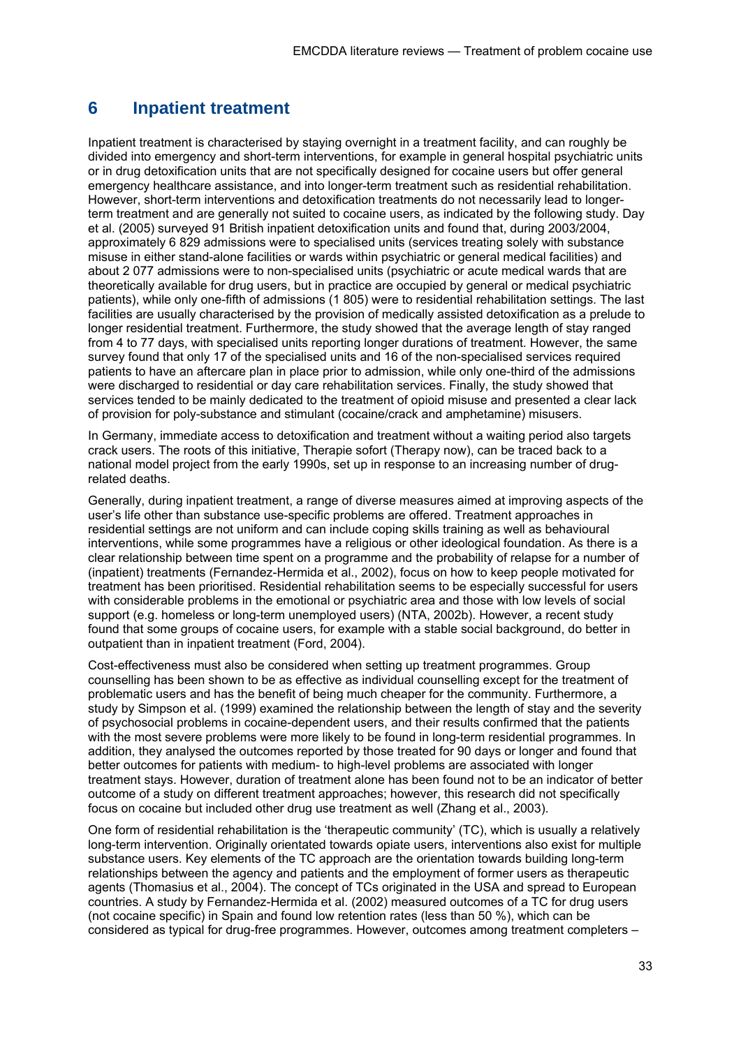## 6 Inpatient treatment

Inpatient treatment is characterised by staying overnight in a treatment facility, and can roughly be divided into emergency and short-term interventions, for example in general hospital psychiatric units or in drug detoxification units that are not specifically designed for cocaine users but offer general emergency healthcare assistance, and into longer-term treatment such as residential rehabilitation. However, short-term interventions and detoxification treatments do not necessarily lead to longer-term treatment and are generally not suited to cocaine users, as indicated by the following study. Day et al. (2005) surveyed 91 British inpatient detoxification units and found that, during 2003/2004, approximately 6 829 admissions were to specialised units (services treating solely with substance misuse in either stand-alone facilities or wards within psychiatric or general medical facilities) and about 2 077 admissions were to non-specialised units (psychiatric or acute medical wards that are theoretically available for drug users, but in practice are occupied by general or medical psychiatric patients), while only one-fifth of admissions (1 805) were to residential rehabilitation settings. The last facilities are usually characterised by the provision of medically assisted detoxification as a prelude to longer residential treatment. Furthermore, the study showed that the average length of stay ranged from 4 to 77 days, with specialised units reporting longer durations of treatment. However, the same survey found that only 17 of the specialised units and 16 of the non-specialised services required patients to have an aftercare plan in place prior to admission, while only one-third of the admissions were discharged to residential or day care rehabilitation services. Finally, the study showed that services tended to be mainly dedicated to the treatment of opioid misuse and presented a clear lack of provision for poly-substance and stimulant (cocaine/crack and amphetamine) misusers.

In Germany, immediate access to detoxification and treatment without a waiting period also targets crack users. The roots of this initiative, Therapie sofort (Therapy now), can be traced back to a national model project from the early 1990s, set up in response to an increasing number of drug-related deaths.

Generally, during inpatient treatment, a range of diverse measures aimed at improving aspects of the user's life other than substance use-specific problems are offered. Treatment approaches in residential settings are not uniform and can include coping skills training as well as behavioural interventions, while some programmes have a religious or other ideological foundation. As there is a clear relationship between time spent on a programme and the probability of relapse for a number of (inpatient) treatments (Fernandez-Hermida et al., 2002), focus on how to keep people motivated for treatment has been prioritised. Residential rehabilitation seems to be especially successful for users with considerable problems in the emotional or psychiatric area and those with low levels of social support (e.g. homeless or long-term unemployed users) (NTA, 2002b). However, a recent study found that some groups of cocaine users, for example with a stable social background, do better in outpatient than in inpatient treatment (Ford, 2004).

Cost-effectiveness must also be considered when setting up treatment programmes. Group counselling has been shown to be as effective as individual counselling except for the treatment of problematic users and has the benefit of being much cheaper for the community. Furthermore, a study by Simpson et al. (1999) examined the relationship between the length of stay and the severity of psychosocial problems in cocaine-dependent users, and their results confirmed that the patients with the most severe problems were more likely to be found in long-term residential programmes. In addition, they analysed the outcomes reported by those treated for 90 days or longer and found that better outcomes for patients with medium- to high-level problems are associated with longer treatment stays. However, duration of treatment alone has been found not to be an indicator of better outcome of a study on different treatment approaches; however, this research did not specifically focus on cocaine but included other drug use treatment as well (Zhang et al., 2003).

One form of residential rehabilitation is the 'therapeutic community' (TC), which is usually a relatively long-term intervention. Originally orientated towards opiate users, interventions also exist for multiple substance users. Key elements of the TC approach are the orientation towards building long-term relationships between the agency and patients and the employment of former users as therapeutic agents (Thomasius et al., 2004). The concept of TCs originated in the USA and spread to European countries. A study by Fernandez-Hermida et al. (2002) measured outcomes of a TC for drug users (not cocaine specific) in Spain and found low retention rates (less than 50 %), which can be considered as typical for drug-free programmes. However, outcomes among treatment completers –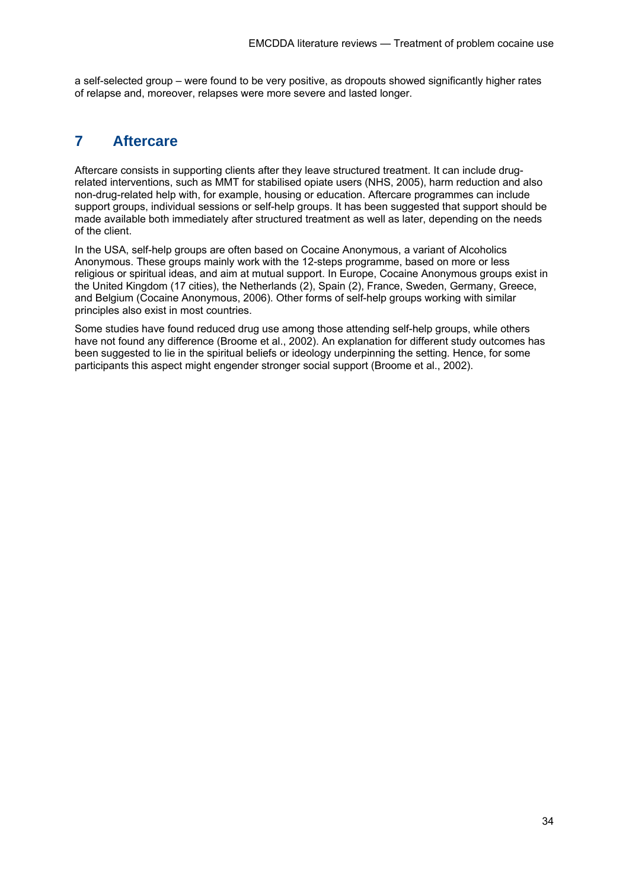a self-selected group – were found to be very positive, as dropouts showed significantly higher rates of relapse and, moreover, relapses were more severe and lasted longer.

# 7 Aftercare

Aftercare consists in supporting clients after they leave structured treatment. It can include drug-related interventions, such as MMT for stabilised opiate users (NHS, 2005), harm reduction and also non-drug-related help with, for example, housing or education. Aftercare programmes can include support groups, individual sessions or self-help groups. It has been suggested that support should be made available both immediately after structured treatment as well as later, depending on the needs of the client.

In the USA, self-help groups are often based on Cocaine Anonymous, a variant of Alcoholics Anonymous. These groups mainly work with the 12-steps programme, based on more or less religious or spiritual ideas, and aim at mutual support. In Europe, Cocaine Anonymous groups exist in the United Kingdom (17 cities), the Netherlands (2), Spain (2), France, Sweden, Germany, Greece, and Belgium (Cocaine Anonymous, 2006). Other forms of self-help groups working with similar principles also exist in most countries.

Some studies have found reduced drug use among those attending self-help groups, while others have not found any difference (Broome et al., 2002). An explanation for different study outcomes has been suggested to lie in the spiritual beliefs or ideology underpinning the setting. Hence, for some participants this aspect might engender stronger social support (Broome et al., 2002).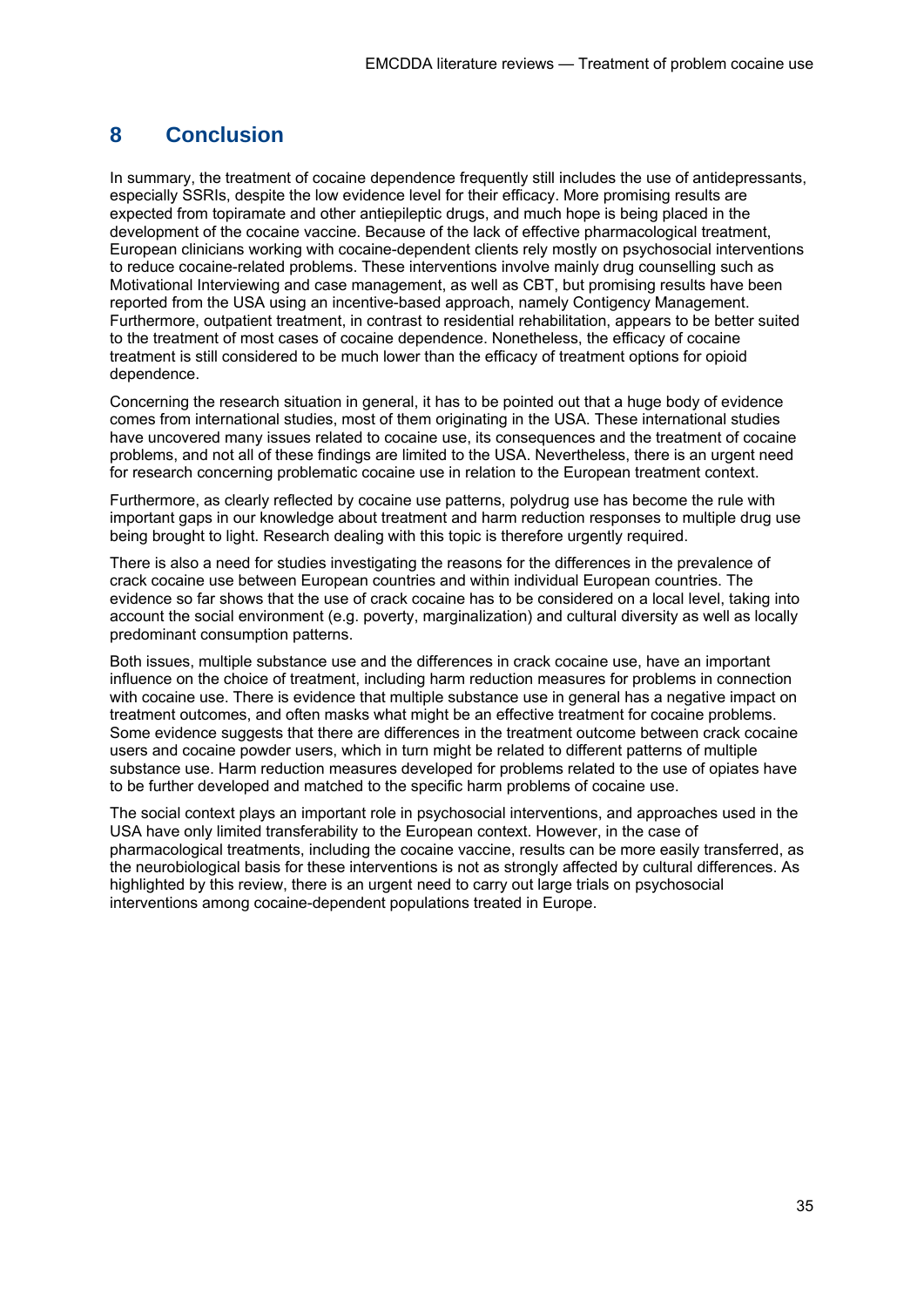## 8 Conclusion

In summary, the treatment of cocaine dependence frequently still includes the use of antidepressants, especially SSRIs, despite the low evidence level for their efficacy. More promising results are expected from topiramate and other antiepileptic drugs, and much hope is being placed in the development of the cocaine vaccine. Because of the lack of effective pharmacological treatment, European clinicians working with cocaine-dependent clients rely mostly on psychosocial interventions to reduce cocaine-related problems. These interventions involve mainly drug counselling such as Motivational Interviewing and case management, as well as CBT, but promising results have been reported from the USA using an incentive-based approach, namely Contigency Management. Furthermore, outpatient treatment, in contrast to residential rehabilitation, appears to be better suited to the treatment of most cases of cocaine dependence. Nonetheless, the efficacy of cocaine treatment is still considered to be much lower than the efficacy of treatment options for opioid dependence.

Concerning the research situation in general, it has to be pointed out that a huge body of evidence comes from international studies, most of them originating in the USA. These international studies have uncovered many issues related to cocaine use, its consequences and the treatment of cocaine problems, and not all of these findings are limited to the USA. Nevertheless, there is an urgent need for research concerning problematic cocaine use in relation to the European treatment context.

Furthermore, as clearly reflected by cocaine use patterns, polydrug use has become the rule with important gaps in our knowledge about treatment and harm reduction responses to multiple drug use being brought to light. Research dealing with this topic is therefore urgently required.

There is also a need for studies investigating the reasons for the differences in the prevalence of crack cocaine use between European countries and within individual European countries. The evidence so far shows that the use of crack cocaine has to be considered on a local level, taking into account the social environment (e.g. poverty, marginalization) and cultural diversity as well as locally predominant consumption patterns.

Both issues, multiple substance use and the differences in crack cocaine use, have an important influence on the choice of treatment, including harm reduction measures for problems in connection with cocaine use. There is evidence that multiple substance use in general has a negative impact on treatment outcomes, and often masks what might be an effective treatment for cocaine problems. Some evidence suggests that there are differences in the treatment outcome between crack cocaine users and cocaine powder users, which in turn might be related to different patterns of multiple substance use. Harm reduction measures developed for problems related to the use of opiates have to be further developed and matched to the specific harm problems of cocaine use.

The social context plays an important role in psychosocial interventions, and approaches used in the USA have only limited transferability to the European context. However, in the case of pharmacological treatments, including the cocaine vaccine, results can be more easily transferred, as the neurobiological basis for these interventions is not as strongly affected by cultural differences. As highlighted by this review, there is an urgent need to carry out large trials on psychosocial interventions among cocaine-dependent populations treated in Europe.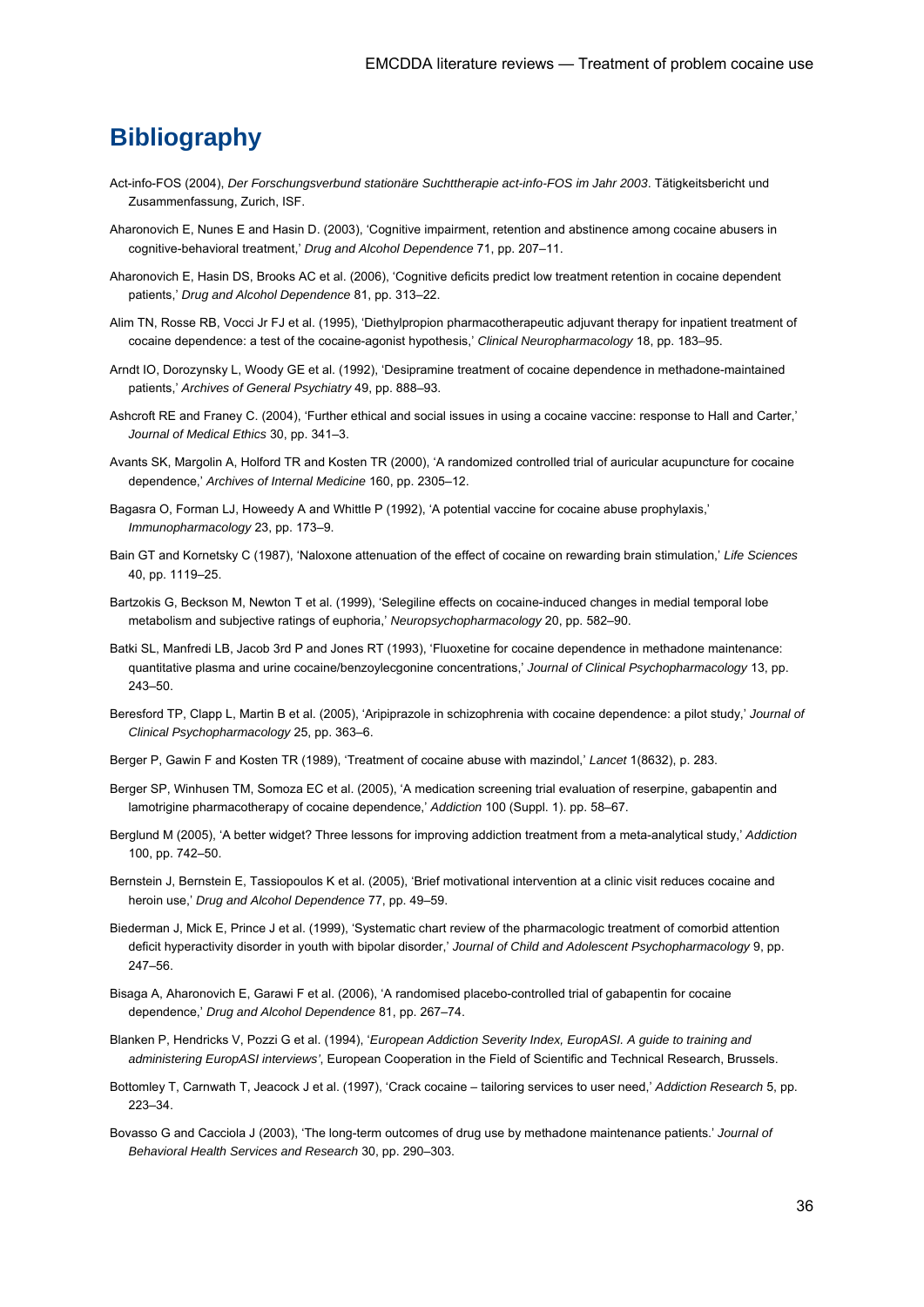# Bibliography

Act-info-FOS (2004), *Der Forschungsverbund stationäre Suchttherapie act-info-FOS im Jahr 2003*. Tätigkeitsbericht und Zusammenfassung, Zurich, ISF.

Aharonovich E, Nunes E and Hasin D. (2003), 'Cognitive impairment, retention and abstinence among cocaine abusers in cognitive-behavioral treatment,' *Drug and Alcohol Dependence* 71, pp. 207–11.

Aharonovich E, Hasin DS, Brooks AC et al. (2006), 'Cognitive deficits predict low treatment retention in cocaine dependent patients,' *Drug and Alcohol Dependence* 81, pp. 313–22.

Alim TN, Rosse RB, Vocci Jr FJ et al. (1995), 'Diethylpropion pharmacotherapeutic adjuvant therapy for inpatient treatment of cocaine dependence: a test of the cocaine-agonist hypothesis,' *Clinical Neuropharmacology* 18, pp. 183–95.

Arndt IO, Dorozynsky L, Woody GE et al. (1992), 'Desipramine treatment of cocaine dependence in methadone-maintained patients,' *Archives of General Psychiatry* 49, pp. 888–93.

Ashcroft RE and Franey C. (2004), 'Further ethical and social issues in using a cocaine vaccine: response to Hall and Carter,' *Journal of Medical Ethics* 30, pp. 341–3.

Avants SK, Margolin A, Holford TR and Kosten TR (2000), 'A randomized controlled trial of auricular acupuncture for cocaine dependence,' *Archives of Internal Medicine* 160, pp. 2305–12.

Bagasra O, Forman LJ, Howeedy A and Whittle P (1992), 'A potential vaccine for cocaine abuse prophylaxis,' *Immunopharmacology* 23, pp. 173–9.

Bain GT and Kornetsky C (1987), 'Naloxone attenuation of the effect of cocaine on rewarding brain stimulation,' *Life Sciences* 40, pp. 1119–25.

Bartzokis G, Beckson M, Newton T et al. (1999), 'Selegiline effects on cocaine-induced changes in medial temporal lobe metabolism and subjective ratings of euphoria,' *Neuropsychopharmacology* 20, pp. 582–90.

Batki SL, Manfredi LB, Jacob 3rd P and Jones RT (1993), 'Fluoxetine for cocaine dependence in methadone maintenance: quantitative plasma and urine cocaine/benzoylecgonine concentrations,' *Journal of Clinical Psychopharmacology* 13, pp. 243–50.

Beresford TP, Clapp L, Martin B et al. (2005), 'Aripiprazole in schizophrenia with cocaine dependence: a pilot study,' *Journal of Clinical Psychopharmacology* 25, pp. 363–6.

Berger P, Gawin F and Kosten TR (1989), 'Treatment of cocaine abuse with mazindol,' *Lancet* 1(8632), p. 283.

Berger SP, Winhusen TM, Somoza EC et al. (2005), 'A medication screening trial evaluation of reserpine, gabapentin and lamotrigine pharmacotherapy of cocaine dependence,' *Addiction* 100 (Suppl. 1). pp. 58–67.

Berglund M (2005), 'A better widget? Three lessons for improving addiction treatment from a meta-analytical study,' *Addiction* 100, pp. 742–50.

Bernstein J, Bernstein E, Tassiopoulos K et al. (2005), 'Brief motivational intervention at a clinic visit reduces cocaine and heroin use,' *Drug and Alcohol Dependence* 77, pp. 49–59.

Biederman J, Mick E, Prince J et al. (1999), 'Systematic chart review of the pharmacologic treatment of comorbid attention deficit hyperactivity disorder in youth with bipolar disorder,' *Journal of Child and Adolescent Psychopharmacology* 9, pp. 247–56.

Bisaga A, Aharonovich E, Garawi F et al. (2006), 'A randomised placebo-controlled trial of gabapentin for cocaine dependence,' *Drug and Alcohol Dependence* 81, pp. 267–74.

Blanken P, Hendricks V, Pozzi G et al. (1994), '*European Addiction Severity Index, EuropASI. A guide to training and administering EuropASI interviews'*, European Cooperation in the Field of Scientific and Technical Research, Brussels.

Bottomley T, Carnwath T, Jeacock J et al. (1997), 'Crack cocaine – tailoring services to user need,' *Addiction Research* 5, pp. 223–34.

Bovasso G and Cacciola J (2003), 'The long-term outcomes of drug use by methadone maintenance patients.' *Journal of Behavioral Health Services and Research* 30, pp. 290–303.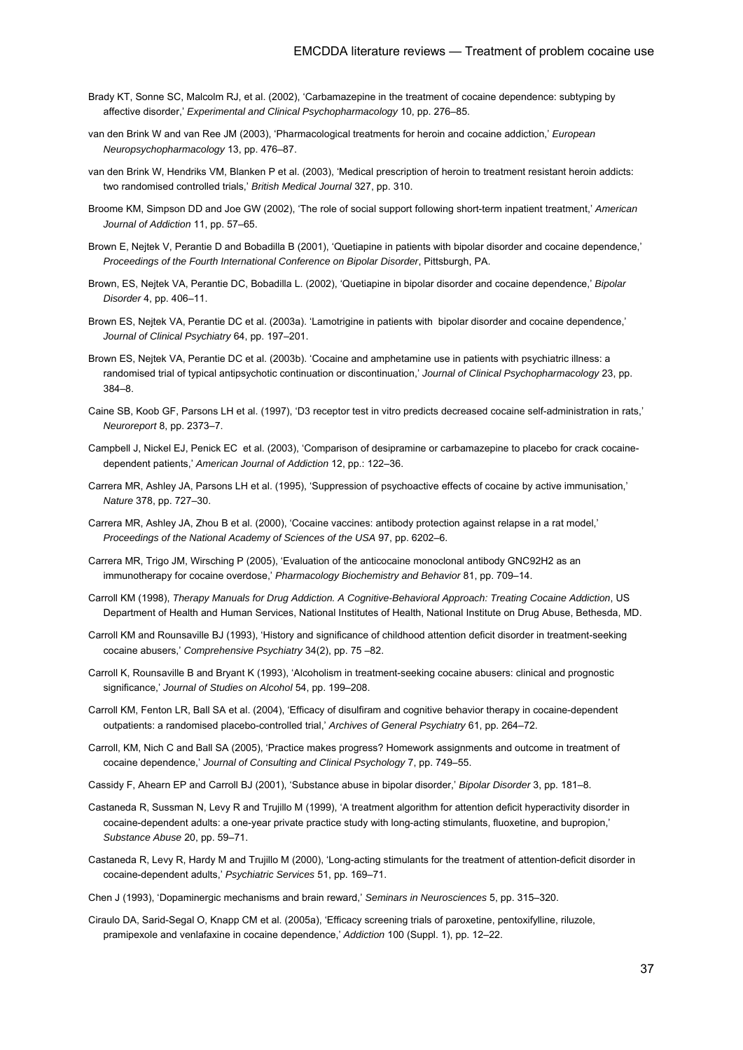Brady KT, Sonne SC, Malcolm RJ, et al. (2002), 'Carbamazepine in the treatment of cocaine dependence: subtyping by affective disorder,' *Experimental and Clinical Psychopharmacology* 10, pp. 276–85.

van den Brink W and van Ree JM (2003), 'Pharmacological treatments for heroin and cocaine addiction,' *European Neuropsychopharmacology* 13, pp. 476–87.

van den Brink W, Hendriks VM, Blanken P et al. (2003), 'Medical prescription of heroin to treatment resistant heroin addicts: two randomised controlled trials,' *British Medical Journal* 327, pp. 310.

Broome KM, Simpson DD and Joe GW (2002), 'The role of social support following short-term inpatient treatment,' *American Journal of Addiction* 11, pp. 57–65.

Brown E, Nejtek V, Perantie D and Bobadilla B (2001), 'Quetiapine in patients with bipolar disorder and cocaine dependence,' *Proceedings of the Fourth International Conference on Bipolar Disorder*, Pittsburgh, PA.

Brown, ES, Nejtek VA, Perantie DC, Bobadilla L. (2002), 'Quetiapine in bipolar disorder and cocaine dependence,' *Bipolar Disorder* 4, pp. 406–11.

Brown ES, Nejtek VA, Perantie DC et al. (2003a). 'Lamotrigine in patients with bipolar disorder and cocaine dependence,' *Journal of Clinical Psychiatry* 64, pp. 197–201.

Brown ES, Nejtek VA, Perantie DC et al. (2003b). 'Cocaine and amphetamine use in patients with psychiatric illness: a randomised trial of typical antipsychotic continuation or discontinuation,' *Journal of Clinical Psychopharmacology* 23, pp. 384–8.

Caine SB, Koob GF, Parsons LH et al. (1997), 'D3 receptor test in vitro predicts decreased cocaine self-administration in rats,' *Neuroreport* 8, pp. 2373–7.

Campbell J, Nickel EJ, Penick EC et al. (2003), 'Comparison of desipramine or carbamazepine to placebo for crack cocaine-dependent patients,' *American Journal of Addiction* 12, pp.: 122–36.

Carrera MR, Ashley JA, Parsons LH et al. (1995), 'Suppression of psychoactive effects of cocaine by active immunisation,' *Nature* 378, pp. 727–30.

Carrera MR, Ashley JA, Zhou B et al. (2000), 'Cocaine vaccines: antibody protection against relapse in a rat model,' *Proceedings of the National Academy of Sciences of the USA* 97, pp. 6202–6.

Carrera MR, Trigo JM, Wirsching P (2005), 'Evaluation of the anticocaine monoclonal antibody GNC92H2 as an immunotherapy for cocaine overdose,' *Pharmacology Biochemistry and Behavior* 81, pp. 709–14.

Carroll KM (1998), *Therapy Manuals for Drug Addiction. A Cognitive-Behavioral Approach: Treating Cocaine Addiction*, US Department of Health and Human Services, National Institutes of Health, National Institute on Drug Abuse, Bethesda, MD.

Carroll KM and Rounsaville BJ (1993), 'History and significance of childhood attention deficit disorder in treatment-seeking cocaine abusers,' *Comprehensive Psychiatry* 34(2), pp. 75 –82.

Carroll K, Rounsaville B and Bryant K (1993), 'Alcoholism in treatment-seeking cocaine abusers: clinical and prognostic significance,' *Journal of Studies on Alcohol* 54, pp. 199–208.

Carroll KM, Fenton LR, Ball SA et al. (2004), 'Efficacy of disulfiram and cognitive behavior therapy in cocaine-dependent outpatients: a randomised placebo-controlled trial,' *Archives of General Psychiatry* 61, pp. 264–72.

Carroll, KM, Nich C and Ball SA (2005), 'Practice makes progress? Homework assignments and outcome in treatment of cocaine dependence,' *Journal of Consulting and Clinical Psychology* 7, pp. 749–55.

Cassidy F, Ahearn EP and Carroll BJ (2001), 'Substance abuse in bipolar disorder,' *Bipolar Disorder* 3, pp. 181–8.

Castaneda R, Sussman N, Levy R and Trujillo M (1999), 'A treatment algorithm for attention deficit hyperactivity disorder in cocaine-dependent adults: a one-year private practice study with long-acting stimulants, fluoxetine, and bupropion,' *Substance Abuse* 20, pp. 59–71.

Castaneda R, Levy R, Hardy M and Trujillo M (2000), 'Long-acting stimulants for the treatment of attention-deficit disorder in cocaine-dependent adults,' *Psychiatric Services* 51, pp. 169–71.

Chen J (1993), 'Dopaminergic mechanisms and brain reward,' *Seminars in Neurosciences* 5, pp. 315–320.

Ciraulo DA, Sarid-Segal O, Knapp CM et al. (2005a), 'Efficacy screening trials of paroxetine, pentoxifylline, riluzole, pramipexole and venlafaxine in cocaine dependence,' *Addiction* 100 (Suppl. 1), pp. 12–22.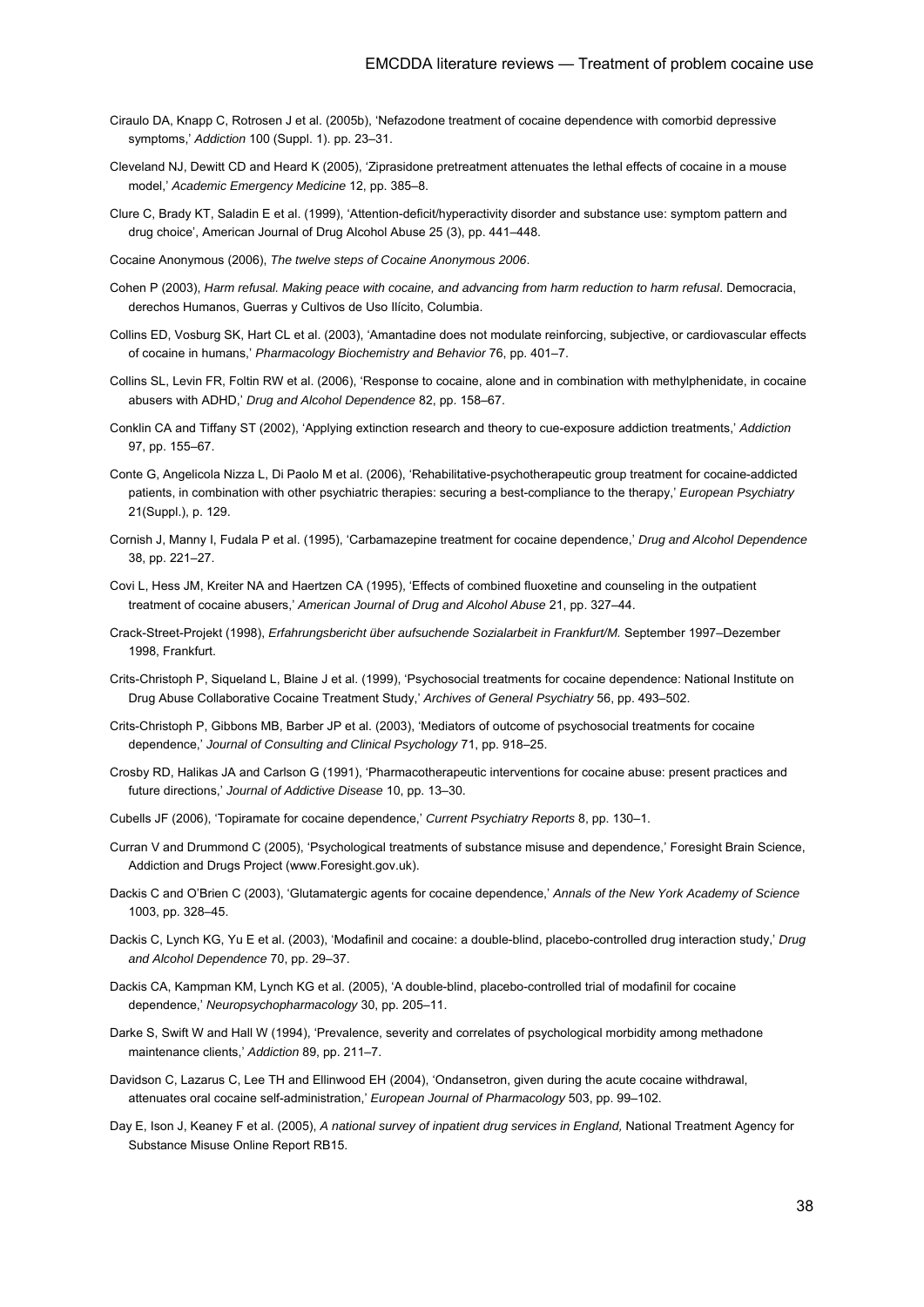Ciraulo DA, Knapp C, Rotrosen J et al. (2005b), 'Nefazodone treatment of cocaine dependence with comorbid depressive symptoms,' *Addiction* 100 (Suppl. 1). pp. 23–31.

Cleveland NJ, Dewitt CD and Heard K (2005), 'Ziprasidone pretreatment attenuates the lethal effects of cocaine in a mouse model,' *Academic Emergency Medicine* 12, pp. 385–8.

Clure C, Brady KT, Saladin E et al. (1999), 'Attention-deficit/hyperactivity disorder and substance use: symptom pattern and drug choice', American Journal of Drug Alcohol Abuse 25 (3), pp. 441–448.

Cocaine Anonymous (2006), *The twelve steps of Cocaine Anonymous 2006*.

Cohen P (2003), *Harm refusal. Making peace with cocaine, and advancing from harm reduction to harm refusal*. Democracia, derechos Humanos, Guerras y Cultivos de Uso Ilícito, Columbia.

Collins ED, Vosburg SK, Hart CL et al. (2003), 'Amantadine does not modulate reinforcing, subjective, or cardiovascular effects of cocaine in humans,' *Pharmacology Biochemistry and Behavior* 76, pp. 401–7.

Collins SL, Levin FR, Foltin RW et al. (2006), 'Response to cocaine, alone and in combination with methylphenidate, in cocaine abusers with ADHD,' *Drug and Alcohol Dependence* 82, pp. 158–67.

Conklin CA and Tiffany ST (2002), 'Applying extinction research and theory to cue-exposure addiction treatments,' *Addiction* 97, pp. 155–67.

Conte G, Angelicola Nizza L, Di Paolo M et al. (2006), 'Rehabilitative-psychotherapeutic group treatment for cocaine-addicted patients, in combination with other psychiatric therapies: securing a best-compliance to the therapy,' *European Psychiatry* 21(Suppl.), p. 129.

Cornish J, Manny I, Fudala P et al. (1995), 'Carbamazepine treatment for cocaine dependence,' *Drug and Alcohol Dependence* 38, pp. 221–27.

Covi L, Hess JM, Kreiter NA and Haertzen CA (1995), 'Effects of combined fluoxetine and counseling in the outpatient treatment of cocaine abusers,' *American Journal of Drug and Alcohol Abuse* 21, pp. 327–44.

Crack-Street-Projekt (1998), *Erfahrungsbericht über aufsuchende Sozialarbeit in Frankfurt/M.* September 1997–Dezember 1998, Frankfurt.

Crits-Christoph P, Siqueland L, Blaine J et al. (1999), 'Psychosocial treatments for cocaine dependence: National Institute on Drug Abuse Collaborative Cocaine Treatment Study,' *Archives of General Psychiatry* 56, pp. 493–502.

Crits-Christoph P, Gibbons MB, Barber JP et al. (2003), 'Mediators of outcome of psychosocial treatments for cocaine dependence,' *Journal of Consulting and Clinical Psychology* 71, pp. 918–25.

Crosby RD, Halikas JA and Carlson G (1991), 'Pharmacotherapeutic interventions for cocaine abuse: present practices and future directions,' *Journal of Addictive Disease* 10, pp. 13–30.

Cubells JF (2006), 'Topiramate for cocaine dependence,' *Current Psychiatry Reports* 8, pp. 130–1.

Curran V and Drummond C (2005), 'Psychological treatments of substance misuse and dependence,' Foresight Brain Science, Addiction and Drugs Project (www.Foresight.gov.uk).

Dackis C and O'Brien C (2003), 'Glutamatergic agents for cocaine dependence,' *Annals of the New York Academy of Science* 1003, pp. 328–45.

Dackis C, Lynch KG, Yu E et al. (2003), 'Modafinil and cocaine: a double-blind, placebo-controlled drug interaction study,' *Drug and Alcohol Dependence* 70, pp. 29–37.

Dackis CA, Kampman KM, Lynch KG et al. (2005), 'A double-blind, placebo-controlled trial of modafinil for cocaine dependence,' *Neuropsychopharmacology* 30, pp. 205–11.

Darke S, Swift W and Hall W (1994), 'Prevalence, severity and correlates of psychological morbidity among methadone maintenance clients,' *Addiction* 89, pp. 211–7.

Davidson C, Lazarus C, Lee TH and Ellinwood EH (2004), 'Ondansetron, given during the acute cocaine withdrawal, attenuates oral cocaine self-administration,' *European Journal of Pharmacology* 503, pp. 99–102.

Day E, Ison J, Keaney F et al. (2005), *A national survey of inpatient drug services in England,* National Treatment Agency for Substance Misuse Online Report RB15.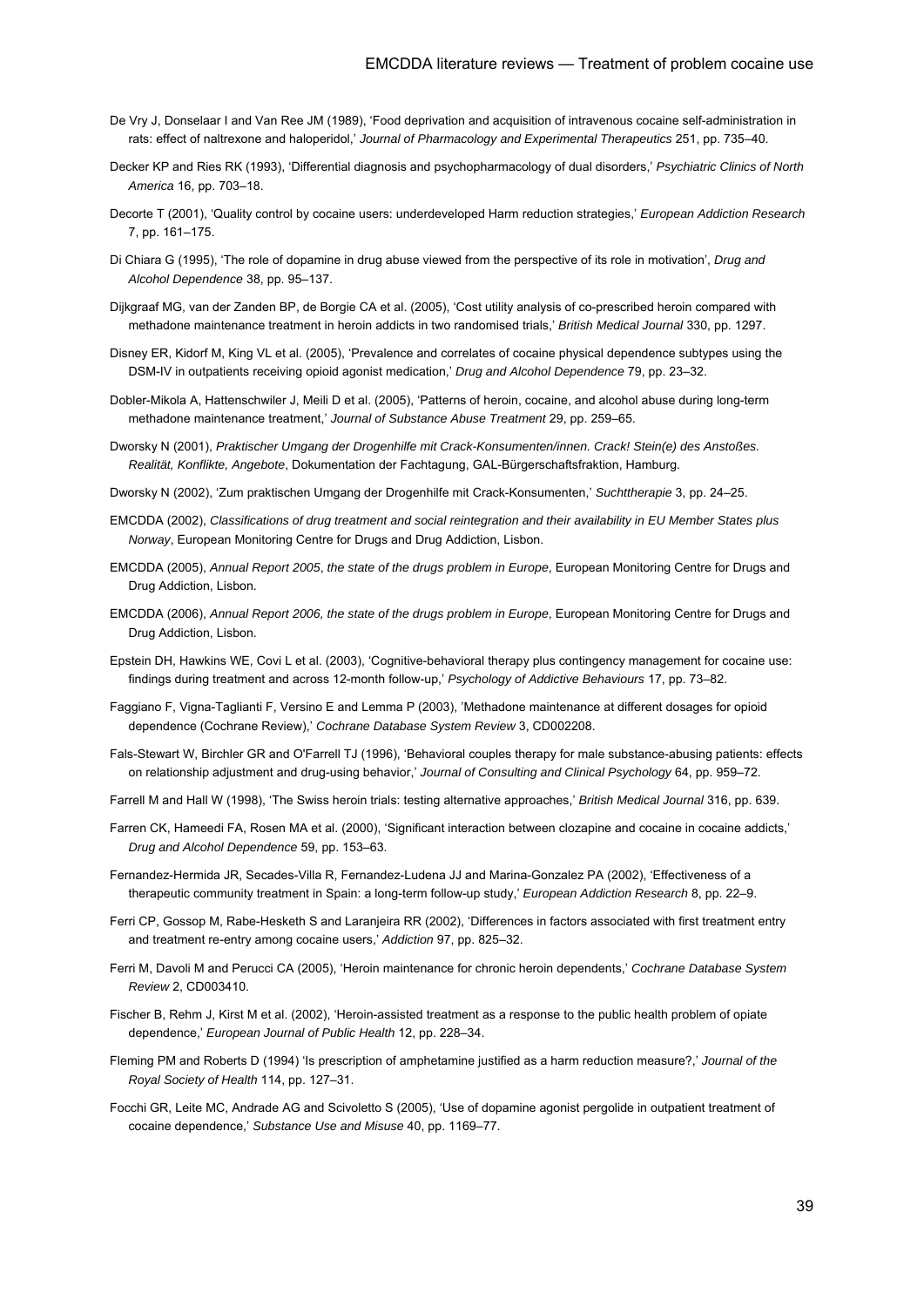De Vry J, Donselaar I and Van Ree JM (1989), 'Food deprivation and acquisition of intravenous cocaine self-administration in rats: effect of naltrexone and haloperidol,' *Journal of Pharmacology and Experimental Therapeutics* 251, pp. 735–40.

Decker KP and Ries RK (1993), 'Differential diagnosis and psychopharmacology of dual disorders,' *Psychiatric Clinics of North America* 16, pp. 703–18.

Decorte T (2001), 'Quality control by cocaine users: underdeveloped Harm reduction strategies,' *European Addiction Research* 7, pp. 161–175.

Di Chiara G (1995), 'The role of dopamine in drug abuse viewed from the perspective of its role in motivation', *Drug and Alcohol Dependence* 38, pp. 95–137.

Dijkgraaf MG, van der Zanden BP, de Borgie CA et al. (2005), 'Cost utility analysis of co-prescribed heroin compared with methadone maintenance treatment in heroin addicts in two randomised trials,' *British Medical Journal* 330, pp. 1297.

Disney ER, Kidorf M, King VL et al. (2005), 'Prevalence and correlates of cocaine physical dependence subtypes using the DSM-IV in outpatients receiving opioid agonist medication,' *Drug and Alcohol Dependence* 79, pp. 23–32.

Dobler-Mikola A, Hattenschwiler J, Meili D et al. (2005), 'Patterns of heroin, cocaine, and alcohol abuse during long-term methadone maintenance treatment,' *Journal of Substance Abuse Treatment* 29, pp. 259–65.

Dworsky N (2001), *Praktischer Umgang der Drogenhilfe mit Crack-Konsumenten/innen. Crack! Stein(e) des Anstoßes. Realität, Konflikte, Angebote*, Dokumentation der Fachtagung, GAL-Bürgerschaftsfraktion, Hamburg.

Dworsky N (2002), 'Zum praktischen Umgang der Drogenhilfe mit Crack-Konsumenten,' *Suchttherapie* 3, pp. 24–25.

EMCDDA (2002), *Classifications of drug treatment and social reintegration and their availability in EU Member States plus Norway*, European Monitoring Centre for Drugs and Drug Addiction, Lisbon.

EMCDDA (2005), *Annual Report 2005*, *the state of the drugs problem in Europe*, European Monitoring Centre for Drugs and Drug Addiction, Lisbon.

EMCDDA (2006), *Annual Report 2006, the state of the drugs problem in Europe*, European Monitoring Centre for Drugs and Drug Addiction, Lisbon.

Epstein DH, Hawkins WE, Covi L et al. (2003), 'Cognitive-behavioral therapy plus contingency management for cocaine use: findings during treatment and across 12-month follow-up,' *Psychology of Addictive Behaviours* 17, pp. 73–82.

Faggiano F, Vigna-Taglianti F, Versino E and Lemma P (2003), 'Methadone maintenance at different dosages for opioid dependence (Cochrane Review),' *Cochrane Database System Review* 3, CD002208.

Fals-Stewart W, Birchler GR and O'Farrell TJ (1996), 'Behavioral couples therapy for male substance-abusing patients: effects on relationship adjustment and drug-using behavior,' *Journal of Consulting and Clinical Psychology* 64, pp. 959–72.

Farrell M and Hall W (1998), 'The Swiss heroin trials: testing alternative approaches,' *British Medical Journal* 316, pp. 639.

Farren CK, Hameedi FA, Rosen MA et al. (2000), 'Significant interaction between clozapine and cocaine in cocaine addicts,' *Drug and Alcohol Dependence* 59, pp. 153–63.

Fernandez-Hermida JR, Secades-Villa R, Fernandez-Ludena JJ and Marina-Gonzalez PA (2002), 'Effectiveness of a therapeutic community treatment in Spain: a long-term follow-up study,' *European Addiction Research* 8, pp. 22–9.

Ferri CP, Gossop M, Rabe-Hesketh S and Laranjeira RR (2002), 'Differences in factors associated with first treatment entry and treatment re-entry among cocaine users,' *Addiction* 97, pp. 825–32.

Ferri M, Davoli M and Perucci CA (2005), 'Heroin maintenance for chronic heroin dependents,' *Cochrane Database System Review* 2, CD003410.

Fischer B, Rehm J, Kirst M et al. (2002), 'Heroin-assisted treatment as a response to the public health problem of opiate dependence,' *European Journal of Public Health* 12, pp. 228–34.

Fleming PM and Roberts D (1994) 'Is prescription of amphetamine justified as a harm reduction measure?,' *Journal of the Royal Society of Health* 114, pp. 127–31.

Focchi GR, Leite MC, Andrade AG and Scivoletto S (2005), 'Use of dopamine agonist pergolide in outpatient treatment of cocaine dependence,' *Substance Use and Misuse* 40, pp. 1169–77.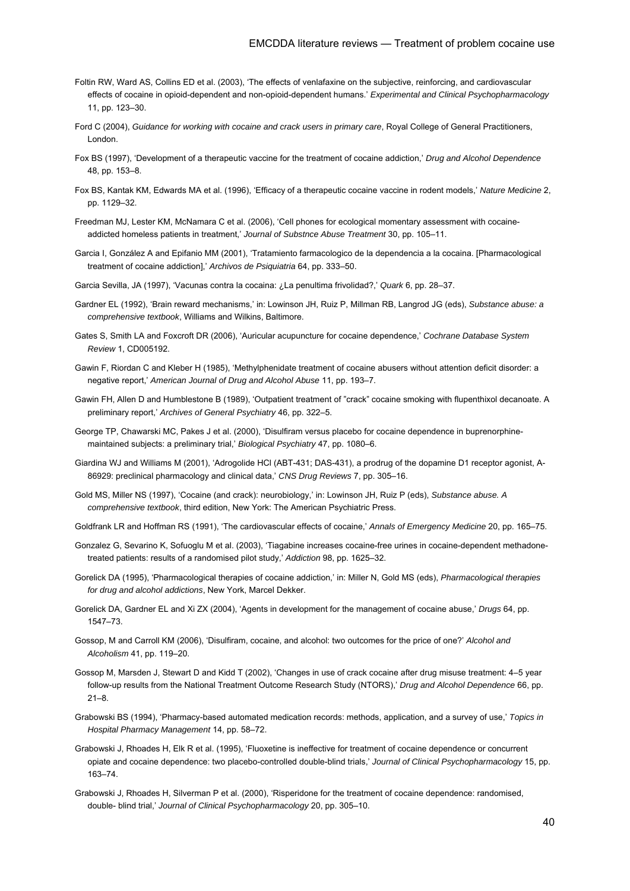Foltin RW, Ward AS, Collins ED et al. (2003), 'The effects of venlafaxine on the subjective, reinforcing, and cardiovascular effects of cocaine in opioid-dependent and non-opioid-dependent humans.' *Experimental and Clinical Psychopharmacology* 11, pp. 123–30.

Ford C (2004), *Guidance for working with cocaine and crack users in primary care*, Royal College of General Practitioners, London.

Fox BS (1997), 'Development of a therapeutic vaccine for the treatment of cocaine addiction,' *Drug and Alcohol Dependence* 48, pp. 153–8.

Fox BS, Kantak KM, Edwards MA et al. (1996), 'Efficacy of a therapeutic cocaine vaccine in rodent models,' *Nature Medicine* 2, pp. 1129–32.

Freedman MJ, Lester KM, McNamara C et al. (2006), 'Cell phones for ecological momentary assessment with cocaine-addicted homeless patients in treatment,' *Journal of Substnce Abuse Treatment* 30, pp. 105–11.

Garcia I, González A and Epifanio MM (2001), 'Tratamiento farmacologico de la dependencia a la cocaina. [Pharmacological treatment of cocaine addiction],' *Archivos de Psiquiatria* 64, pp. 333–50.

Garcia Sevilla, JA (1997), 'Vacunas contra la cocaina: ¿La penultima frivolidad?,' *Quark* 6, pp. 28–37.

Gardner EL (1992), 'Brain reward mechanisms,' in: Lowinson JH, Ruiz P, Millman RB, Langrod JG (eds), *Substance abuse: a comprehensive textbook*, Williams and Wilkins, Baltimore.

Gates S, Smith LA and Foxcroft DR (2006), 'Auricular acupuncture for cocaine dependence,' *Cochrane Database System Review* 1, CD005192.

Gawin F, Riordan C and Kleber H (1985), 'Methylphenidate treatment of cocaine abusers without attention deficit disorder: a negative report,' *American Journal of Drug and Alcohol Abuse* 11, pp. 193–7.

Gawin FH, Allen D and Humblestone B (1989), 'Outpatient treatment of "crack" cocaine smoking with flupenthixol decanoate. A preliminary report,' *Archives of General Psychiatry* 46, pp. 322–5.

George TP, Chawarski MC, Pakes J et al. (2000), 'Disulfiram versus placebo for cocaine dependence in buprenorphine-maintained subjects: a preliminary trial,' *Biological Psychiatry* 47, pp. 1080–6.

Giardina WJ and Williams M (2001), 'Adrogolide HCl (ABT-431; DAS-431), a prodrug of the dopamine D1 receptor agonist, A-86929: preclinical pharmacology and clinical data,' *CNS Drug Reviews* 7, pp. 305–16.

Gold MS, Miller NS (1997), 'Cocaine (and crack): neurobiology,' in: Lowinson JH, Ruiz P (eds), *Substance abuse. A comprehensive textbook*, third edition, New York: The American Psychiatric Press.

Goldfrank LR and Hoffman RS (1991), 'The cardiovascular effects of cocaine,' *Annals of Emergency Medicine* 20, pp. 165–75.

Gonzalez G, Sevarino K, Sofuoglu M et al. (2003), 'Tiagabine increases cocaine-free urines in cocaine-dependent methadone-treated patients: results of a randomised pilot study,' *Addiction* 98, pp. 1625–32.

Gorelick DA (1995), 'Pharmacological therapies of cocaine addiction,' in: Miller N, Gold MS (eds), *Pharmacological therapies for drug and alcohol addictions*, New York, Marcel Dekker.

Gorelick DA, Gardner EL and Xi ZX (2004), 'Agents in development for the management of cocaine abuse,' *Drugs* 64, pp. 1547–73.

Gossop, M and Carroll KM (2006), 'Disulfiram, cocaine, and alcohol: two outcomes for the price of one?' *Alcohol and Alcoholism* 41, pp. 119–20.

Gossop M, Marsden J, Stewart D and Kidd T (2002), 'Changes in use of crack cocaine after drug misuse treatment: 4–5 year follow-up results from the National Treatment Outcome Research Study (NTORS),' *Drug and Alcohol Dependence* 66, pp. 21–8.

Grabowski BS (1994), 'Pharmacy-based automated medication records: methods, application, and a survey of use,' *Topics in Hospital Pharmacy Management* 14, pp. 58–72.

Grabowski J, Rhoades H, Elk R et al. (1995), 'Fluoxetine is ineffective for treatment of cocaine dependence or concurrent opiate and cocaine dependence: two placebo-controlled double-blind trials,' *Journal of Clinical Psychopharmacology* 15, pp. 163–74.

Grabowski J, Rhoades H, Silverman P et al. (2000), 'Risperidone for the treatment of cocaine dependence: randomised, double- blind trial,' *Journal of Clinical Psychopharmacology* 20, pp. 305–10.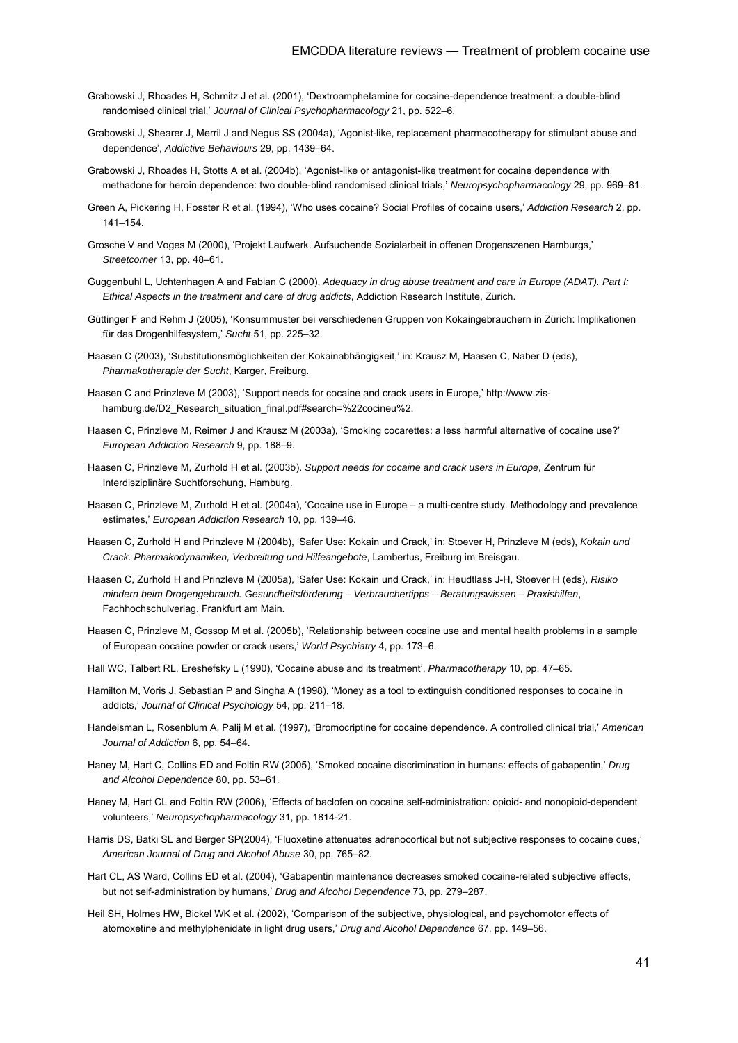Grabowski J, Rhoades H, Schmitz J et al. (2001), 'Dextroamphetamine for cocaine-dependence treatment: a double-blind randomised clinical trial,' *Journal of Clinical Psychopharmacology* 21, pp. 522–6.

Grabowski J, Shearer J, Merril J and Negus SS (2004a), 'Agonist-like, replacement pharmacotherapy for stimulant abuse and dependence', *Addictive Behaviours* 29, pp. 1439–64.

Grabowski J, Rhoades H, Stotts A et al. (2004b), 'Agonist-like or antagonist-like treatment for cocaine dependence with methadone for heroin dependence: two double-blind randomised clinical trials,' *Neuropsychopharmacology* 29, pp. 969–81.

Green A, Pickering H, Fosster R et al. (1994), 'Who uses cocaine? Social Profiles of cocaine users,' *Addiction Research* 2, pp. 141–154.

Grosche V and Voges M (2000), 'Projekt Laufwerk. Aufsuchende Sozialarbeit in offenen Drogenszenen Hamburgs,' *Streetcorner* 13, pp. 48–61.

Guggenbuhl L, Uchtenhagen A and Fabian C (2000), *Adequacy in drug abuse treatment and care in Europe (ADAT). Part I: Ethical Aspects in the treatment and care of drug addicts*, Addiction Research Institute, Zurich.

Güttinger F and Rehm J (2005), 'Konsummuster bei verschiedenen Gruppen von Kokaingebrauchern in Zürich: Implikationen für das Drogenhilfesystem,' *Sucht* 51, pp. 225–32.

Haasen C (2003), 'Substitutionsmöglichkeiten der Kokainabhängigkeit,' in: Krausz M, Haasen C, Naber D (eds), *Pharmakotherapie der Sucht*, Karger, Freiburg.

Haasen C and Prinzleve M (2003), 'Support needs for cocaine and crack users in Europe,' http://www.zis-hamburg.de/D2_Research_situation_final.pdf#search=%22cocineu%2.

Haasen C, Prinzleve M, Reimer J and Krausz M (2003a), 'Smoking cocarettes: a less harmful alternative of cocaine use?' *European Addiction Research* 9, pp. 188–9.

Haasen C, Prinzleve M, Zurhold H et al. (2003b). *Support needs for cocaine and crack users in Europe*, Zentrum für Interdisziplinäre Suchtforschung, Hamburg.

Haasen C, Prinzleve M, Zurhold H et al. (2004a), 'Cocaine use in Europe – a multi-centre study. Methodology and prevalence estimates,' *European Addiction Research* 10, pp. 139–46.

Haasen C, Zurhold H and Prinzleve M (2004b), 'Safer Use: Kokain und Crack,' in: Stoever H, Prinzleve M (eds), *Kokain und Crack. Pharmakodynamiken, Verbreitung und Hilfeangebote*, Lambertus, Freiburg im Breisgau.

Haasen C, Zurhold H and Prinzleve M (2005a), 'Safer Use: Kokain und Crack,' in: Heudtlass J-H, Stoever H (eds), *Risiko mindern beim Drogengebrauch. Gesundheitsförderung – Verbrauchertipps – Beratungswissen – Praxishilfen*, Fachhochschulverlag, Frankfurt am Main.

Haasen C, Prinzleve M, Gossop M et al. (2005b), 'Relationship between cocaine use and mental health problems in a sample of European cocaine powder or crack users,' *World Psychiatry* 4, pp. 173–6.

Hall WC, Talbert RL, Ereshefsky L (1990), 'Cocaine abuse and its treatment', *Pharmacotherapy* 10, pp. 47–65.

Hamilton M, Voris J, Sebastian P and Singha A (1998), 'Money as a tool to extinguish conditioned responses to cocaine in addicts,' *Journal of Clinical Psychology* 54, pp. 211–18.

Handelsman L, Rosenblum A, Palij M et al. (1997), 'Bromocriptine for cocaine dependence. A controlled clinical trial,' *American Journal of Addiction* 6, pp. 54–64.

Haney M, Hart C, Collins ED and Foltin RW (2005), 'Smoked cocaine discrimination in humans: effects of gabapentin,' *Drug and Alcohol Dependence* 80, pp. 53–61.

Haney M, Hart CL and Foltin RW (2006), 'Effects of baclofen on cocaine self-administration: opioid- and nonopioid-dependent volunteers,' *Neuropsychopharmacology* 31, pp. 1814-21.

Harris DS, Batki SL and Berger SP(2004), 'Fluoxetine attenuates adrenocortical but not subjective responses to cocaine cues,' *American Journal of Drug and Alcohol Abuse* 30, pp. 765–82.

Hart CL, AS Ward, Collins ED et al. (2004), 'Gabapentin maintenance decreases smoked cocaine-related subjective effects, but not self-administration by humans,' *Drug and Alcohol Dependence* 73, pp. 279–287.

Heil SH, Holmes HW, Bickel WK et al. (2002), 'Comparison of the subjective, physiological, and psychomotor effects of atomoxetine and methylphenidate in light drug users,' *Drug and Alcohol Dependence* 67, pp. 149–56.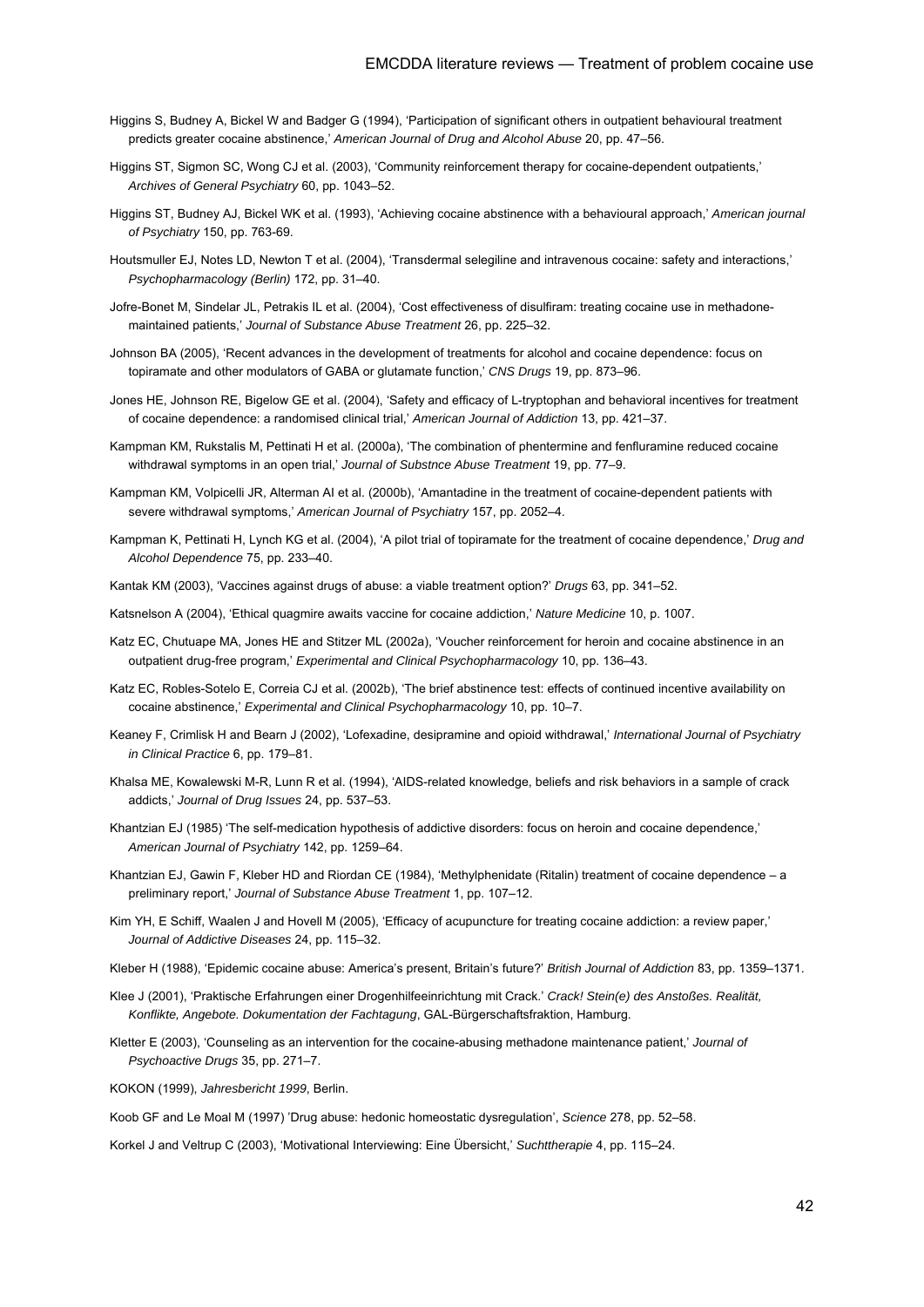Higgins S, Budney A, Bickel W and Badger G (1994), 'Participation of significant others in outpatient behavioural treatment predicts greater cocaine abstinence,' *American Journal of Drug and Alcohol Abuse* 20, pp. 47–56.

Higgins ST, Sigmon SC, Wong CJ et al. (2003), 'Community reinforcement therapy for cocaine-dependent outpatients,' *Archives of General Psychiatry* 60, pp. 1043–52.

Higgins ST, Budney AJ, Bickel WK et al. (1993), 'Achieving cocaine abstinence with a behavioural approach,' *American journal of Psychiatry* 150, pp. 763-69.

Houtsmuller EJ, Notes LD, Newton T et al. (2004), 'Transdermal selegiline and intravenous cocaine: safety and interactions,' *Psychopharmacology (Berlin)* 172, pp. 31–40.

Jofre-Bonet M, Sindelar JL, Petrakis IL et al. (2004), 'Cost effectiveness of disulfiram: treating cocaine use in methadone-maintained patients,' *Journal of Substance Abuse Treatment* 26, pp. 225–32.

Johnson BA (2005), 'Recent advances in the development of treatments for alcohol and cocaine dependence: focus on topiramate and other modulators of GABA or glutamate function,' *CNS Drugs* 19, pp. 873–96.

Jones HE, Johnson RE, Bigelow GE et al. (2004), 'Safety and efficacy of L-tryptophan and behavioral incentives for treatment of cocaine dependence: a randomised clinical trial,' *American Journal of Addiction* 13, pp. 421–37.

Kampman KM, Rukstalis M, Pettinati H et al. (2000a), 'The combination of phentermine and fenfluramine reduced cocaine withdrawal symptoms in an open trial,' *Journal of Substnce Abuse Treatment* 19, pp. 77–9.

Kampman KM, Volpicelli JR, Alterman AI et al. (2000b), 'Amantadine in the treatment of cocaine-dependent patients with severe withdrawal symptoms,' *American Journal of Psychiatry* 157, pp. 2052–4.

Kampman K, Pettinati H, Lynch KG et al. (2004), 'A pilot trial of topiramate for the treatment of cocaine dependence,' *Drug and Alcohol Dependence* 75, pp. 233–40.

Kantak KM (2003), 'Vaccines against drugs of abuse: a viable treatment option?' *Drugs* 63, pp. 341–52.

Katsnelson A (2004), 'Ethical quagmire awaits vaccine for cocaine addiction,' *Nature Medicine* 10, p. 1007.

Katz EC, Chutuape MA, Jones HE and Stitzer ML (2002a), 'Voucher reinforcement for heroin and cocaine abstinence in an outpatient drug-free program,' *Experimental and Clinical Psychopharmacology* 10, pp. 136–43.

Katz EC, Robles-Sotelo E, Correia CJ et al. (2002b), 'The brief abstinence test: effects of continued incentive availability on cocaine abstinence,' *Experimental and Clinical Psychopharmacology* 10, pp. 10–7.

Keaney F, Crimlisk H and Bearn J (2002), 'Lofexadine, desipramine and opioid withdrawal,' *International Journal of Psychiatry in Clinical Practice* 6, pp. 179–81.

Khalsa ME, Kowalewski M-R, Lunn R et al. (1994), 'AIDS-related knowledge, beliefs and risk behaviors in a sample of crack addicts,' *Journal of Drug Issues* 24, pp. 537–53.

Khantzian EJ (1985) 'The self-medication hypothesis of addictive disorders: focus on heroin and cocaine dependence,' *American Journal of Psychiatry* 142, pp. 1259–64.

Khantzian EJ, Gawin F, Kleber HD and Riordan CE (1984), 'Methylphenidate (Ritalin) treatment of cocaine dependence – a preliminary report,' *Journal of Substance Abuse Treatment* 1, pp. 107–12.

Kim YH, E Schiff, Waalen J and Hovell M (2005), 'Efficacy of acupuncture for treating cocaine addiction: a review paper,' *Journal of Addictive Diseases* 24, pp. 115–32.

Kleber H (1988), 'Epidemic cocaine abuse: America's present, Britain's future?' *British Journal of Addiction* 83, pp. 1359–1371.

Klee J (2001), 'Praktische Erfahrungen einer Drogenhilfeeinrichtung mit Crack.' *Crack! Stein(e) des Anstoßes. Realität, Konflikte, Angebote. Dokumentation der Fachtagung*, GAL-Bürgerschaftsfraktion, Hamburg.

Kletter E (2003), 'Counseling as an intervention for the cocaine-abusing methadone maintenance patient,' *Journal of Psychoactive Drugs* 35, pp. 271–7.

KOKON (1999), *Jahresbericht 1999*, Berlin.

Koob GF and Le Moal M (1997) 'Drug abuse: hedonic homeostatic dysregulation', *Science* 278, pp. 52–58.

Korkel J and Veltrup C (2003), 'Motivational Interviewing: Eine Übersicht,' *Suchttherapie* 4, pp. 115–24.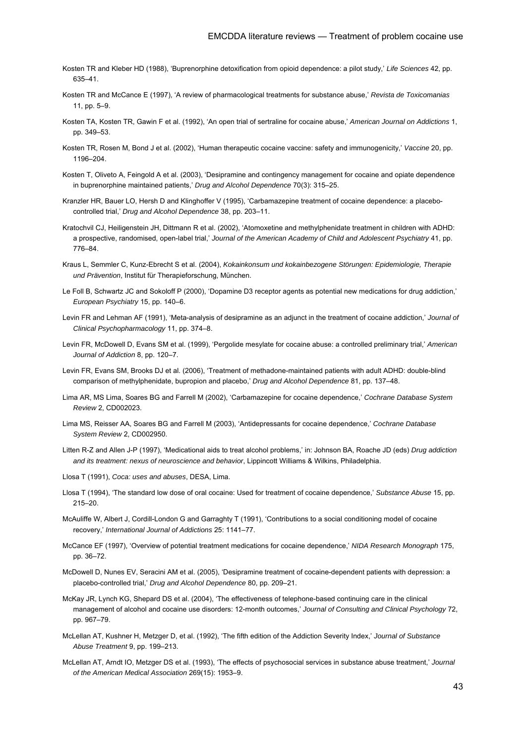Kosten TR and Kleber HD (1988), 'Buprenorphine detoxification from opioid dependence: a pilot study,' *Life Sciences* 42, pp. 635–41.

Kosten TR and McCance E (1997), 'A review of pharmacological treatments for substance abuse,' *Revista de Toxicomanias* 11, pp. 5–9.

Kosten TA, Kosten TR, Gawin F et al. (1992), 'An open trial of sertraline for cocaine abuse,' *American Journal on Addictions* 1, pp. 349–53.

Kosten TR, Rosen M, Bond J et al. (2002), 'Human therapeutic cocaine vaccine: safety and immunogenicity,' *Vaccine* 20, pp. 1196–204.

Kosten T, Oliveto A, Feingold A et al. (2003), 'Desipramine and contingency management for cocaine and opiate dependence in buprenorphine maintained patients,' *Drug and Alcohol Dependence* 70(3): 315–25.

Kranzler HR, Bauer LO, Hersh D and Klinghoffer V (1995), 'Carbamazepine treatment of cocaine dependence: a placebo-controlled trial,' *Drug and Alcohol Dependence* 38, pp. 203–11.

Kratochvil CJ, Heiligenstein JH, Dittmann R et al. (2002), 'Atomoxetine and methylphenidate treatment in children with ADHD: a prospective, randomised, open-label trial,' *Journal of the American Academy of Child and Adolescent Psychiatry* 41, pp. 776–84.

Kraus L, Semmler C, Kunz-Ebrecht S et al. (2004), *Kokainkonsum und kokainbezogene Störungen: Epidemiologie, Therapie und Prävention*, Institut für Therapieforschung, München.

Le Foll B, Schwartz JC and Sokoloff P (2000), 'Dopamine D3 receptor agents as potential new medications for drug addiction,' *European Psychiatry* 15, pp. 140–6.

Levin FR and Lehman AF (1991), 'Meta-analysis of desipramine as an adjunct in the treatment of cocaine addiction,' *Journal of Clinical Psychopharmacology* 11, pp. 374–8.

Levin FR, McDowell D, Evans SM et al. (1999), 'Pergolide mesylate for cocaine abuse: a controlled preliminary trial,' *American Journal of Addiction* 8, pp. 120–7.

Levin FR, Evans SM, Brooks DJ et al. (2006), 'Treatment of methadone-maintained patients with adult ADHD: double-blind comparison of methylphenidate, bupropion and placebo,' *Drug and Alcohol Dependence* 81, pp. 137–48.

Lima AR, MS Lima, Soares BG and Farrell M (2002), 'Carbamazepine for cocaine dependence,' *Cochrane Database System Review* 2, CD002023.

Lima MS, Reisser AA, Soares BG and Farrell M (2003), 'Antidepressants for cocaine dependence,' *Cochrane Database System Review* 2, CD002950.

Litten R-Z and Allen J-P (1997), 'Medicational aids to treat alcohol problems,' in: Johnson BA, Roache JD (eds) *Drug addiction and its treatment: nexus of neuroscience and behavior*, Lippincott Williams & Wilkins, Philadelphia.

Llosa T (1991), *Coca: uses and abuses*, DESA, Lima.

Llosa T (1994), 'The standard low dose of oral cocaine: Used for treatment of cocaine dependence,' *Substance Abuse* 15, pp. 215–20.

McAuliffe W, Albert J, Cordill-London G and Garraghty T (1991), 'Contributions to a social conditioning model of cocaine recovery,' *International Journal of Addictions* 25: 1141–77.

McCance EF (1997), 'Overview of potential treatment medications for cocaine dependence,' *NIDA Research Monograph* 175, pp. 36–72.

McDowell D, Nunes EV, Seracini AM et al. (2005), 'Desipramine treatment of cocaine-dependent patients with depression: a placebo-controlled trial,' *Drug and Alcohol Dependence* 80, pp. 209–21.

McKay JR, Lynch KG, Shepard DS et al. (2004), 'The effectiveness of telephone-based continuing care in the clinical management of alcohol and cocaine use disorders: 12-month outcomes,' *Journal of Consulting and Clinical Psychology* 72, pp. 967–79.

McLellan AT, Kushner H, Metzger D, et al. (1992), 'The fifth edition of the Addiction Severity Index,' *Journal of Substance Abuse Treatment* 9, pp. 199–213.

McLellan AT, Arndt IO, Metzger DS et al. (1993), 'The effects of psychosocial services in substance abuse treatment,' *Journal of the American Medical Association* 269(15): 1953–9.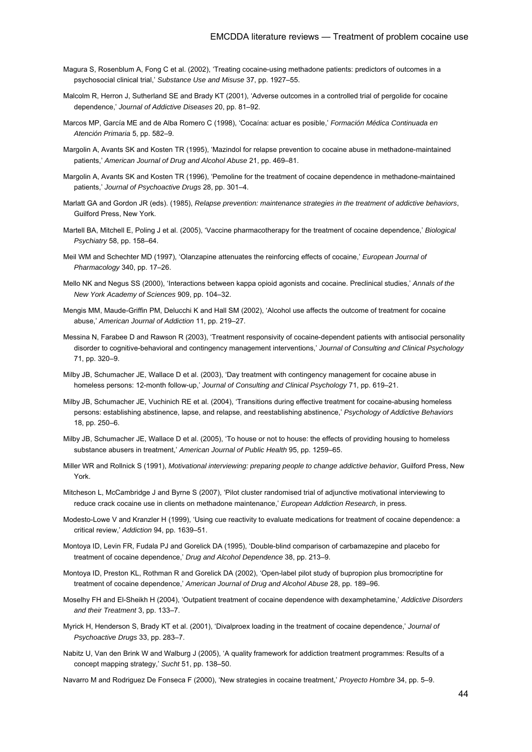Magura S, Rosenblum A, Fong C et al. (2002), 'Treating cocaine-using methadone patients: predictors of outcomes in a psychosocial clinical trial,' *Substance Use and Misuse* 37, pp. 1927–55.

Malcolm R, Herron J, Sutherland SE and Brady KT (2001), 'Adverse outcomes in a controlled trial of pergolide for cocaine dependence,' *Journal of Addictive Diseases* 20, pp. 81–92.

Marcos MP, García ME and de Alba Romero C (1998), 'Cocaína: actuar es posible,' *Formación Médica Continuada en Atención Primaria* 5, pp. 582–9.

Margolin A, Avants SK and Kosten TR (1995), 'Mazindol for relapse prevention to cocaine abuse in methadone-maintained patients,' *American Journal of Drug and Alcohol Abuse* 21, pp. 469–81.

Margolin A, Avants SK and Kosten TR (1996), 'Pemoline for the treatment of cocaine dependence in methadone-maintained patients,' *Journal of Psychoactive Drugs* 28, pp. 301–4.

Marlatt GA and Gordon JR (eds). (1985), *Relapse prevention: maintenance strategies in the treatment of addictive behaviors*, Guilford Press, New York.

Martell BA, Mitchell E, Poling J et al. (2005), 'Vaccine pharmacotherapy for the treatment of cocaine dependence,' *Biological Psychiatry* 58, pp. 158–64.

Meil WM and Schechter MD (1997), 'Olanzapine attenuates the reinforcing effects of cocaine,' *European Journal of Pharmacology* 340, pp. 17–26.

Mello NK and Negus SS (2000), 'Interactions between kappa opioid agonists and cocaine. Preclinical studies,' *Annals of the New York Academy of Sciences* 909, pp. 104–32.

Mengis MM, Maude-Griffin PM, Delucchi K and Hall SM (2002), 'Alcohol use affects the outcome of treatment for cocaine abuse,' *American Journal of Addiction* 11, pp. 219–27.

Messina N, Farabee D and Rawson R (2003), 'Treatment responsivity of cocaine-dependent patients with antisocial personality disorder to cognitive-behavioral and contingency management interventions,' *Journal of Consulting and Clinical Psychology* 71, pp. 320–9.

Milby JB, Schumacher JE, Wallace D et al. (2003), 'Day treatment with contingency management for cocaine abuse in homeless persons: 12-month follow-up,' *Journal of Consulting and Clinical Psychology* 71, pp. 619–21.

Milby JB, Schumacher JE, Vuchinich RE et al. (2004), 'Transitions during effective treatment for cocaine-abusing homeless persons: establishing abstinence, lapse, and relapse, and reestablishing abstinence,' *Psychology of Addictive Behaviors* 18, pp. 250–6.

Milby JB, Schumacher JE, Wallace D et al. (2005), 'To house or not to house: the effects of providing housing to homeless substance abusers in treatment,' *American Journal of Public Health* 95, pp. 1259–65.

Miller WR and Rollnick S (1991), *Motivational interviewing: preparing people to change addictive behavior*, Guilford Press, New York.

Mitcheson L, McCambridge J and Byrne S (2007), 'Pilot cluster randomised trial of adjunctive motivational interviewing to reduce crack cocaine use in clients on methadone maintenance,' *European Addiction Research*, in press.

Modesto-Lowe V and Kranzler H (1999), 'Using cue reactivity to evaluate medications for treatment of cocaine dependence: a critical review,' *Addiction* 94, pp. 1639–51.

Montoya ID, Levin FR, Fudala PJ and Gorelick DA (1995), 'Double-blind comparison of carbamazepine and placebo for treatment of cocaine dependence,' *Drug and Alcohol Dependence* 38, pp. 213–9.

Montoya ID, Preston KL, Rothman R and Gorelick DA (2002), 'Open-label pilot study of bupropion plus bromocriptine for treatment of cocaine dependence,' *American Journal of Drug and Alcohol Abuse* 28, pp. 189–96.

Moselhy FH and El-Sheikh H (2004), 'Outpatient treatment of cocaine dependence with dexamphetamine,' *Addictive Disorders and their Treatment* 3, pp. 133–7.

Myrick H, Henderson S, Brady KT et al. (2001), 'Divalproex loading in the treatment of cocaine dependence,' *Journal of Psychoactive Drugs* 33, pp. 283–7.

Nabitz U, Van den Brink W and Walburg J (2005), 'A quality framework for addiction treatment programmes: Results of a concept mapping strategy,' *Sucht* 51, pp. 138–50.

Navarro M and Rodriguez De Fonseca F (2000), 'New strategies in cocaine treatment,' *Proyecto Hombre* 34, pp. 5–9.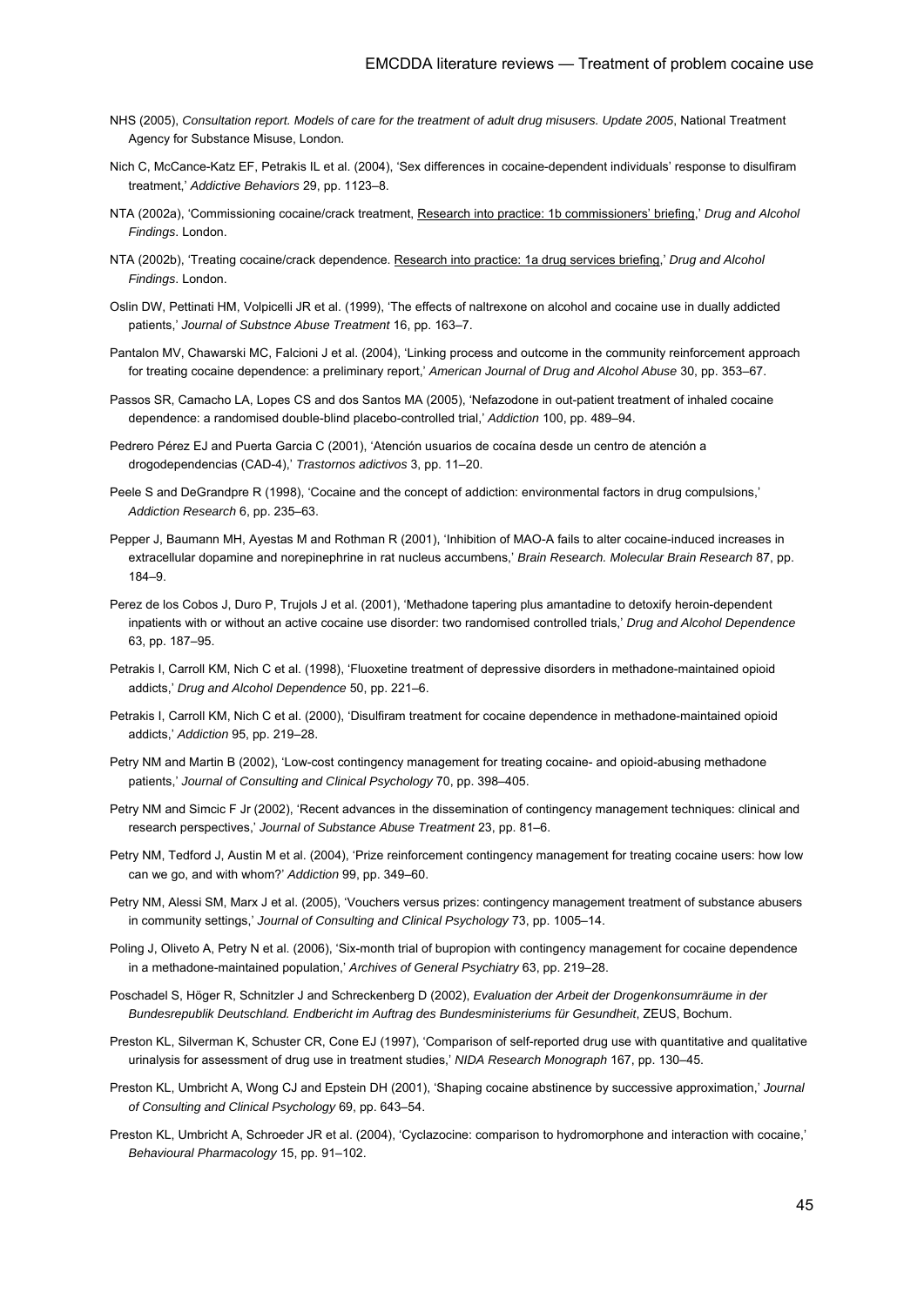NHS (2005), *Consultation report. Models of care for the treatment of adult drug misusers. Update 2005*, National Treatment Agency for Substance Misuse, London.

Nich C, McCance-Katz EF, Petrakis IL et al. (2004), 'Sex differences in cocaine-dependent individuals' response to disulfiram treatment,' *Addictive Behaviors* 29, pp. 1123–8.

NTA (2002a), 'Commissioning cocaine/crack treatment, Research into practice: 1b commissioners' briefing,' *Drug and Alcohol Findings*. London.

NTA (2002b), 'Treating cocaine/crack dependence. Research into practice: 1a drug services briefing,' *Drug and Alcohol Findings*. London.

Oslin DW, Pettinati HM, Volpicelli JR et al. (1999), 'The effects of naltrexone on alcohol and cocaine use in dually addicted patients,' *Journal of Substnce Abuse Treatment* 16, pp. 163–7.

Pantalon MV, Chawarski MC, Falcioni J et al. (2004), 'Linking process and outcome in the community reinforcement approach for treating cocaine dependence: a preliminary report,' *American Journal of Drug and Alcohol Abuse* 30, pp. 353–67.

Passos SR, Camacho LA, Lopes CS and dos Santos MA (2005), 'Nefazodone in out-patient treatment of inhaled cocaine dependence: a randomised double-blind placebo-controlled trial,' *Addiction* 100, pp. 489–94.

Pedrero Pérez EJ and Puerta Garcia C (2001), 'Atención usuarios de cocaína desde un centro de atención a drogodependencias (CAD-4),' *Trastornos adictivos* 3, pp. 11–20.

Peele S and DeGrandpre R (1998), 'Cocaine and the concept of addiction: environmental factors in drug compulsions,' *Addiction Research* 6, pp. 235–63.

Pepper J, Baumann MH, Ayestas M and Rothman R (2001), 'Inhibition of MAO-A fails to alter cocaine-induced increases in extracellular dopamine and norepinephrine in rat nucleus accumbens,' *Brain Research. Molecular Brain Research* 87, pp. 184–9.

Perez de los Cobos J, Duro P, Trujols J et al. (2001), 'Methadone tapering plus amantadine to detoxify heroin-dependent inpatients with or without an active cocaine use disorder: two randomised controlled trials,' *Drug and Alcohol Dependence* 63, pp. 187–95.

Petrakis I, Carroll KM, Nich C et al. (1998), 'Fluoxetine treatment of depressive disorders in methadone-maintained opioid addicts,' *Drug and Alcohol Dependence* 50, pp. 221–6.

Petrakis I, Carroll KM, Nich C et al. (2000), 'Disulfiram treatment for cocaine dependence in methadone-maintained opioid addicts,' *Addiction* 95, pp. 219–28.

Petry NM and Martin B (2002), 'Low-cost contingency management for treating cocaine- and opioid-abusing methadone patients,' *Journal of Consulting and Clinical Psychology* 70, pp. 398–405.

Petry NM and Simcic F Jr (2002), 'Recent advances in the dissemination of contingency management techniques: clinical and research perspectives,' *Journal of Substance Abuse Treatment* 23, pp. 81–6.

Petry NM, Tedford J, Austin M et al. (2004), 'Prize reinforcement contingency management for treating cocaine users: how low can we go, and with whom?' *Addiction* 99, pp. 349–60.

Petry NM, Alessi SM, Marx J et al. (2005), 'Vouchers versus prizes: contingency management treatment of substance abusers in community settings,' *Journal of Consulting and Clinical Psychology* 73, pp. 1005–14.

Poling J, Oliveto A, Petry N et al. (2006), 'Six-month trial of bupropion with contingency management for cocaine dependence in a methadone-maintained population,' *Archives of General Psychiatry* 63, pp. 219–28.

Poschadel S, Höger R, Schnitzler J and Schreckenberg D (2002), *Evaluation der Arbeit der Drogenkonsumräume in der Bundesrepublik Deutschland. Endbericht im Auftrag des Bundesministeriums für Gesundheit*, ZEUS, Bochum.

Preston KL, Silverman K, Schuster CR, Cone EJ (1997), 'Comparison of self-reported drug use with quantitative and qualitative urinalysis for assessment of drug use in treatment studies,' *NIDA Research Monograph* 167, pp. 130–45.

Preston KL, Umbricht A, Wong CJ and Epstein DH (2001), 'Shaping cocaine abstinence by successive approximation,' *Journal of Consulting and Clinical Psychology* 69, pp. 643–54.

Preston KL, Umbricht A, Schroeder JR et al. (2004), 'Cyclazocine: comparison to hydromorphone and interaction with cocaine,' *Behavioural Pharmacology* 15, pp. 91–102.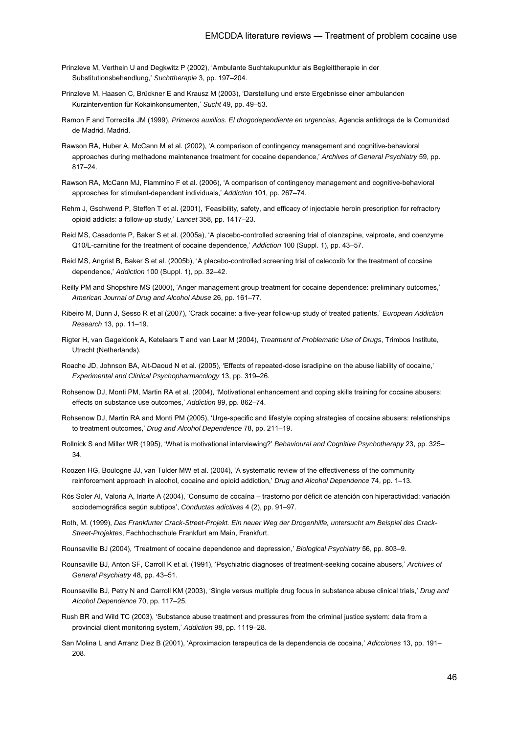Prinzleve M, Verthein U and Degkwitz P (2002), 'Ambulante Suchtakupunktur als Begleittherapie in der Substitutionsbehandlung,' *Suchttherapie* 3, pp. 197–204.

Prinzleve M, Haasen C, Brückner E and Krausz M (2003), 'Darstellung und erste Ergebnisse einer ambulanden Kurzintervention für Kokainkonsumenten,' *Sucht* 49, pp. 49–53.

Ramon F and Torrecilla JM (1999), *Primeros auxilios. El drogodependiente en urgencias*, Agencia antidroga de la Comunidad de Madrid, Madrid.

Rawson RA, Huber A, McCann M et al. (2002), 'A comparison of contingency management and cognitive-behavioral approaches during methadone maintenance treatment for cocaine dependence,' *Archives of General Psychiatry* 59, pp. 817–24.

Rawson RA, McCann MJ, Flammino F et al. (2006), 'A comparison of contingency management and cognitive-behavioral approaches for stimulant-dependent individuals,' *Addiction* 101, pp. 267–74.

Rehm J, Gschwend P, Steffen T et al. (2001), 'Feasibility, safety, and efficacy of injectable heroin prescription for refractory opioid addicts: a follow-up study,' *Lancet* 358, pp. 1417–23.

Reid MS, Casadonte P, Baker S et al. (2005a), 'A placebo-controlled screening trial of olanzapine, valproate, and coenzyme Q10/L-carnitine for the treatment of cocaine dependence,' *Addiction* 100 (Suppl. 1), pp. 43–57.

Reid MS, Angrist B, Baker S et al. (2005b), 'A placebo-controlled screening trial of celecoxib for the treatment of cocaine dependence,' *Addiction* 100 (Suppl. 1), pp. 32–42.

Reilly PM and Shopshire MS (2000), 'Anger management group treatment for cocaine dependence: preliminary outcomes,' *American Journal of Drug and Alcohol Abuse* 26, pp. 161–77.

Ribeiro M, Dunn J, Sesso R et al (2007), 'Crack cocaine: a five-year follow-up study of treated patients,' *European Addiction Research* 13, pp. 11–19.

Rigter H, van Gageldonk A, Ketelaars T and van Laar M (2004), *Treatment of Problematic Use of Drugs*, Trimbos Institute, Utrecht (Netherlands).

Roache JD, Johnson BA, Ait-Daoud N et al. (2005), 'Effects of repeated-dose isradipine on the abuse liability of cocaine,' *Experimental and Clinical Psychopharmacology* 13, pp. 319–26.

Rohsenow DJ, Monti PM, Martin RA et al. (2004), 'Motivational enhancement and coping skills training for cocaine abusers: effects on substance use outcomes,' *Addiction* 99, pp. 862–74.

Rohsenow DJ, Martin RA and Monti PM (2005), 'Urge-specific and lifestyle coping strategies of cocaine abusers: relationships to treatment outcomes,' *Drug and Alcohol Dependence* 78, pp. 211–19.

Rollnick S and Miller WR (1995), 'What is motivational interviewing?' *Behavioural and Cognitive Psychotherapy* 23, pp. 325–34.

Roozen HG, Boulogne JJ, van Tulder MW et al. (2004), 'A systematic review of the effectiveness of the community reinforcement approach in alcohol, cocaine and opioid addiction,' *Drug and Alcohol Dependence* 74, pp. 1–13.

Rós Soler AI, Valoria A, Iriarte A (2004), 'Consumo de cocaína – trastorno por déficit de atención con hiperactividad: variación sociodemográfica según subtipos', *Conductas adictivas* 4 (2), pp. 91–97.

Roth, M. (1999), *Das Frankfurter Crack-Street-Projekt. Ein neuer Weg der Drogenhilfe, untersucht am Beispiel des Crack-Street-Projektes*, Fachhochschule Frankfurt am Main, Frankfurt.

Rounsaville BJ (2004), 'Treatment of cocaine dependence and depression,' *Biological Psychiatry* 56, pp. 803–9.

Rounsaville BJ, Anton SF, Carroll K et al. (1991), 'Psychiatric diagnoses of treatment-seeking cocaine abusers,' *Archives of General Psychiatry* 48, pp. 43–51.

Rounsaville BJ, Petry N and Carroll KM (2003), 'Single versus multiple drug focus in substance abuse clinical trials,' *Drug and Alcohol Dependence* 70, pp. 117–25.

Rush BR and Wild TC (2003), 'Substance abuse treatment and pressures from the criminal justice system: data from a provincial client monitoring system,' *Addiction* 98, pp. 1119–28.

San Molina L and Arranz Diez B (2001), 'Aproximacion terapeutica de la dependencia de cocaina,' *Adicciones* 13, pp. 191–208.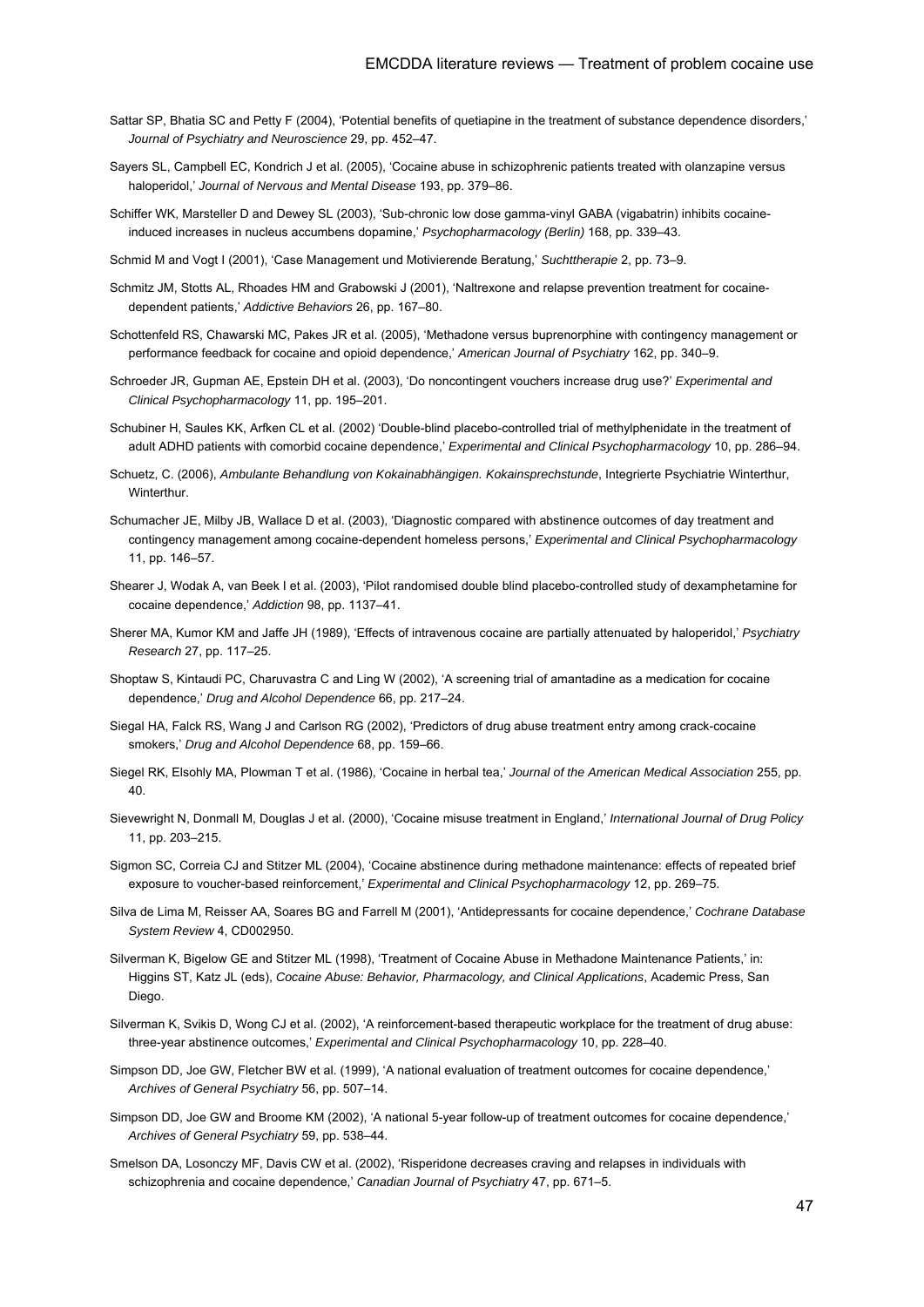Sattar SP, Bhatia SC and Petty F (2004), 'Potential benefits of quetiapine in the treatment of substance dependence disorders,' *Journal of Psychiatry and Neuroscience* 29, pp. 452–47.

Sayers SL, Campbell EC, Kondrich J et al. (2005), 'Cocaine abuse in schizophrenic patients treated with olanzapine versus haloperidol,' *Journal of Nervous and Mental Disease* 193, pp. 379–86.

Schiffer WK, Marsteller D and Dewey SL (2003), 'Sub-chronic low dose gamma-vinyl GABA (vigabatrin) inhibits cocaine-induced increases in nucleus accumbens dopamine,' *Psychopharmacology (Berlin)* 168, pp. 339–43.

Schmid M and Vogt I (2001), 'Case Management und Motivierende Beratung,' *Suchttherapie* 2, pp. 73–9.

Schmitz JM, Stotts AL, Rhoades HM and Grabowski J (2001), 'Naltrexone and relapse prevention treatment for cocaine-dependent patients,' *Addictive Behaviors* 26, pp. 167–80.

Schottenfeld RS, Chawarski MC, Pakes JR et al. (2005), 'Methadone versus buprenorphine with contingency management or performance feedback for cocaine and opioid dependence,' *American Journal of Psychiatry* 162, pp. 340–9.

Schroeder JR, Gupman AE, Epstein DH et al. (2003), 'Do noncontingent vouchers increase drug use?' *Experimental and Clinical Psychopharmacology* 11, pp. 195–201.

Schubiner H, Saules KK, Arfken CL et al. (2002) 'Double-blind placebo-controlled trial of methylphenidate in the treatment of adult ADHD patients with comorbid cocaine dependence,' *Experimental and Clinical Psychopharmacology* 10, pp. 286–94.

Schuetz, C. (2006), *Ambulante Behandlung von Kokainabhängigen. Kokainsprechstunde*, Integrierte Psychiatrie Winterthur, Winterthur.

Schumacher JE, Milby JB, Wallace D et al. (2003), 'Diagnostic compared with abstinence outcomes of day treatment and contingency management among cocaine-dependent homeless persons,' *Experimental and Clinical Psychopharmacology* 11, pp. 146–57.

Shearer J, Wodak A, van Beek I et al. (2003), 'Pilot randomised double blind placebo-controlled study of dexamphetamine for cocaine dependence,' *Addiction* 98, pp. 1137–41.

Sherer MA, Kumor KM and Jaffe JH (1989), 'Effects of intravenous cocaine are partially attenuated by haloperidol,' *Psychiatry Research* 27, pp. 117–25.

Shoptaw S, Kintaudi PC, Charuvastra C and Ling W (2002), 'A screening trial of amantadine as a medication for cocaine dependence,' *Drug and Alcohol Dependence* 66, pp. 217–24.

Siegal HA, Falck RS, Wang J and Carlson RG (2002), 'Predictors of drug abuse treatment entry among crack-cocaine smokers,' *Drug and Alcohol Dependence* 68, pp. 159–66.

Siegel RK, Elsohly MA, Plowman T et al. (1986), 'Cocaine in herbal tea,' *Journal of the American Medical Association* 255, pp. 40.

Sievewright N, Donmall M, Douglas J et al. (2000), 'Cocaine misuse treatment in England,' *International Journal of Drug Policy* 11, pp. 203–215.

Sigmon SC, Correia CJ and Stitzer ML (2004), 'Cocaine abstinence during methadone maintenance: effects of repeated brief exposure to voucher-based reinforcement,' *Experimental and Clinical Psychopharmacology* 12, pp. 269–75.

Silva de Lima M, Reisser AA, Soares BG and Farrell M (2001), 'Antidepressants for cocaine dependence,' *Cochrane Database System Review* 4, CD002950.

Silverman K, Bigelow GE and Stitzer ML (1998), 'Treatment of Cocaine Abuse in Methadone Maintenance Patients,' in: Higgins ST, Katz JL (eds), *Cocaine Abuse: Behavior, Pharmacology, and Clinical Applications*, Academic Press, San Diego.

Silverman K, Svikis D, Wong CJ et al. (2002), 'A reinforcement-based therapeutic workplace for the treatment of drug abuse: three-year abstinence outcomes,' *Experimental and Clinical Psychopharmacology* 10, pp. 228–40.

Simpson DD, Joe GW, Fletcher BW et al. (1999), 'A national evaluation of treatment outcomes for cocaine dependence,' *Archives of General Psychiatry* 56, pp. 507–14.

Simpson DD, Joe GW and Broome KM (2002), 'A national 5-year follow-up of treatment outcomes for cocaine dependence,' *Archives of General Psychiatry* 59, pp. 538–44.

Smelson DA, Losonczy MF, Davis CW et al. (2002), 'Risperidone decreases craving and relapses in individuals with schizophrenia and cocaine dependence,' *Canadian Journal of Psychiatry* 47, pp. 671–5.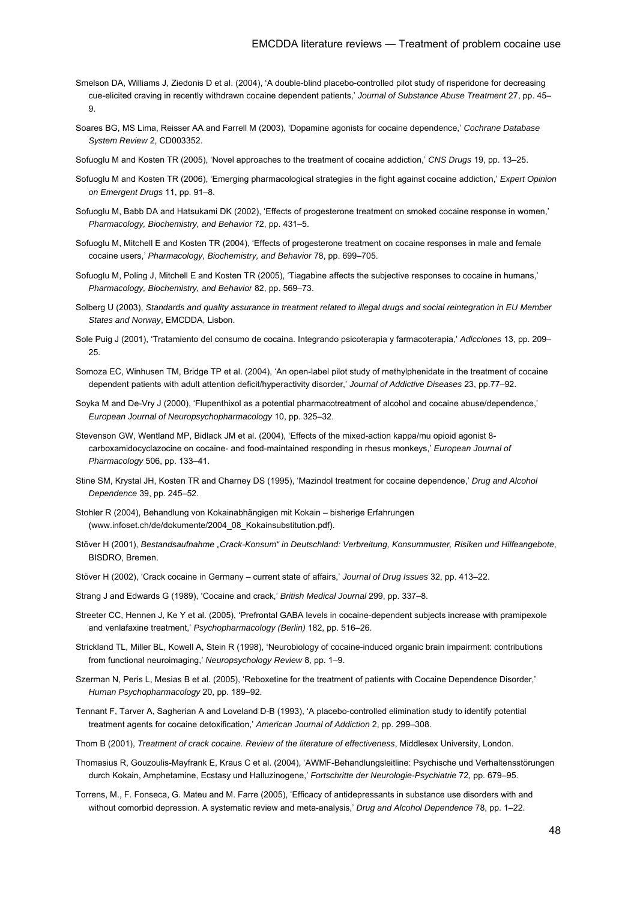Smelson DA, Williams J, Ziedonis D et al. (2004), 'A double-blind placebo-controlled pilot study of risperidone for decreasing cue-elicited craving in recently withdrawn cocaine dependent patients,' *Journal of Substance Abuse Treatment* 27, pp. 45–9.

Soares BG, MS Lima, Reisser AA and Farrell M (2003), 'Dopamine agonists for cocaine dependence,' *Cochrane Database System Review* 2, CD003352.

Sofuoglu M and Kosten TR (2005), 'Novel approaches to the treatment of cocaine addiction,' *CNS Drugs* 19, pp. 13–25.

Sofuoglu M and Kosten TR (2006), 'Emerging pharmacological strategies in the fight against cocaine addiction,' *Expert Opinion on Emergent Drugs* 11, pp. 91–8.

Sofuoglu M, Babb DA and Hatsukami DK (2002), 'Effects of progesterone treatment on smoked cocaine response in women,' *Pharmacology, Biochemistry, and Behavior* 72, pp. 431–5.

Sofuoglu M, Mitchell E and Kosten TR (2004), 'Effects of progesterone treatment on cocaine responses in male and female cocaine users,' *Pharmacology, Biochemistry, and Behavior* 78, pp. 699–705.

Sofuoglu M, Poling J, Mitchell E and Kosten TR (2005), 'Tiagabine affects the subjective responses to cocaine in humans,' *Pharmacology, Biochemistry, and Behavior* 82, pp. 569–73.

Solberg U (2003), *Standards and quality assurance in treatment related to illegal drugs and social reintegration in EU Member States and Norway*, EMCDDA, Lisbon.

Sole Puig J (2001), 'Tratamiento del consumo de cocaina. Integrando psicoterapia y farmacoterapia,' *Adicciones* 13, pp. 209–25.

Somoza EC, Winhusen TM, Bridge TP et al. (2004), 'An open-label pilot study of methylphenidate in the treatment of cocaine dependent patients with adult attention deficit/hyperactivity disorder,' *Journal of Addictive Diseases* 23, pp.77–92.

Soyka M and De-Vry J (2000), 'Flupenthixol as a potential pharmacotreatment of alcohol and cocaine abuse/dependence,' *European Journal of Neuropsychopharmacology* 10, pp. 325–32.

Stevenson GW, Wentland MP, Bidlack JM et al. (2004), 'Effects of the mixed-action kappa/mu opioid agonist 8-carboxamidocyclazocine on cocaine- and food-maintained responding in rhesus monkeys,' *European Journal of Pharmacology* 506, pp. 133–41.

Stine SM, Krystal JH, Kosten TR and Charney DS (1995), 'Mazindol treatment for cocaine dependence,' *Drug and Alcohol Dependence* 39, pp. 245–52.

Stohler R (2004), Behandlung von Kokainabhängigen mit Kokain – bisherige Erfahrungen (www.infoset.ch/de/dokumente/2004_08_Kokainsubstitution.pdf).

Stöver H (2001), *Bestandsaufnahme „Crack-Konsum" in Deutschland: Verbreitung, Konsummuster, Risiken und Hilfeangebote*, BISDRO, Bremen.

Stöver H (2002), 'Crack cocaine in Germany – current state of affairs,' *Journal of Drug Issues* 32, pp. 413–22.

Strang J and Edwards G (1989), 'Cocaine and crack,' *British Medical Journal* 299, pp. 337–8.

Streeter CC, Hennen J, Ke Y et al. (2005), 'Prefrontal GABA levels in cocaine-dependent subjects increase with pramipexole and venlafaxine treatment,' *Psychopharmacology (Berlin)* 182, pp. 516–26.

Strickland TL, Miller BL, Kowell A, Stein R (1998), 'Neurobiology of cocaine-induced organic brain impairment: contributions from functional neuroimaging,' *Neuropsychology Review* 8, pp. 1–9.

Szerman N, Peris L, Mesias B et al. (2005), 'Reboxetine for the treatment of patients with Cocaine Dependence Disorder,' *Human Psychopharmacology* 20, pp. 189–92.

Tennant F, Tarver A, Sagherian A and Loveland D-B (1993), 'A placebo-controlled elimination study to identify potential treatment agents for cocaine detoxification,' *American Journal of Addiction* 2, pp. 299–308.

Thom B (2001), *Treatment of crack cocaine. Review of the literature of effectiveness*, Middlesex University, London.

Thomasius R, Gouzoulis-Mayfrank E, Kraus C et al. (2004), 'AWMF-Behandlungsleitline: Psychische und Verhaltensstörungen durch Kokain, Amphetamine, Ecstasy und Halluzinogene,' *Fortschritte der Neurologie-Psychiatrie* 72, pp. 679–95.

Torrens, M., F. Fonseca, G. Mateu and M. Farre (2005), 'Efficacy of antidepressants in substance use disorders with and without comorbid depression. A systematic review and meta-analysis,' *Drug and Alcohol Dependence* 78, pp. 1–22.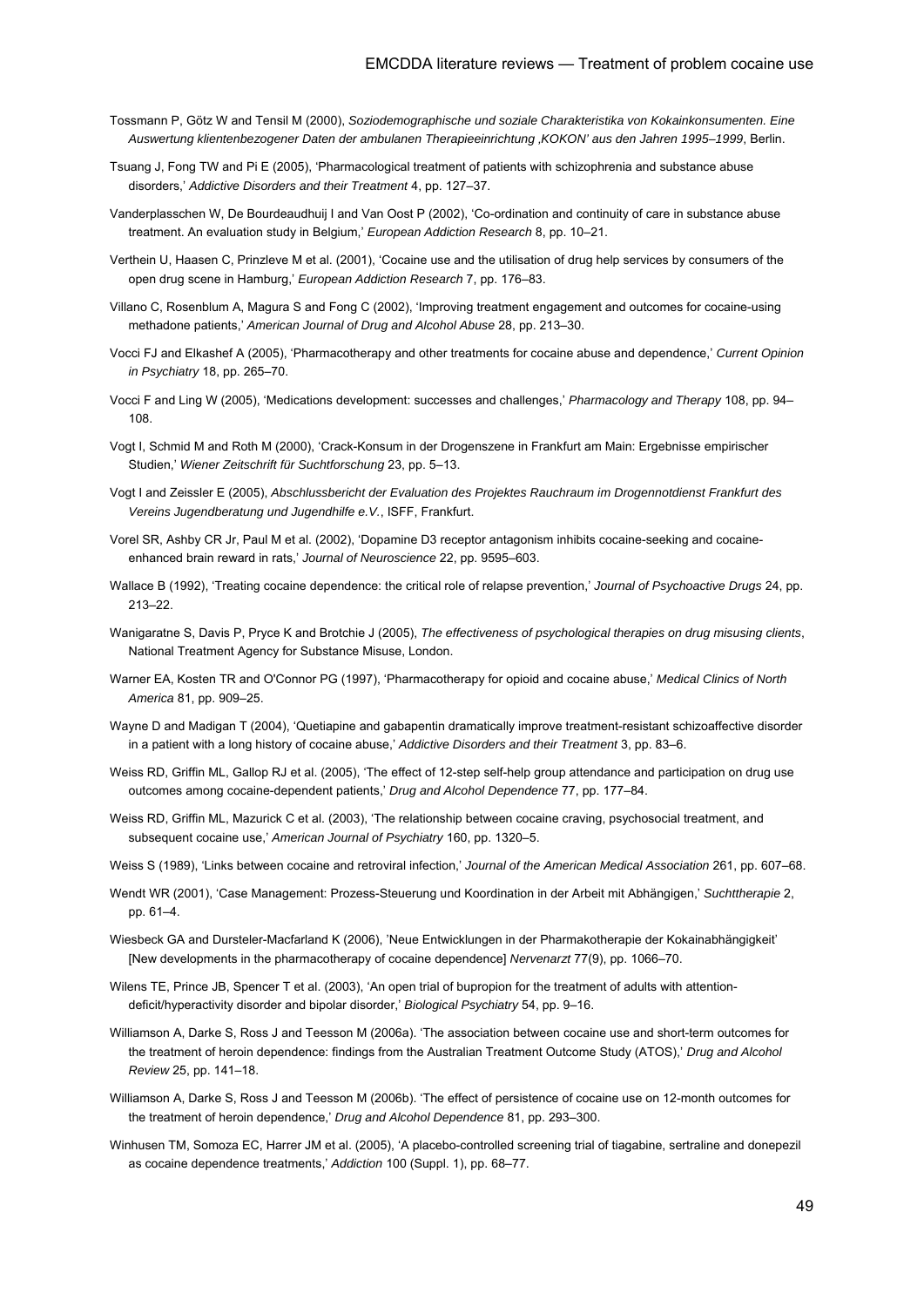Tossmann P, Götz W and Tensil M (2000), *Soziodemographische und soziale Charakteristika von Kokainkonsumenten. Eine Auswertung klientenbezogener Daten der ambulanen Therapieeinrichtung ‚KOKON' aus den Jahren 1995–1999*, Berlin.

Tsuang J, Fong TW and Pi E (2005), 'Pharmacological treatment of patients with schizophrenia and substance abuse disorders,' *Addictive Disorders and their Treatment* 4, pp. 127–37.

Vanderplasschen W, De Bourdeaudhuij I and Van Oost P (2002), 'Co-ordination and continuity of care in substance abuse treatment. An evaluation study in Belgium,' *European Addiction Research* 8, pp. 10–21.

Verthein U, Haasen C, Prinzleve M et al. (2001), 'Cocaine use and the utilisation of drug help services by consumers of the open drug scene in Hamburg,' *European Addiction Research* 7, pp. 176–83.

Villano C, Rosenblum A, Magura S and Fong C (2002), 'Improving treatment engagement and outcomes for cocaine-using methadone patients,' *American Journal of Drug and Alcohol Abuse* 28, pp. 213–30.

Vocci FJ and Elkashef A (2005), 'Pharmacotherapy and other treatments for cocaine abuse and dependence,' *Current Opinion in Psychiatry* 18, pp. 265–70.

Vocci F and Ling W (2005), 'Medications development: successes and challenges,' *Pharmacology and Therapy* 108, pp. 94–108.

Vogt I, Schmid M and Roth M (2000), 'Crack-Konsum in der Drogenszene in Frankfurt am Main: Ergebnisse empirischer Studien,' *Wiener Zeitschrift für Suchtforschung* 23, pp. 5–13.

Vogt I and Zeissler E (2005), *Abschlussbericht der Evaluation des Projektes Rauchraum im Drogennotdienst Frankfurt des Vereins Jugendberatung und Jugendhilfe e.V.*, ISFF, Frankfurt.

Vorel SR, Ashby CR Jr, Paul M et al. (2002), 'Dopamine D3 receptor antagonism inhibits cocaine-seeking and cocaine-enhanced brain reward in rats,' *Journal of Neuroscience* 22, pp. 9595–603.

Wallace B (1992), 'Treating cocaine dependence: the critical role of relapse prevention,' *Journal of Psychoactive Drugs* 24, pp. 213–22.

Wanigaratne S, Davis P, Pryce K and Brotchie J (2005), *The effectiveness of psychological therapies on drug misusing clients*, National Treatment Agency for Substance Misuse, London.

Warner EA, Kosten TR and O'Connor PG (1997), 'Pharmacotherapy for opioid and cocaine abuse,' *Medical Clinics of North America* 81, pp. 909–25.

Wayne D and Madigan T (2004), 'Quetiapine and gabapentin dramatically improve treatment-resistant schizoaffective disorder in a patient with a long history of cocaine abuse,' *Addictive Disorders and their Treatment* 3, pp. 83–6.

Weiss RD, Griffin ML, Gallop RJ et al. (2005), 'The effect of 12-step self-help group attendance and participation on drug use outcomes among cocaine-dependent patients,' *Drug and Alcohol Dependence* 77, pp. 177–84.

Weiss RD, Griffin ML, Mazurick C et al. (2003), 'The relationship between cocaine craving, psychosocial treatment, and subsequent cocaine use,' *American Journal of Psychiatry* 160, pp. 1320–5.

Weiss S (1989), 'Links between cocaine and retroviral infection,' *Journal of the American Medical Association* 261, pp. 607–68.

Wendt WR (2001), 'Case Management: Prozess-Steuerung und Koordination in der Arbeit mit Abhängigen,' *Suchttherapie* 2, pp. 61–4.

Wiesbeck GA and Dursteler-Macfarland K (2006), 'Neue Entwicklungen in der Pharmakotherapie der Kokainabhängigkeit' [New developments in the pharmacotherapy of cocaine dependence] *Nervenarzt* 77(9), pp. 1066–70.

Wilens TE, Prince JB, Spencer T et al. (2003), 'An open trial of bupropion for the treatment of adults with attention-deficit/hyperactivity disorder and bipolar disorder,' *Biological Psychiatry* 54, pp. 9–16.

Williamson A, Darke S, Ross J and Teesson M (2006a). 'The association between cocaine use and short-term outcomes for the treatment of heroin dependence: findings from the Australian Treatment Outcome Study (ATOS),' *Drug and Alcohol Review* 25, pp. 141–18.

Williamson A, Darke S, Ross J and Teesson M (2006b). 'The effect of persistence of cocaine use on 12-month outcomes for the treatment of heroin dependence,' *Drug and Alcohol Dependence* 81, pp. 293–300.

Winhusen TM, Somoza EC, Harrer JM et al. (2005), 'A placebo-controlled screening trial of tiagabine, sertraline and donepezil as cocaine dependence treatments,' *Addiction* 100 (Suppl. 1), pp. 68–77.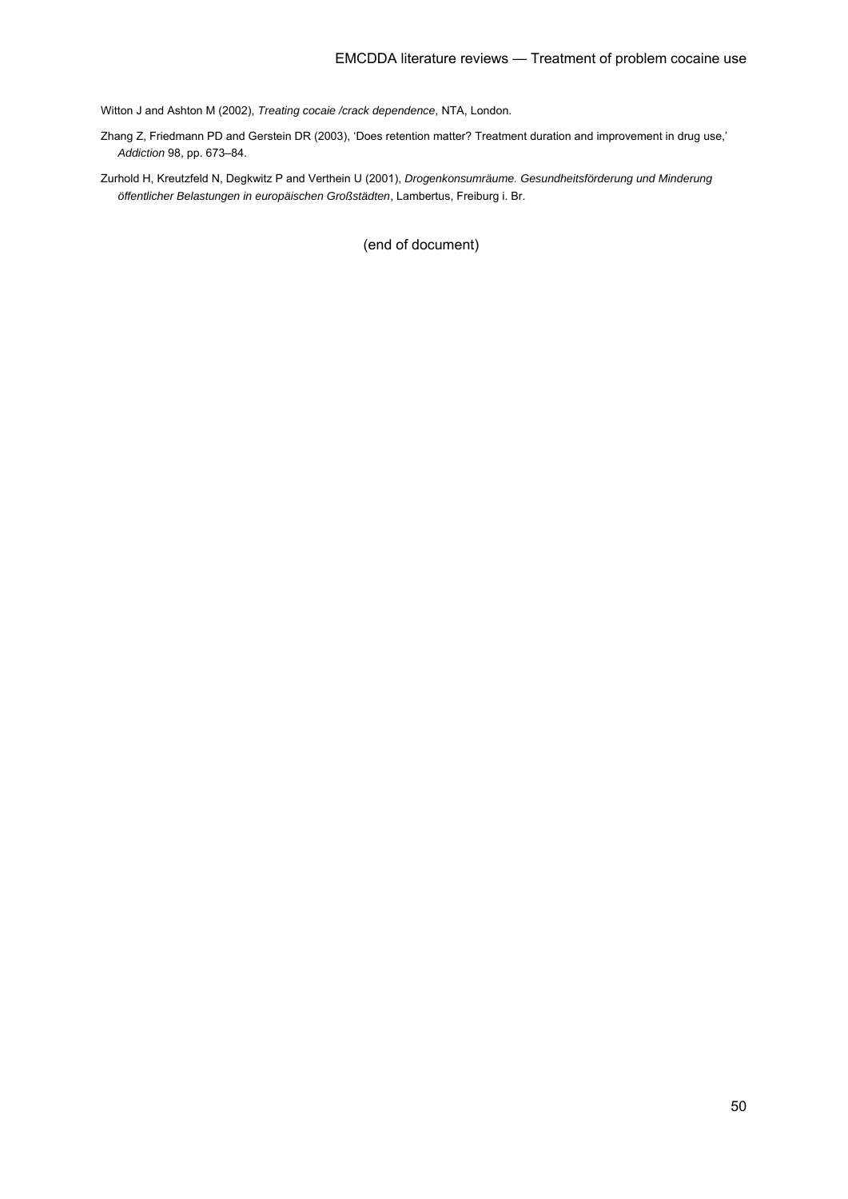Witton J and Ashton M (2002), *Treating cocaie /crack dependence*, NTA, London.

Zhang Z, Friedmann PD and Gerstein DR (2003), 'Does retention matter? Treatment duration and improvement in drug use,' *Addiction* 98, pp. 673–84.

Zurhold H, Kreutzfeld N, Degkwitz P and Verthein U (2001), *Drogenkonsumräume. Gesundheitsförderung und Minderung öffentlicher Belastungen in europäischen Großstädten*, Lambertus, Freiburg i. Br.

(end of document)